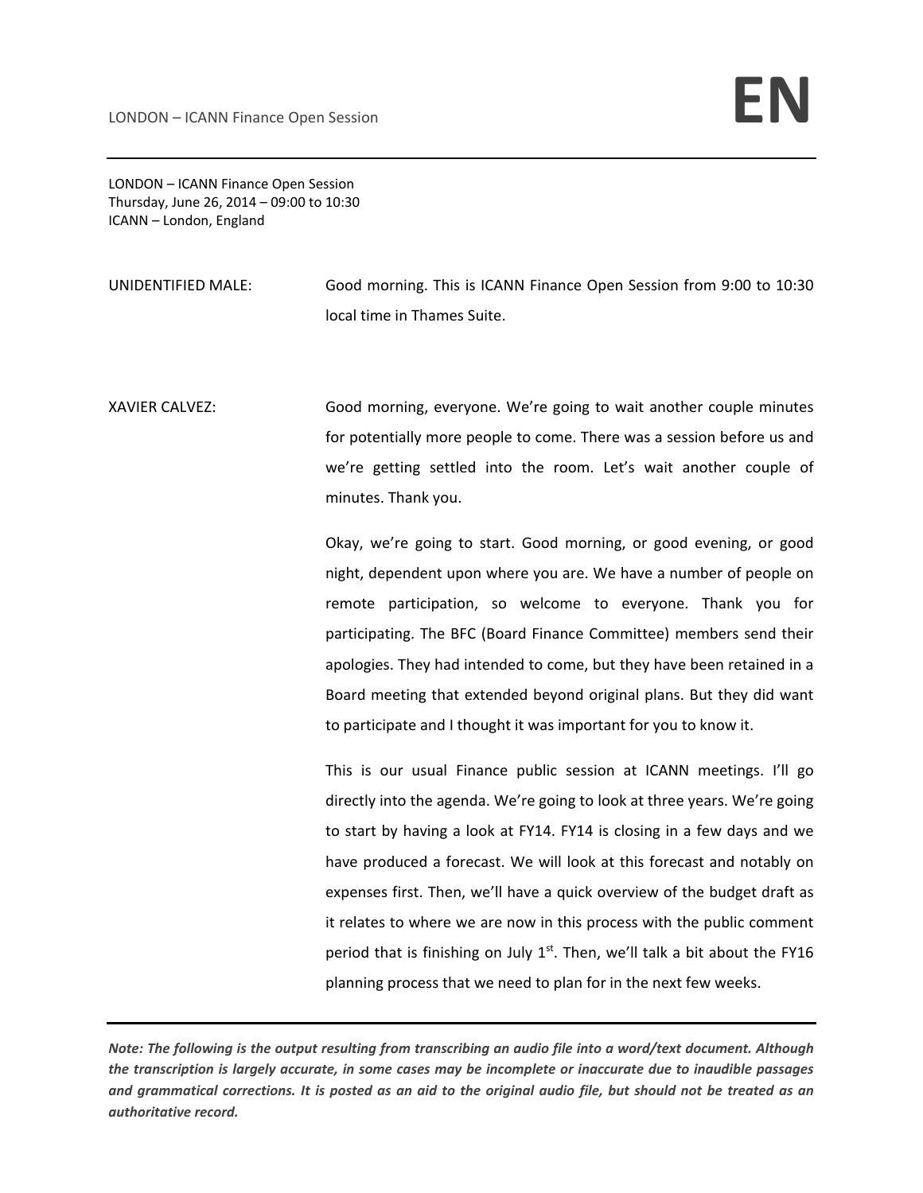LONDON – ICANN Finance Open Session
Thursday, June 26, 2014 – 09:00 to 10:30
ICANN – London, England

UNIDENTIFIED MALE: Good morning. This is ICANN Finance Open Session from 9:00 to 10:30 local time in Thames Suite.

XAVIER CALVEZ: Good morning, everyone. We're going to wait another couple minutes for potentially more people to come. There was a session before us and we're getting settled into the room. Let's wait another couple of minutes. Thank you.

Okay, we're going to start. Good morning, or good evening, or good night, dependent upon where you are. We have a number of people on remote participation, so welcome to everyone. Thank you for participating. The BFC (Board Finance Committee) members send their apologies. They had intended to come, but they have been retained in a Board meeting that extended beyond original plans. But they did want to participate and I thought it was important for you to know it.

This is our usual Finance public session at ICANN meetings. I'll go directly into the agenda. We're going to look at three years. We're going to start by having a look at FY14. FY14 is closing in a few days and we have produced a forecast. We will look at this forecast and notably on expenses first. Then, we'll have a quick overview of the budget draft as it relates to where we are now in this process with the public comment period that is finishing on July 1st. Then, we'll talk a bit about the FY16 planning process that we need to plan for in the next few weeks.

***Note: The following is the output resulting from transcribing an audio file into a word/text document. Although the transcription is largely accurate, in some cases may be incomplete or inaccurate due to inaudible passages and grammatical corrections. It is posted as an aid to the original audio file, but should not be treated as an authoritative record.***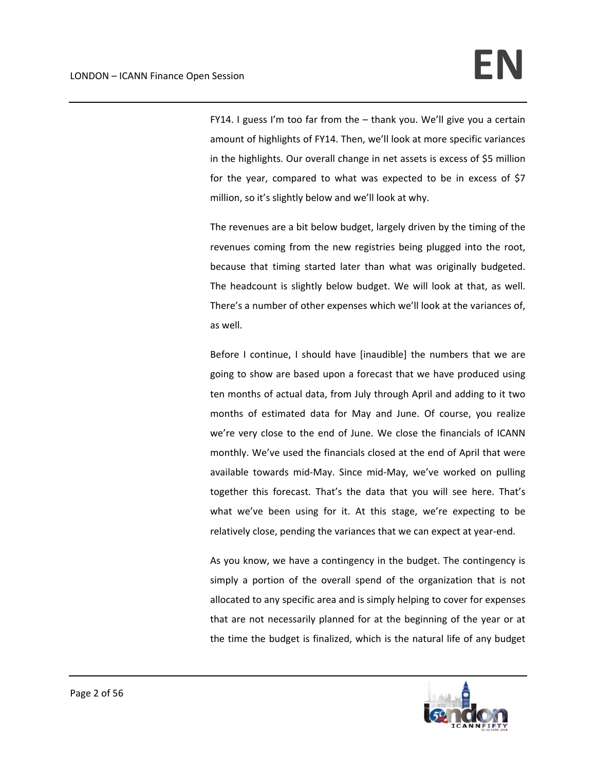FY14. I guess I'm too far from the – thank you. We'll give you a certain amount of highlights of FY14. Then, we'll look at more specific variances in the highlights. Our overall change in net assets is excess of $5 million for the year, compared to what was expected to be in excess of $7 million, so it's slightly below and we'll look at why.

The revenues are a bit below budget, largely driven by the timing of the revenues coming from the new registries being plugged into the root, because that timing started later than what was originally budgeted. The headcount is slightly below budget. We will look at that, as well. There's a number of other expenses which we'll look at the variances of, as well.

Before I continue, I should have [inaudible] the numbers that we are going to show are based upon a forecast that we have produced using ten months of actual data, from July through April and adding to it two months of estimated data for May and June. Of course, you realize we're very close to the end of June. We close the financials of ICANN monthly. We've used the financials closed at the end of April that were available towards mid-May. Since mid-May, we've worked on pulling together this forecast. That's the data that you will see here. That's what we've been using for it. At this stage, we're expecting to be relatively close, pending the variances that we can expect at year-end.

As you know, we have a contingency in the budget. The contingency is simply a portion of the overall spend of the organization that is not allocated to any specific area and is simply helping to cover for expenses that are not necessarily planned for at the beginning of the year or at the time the budget is finalized, which is the natural life of any budget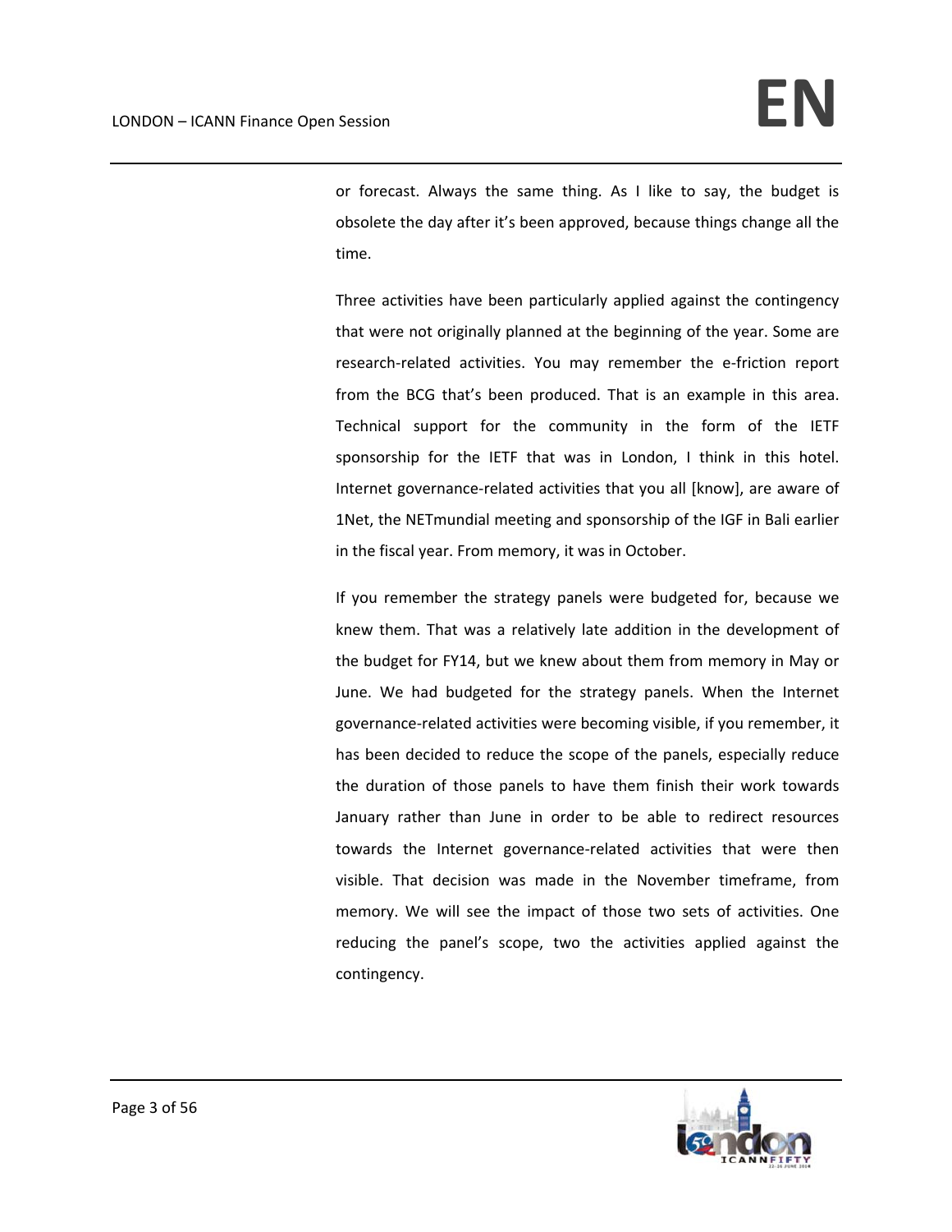or forecast. Always the same thing. As I like to say, the budget is obsolete the day after it's been approved, because things change all the time.

Three activities have been particularly applied against the contingency that were not originally planned at the beginning of the year. Some are research-related activities. You may remember the e-friction report from the BCG that's been produced. That is an example in this area. Technical support for the community in the form of the IETF sponsorship for the IETF that was in London, I think in this hotel. Internet governance-related activities that you all [know], are aware of 1Net, the NETmundial meeting and sponsorship of the IGF in Bali earlier in the fiscal year. From memory, it was in October.

If you remember the strategy panels were budgeted for, because we knew them. That was a relatively late addition in the development of the budget for FY14, but we knew about them from memory in May or June. We had budgeted for the strategy panels. When the Internet governance-related activities were becoming visible, if you remember, it has been decided to reduce the scope of the panels, especially reduce the duration of those panels to have them finish their work towards January rather than June in order to be able to redirect resources towards the Internet governance-related activities that were then visible. That decision was made in the November timeframe, from memory. We will see the impact of those two sets of activities. One reducing the panel's scope, two the activities applied against the contingency.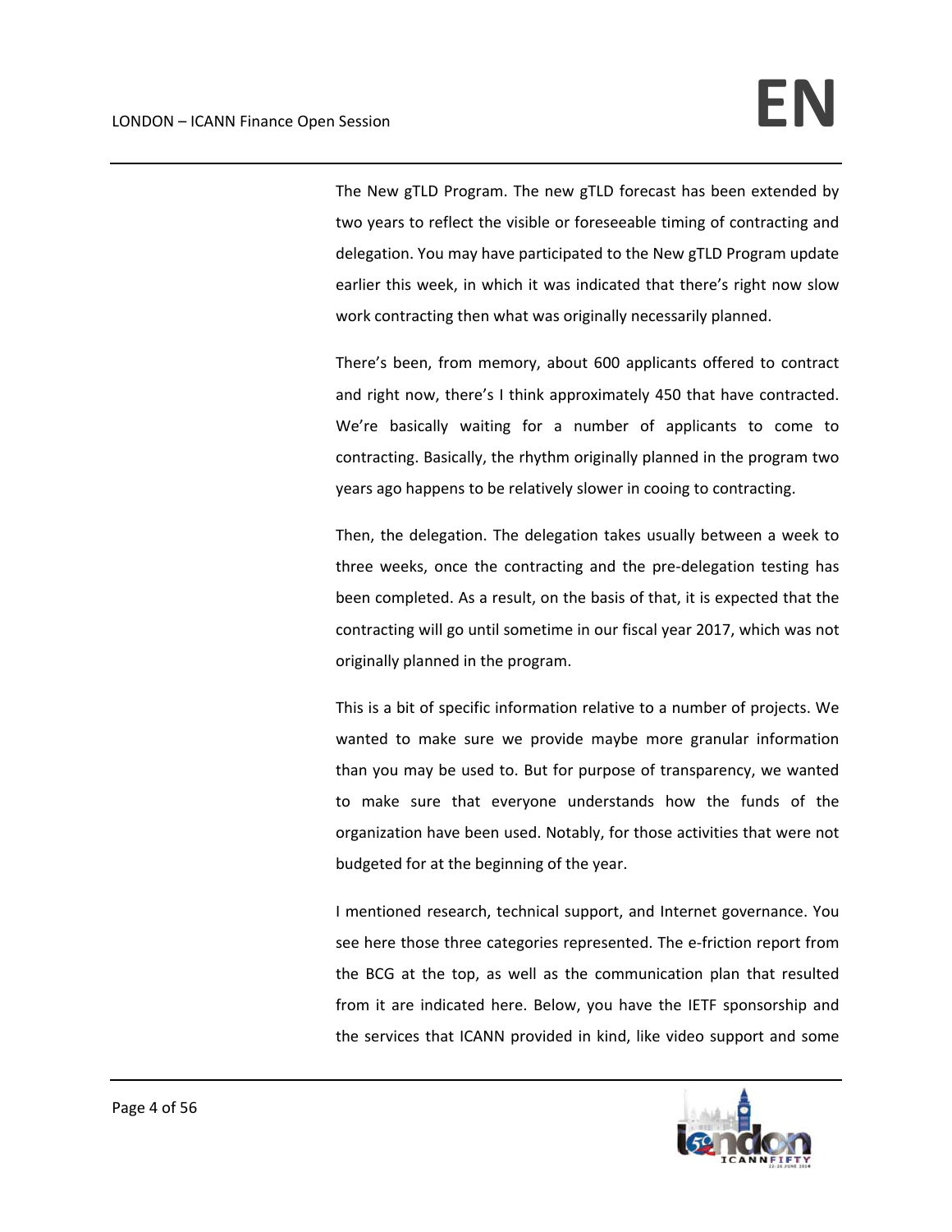The New gTLD Program. The new gTLD forecast has been extended by two years to reflect the visible or foreseeable timing of contracting and delegation. You may have participated to the New gTLD Program update earlier this week, in which it was indicated that there's right now slow work contracting then what was originally necessarily planned.

There's been, from memory, about 600 applicants offered to contract and right now, there's I think approximately 450 that have contracted. We're basically waiting for a number of applicants to come to contracting. Basically, the rhythm originally planned in the program two years ago happens to be relatively slower in cooing to contracting.

Then, the delegation. The delegation takes usually between a week to three weeks, once the contracting and the pre-delegation testing has been completed. As a result, on the basis of that, it is expected that the contracting will go until sometime in our fiscal year 2017, which was not originally planned in the program.

This is a bit of specific information relative to a number of projects. We wanted to make sure we provide maybe more granular information than you may be used to. But for purpose of transparency, we wanted to make sure that everyone understands how the funds of the organization have been used. Notably, for those activities that were not budgeted for at the beginning of the year.

I mentioned research, technical support, and Internet governance. You see here those three categories represented. The e-friction report from the BCG at the top, as well as the communication plan that resulted from it are indicated here. Below, you have the IETF sponsorship and the services that ICANN provided in kind, like video support and some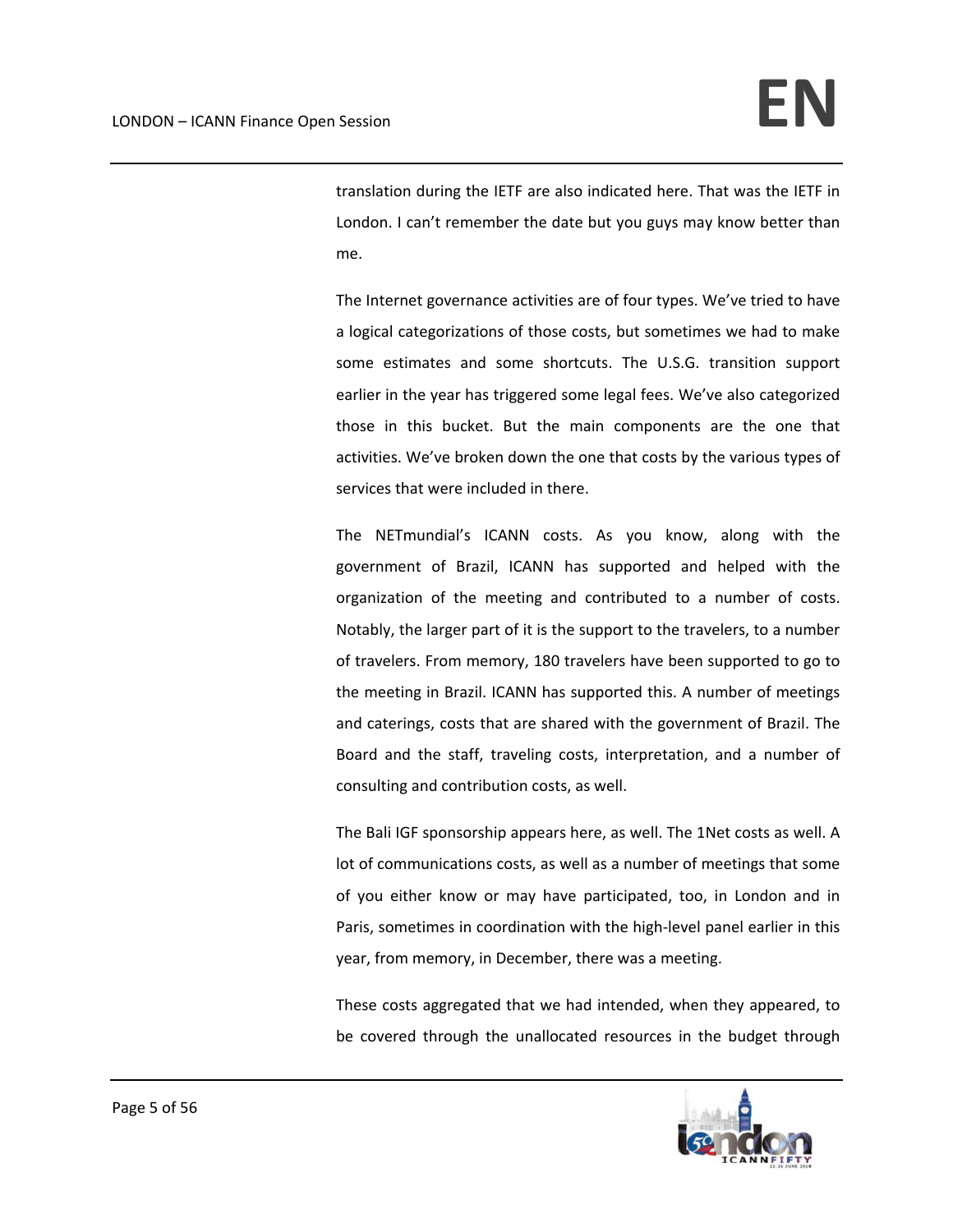translation during the IETF are also indicated here. That was the IETF in London. I can't remember the date but you guys may know better than me.

The Internet governance activities are of four types. We've tried to have a logical categorizations of those costs, but sometimes we had to make some estimates and some shortcuts. The U.S.G. transition support earlier in the year has triggered some legal fees. We've also categorized those in this bucket. But the main components are the one that activities. We've broken down the one that costs by the various types of services that were included in there.

The NETmundial's ICANN costs. As you know, along with the government of Brazil, ICANN has supported and helped with the organization of the meeting and contributed to a number of costs. Notably, the larger part of it is the support to the travelers, to a number of travelers. From memory, 180 travelers have been supported to go to the meeting in Brazil. ICANN has supported this. A number of meetings and caterings, costs that are shared with the government of Brazil. The Board and the staff, traveling costs, interpretation, and a number of consulting and contribution costs, as well.

The Bali IGF sponsorship appears here, as well. The 1Net costs as well. A lot of communications costs, as well as a number of meetings that some of you either know or may have participated, too, in London and in Paris, sometimes in coordination with the high-level panel earlier in this year, from memory, in December, there was a meeting.

These costs aggregated that we had intended, when they appeared, to be covered through the unallocated resources in the budget through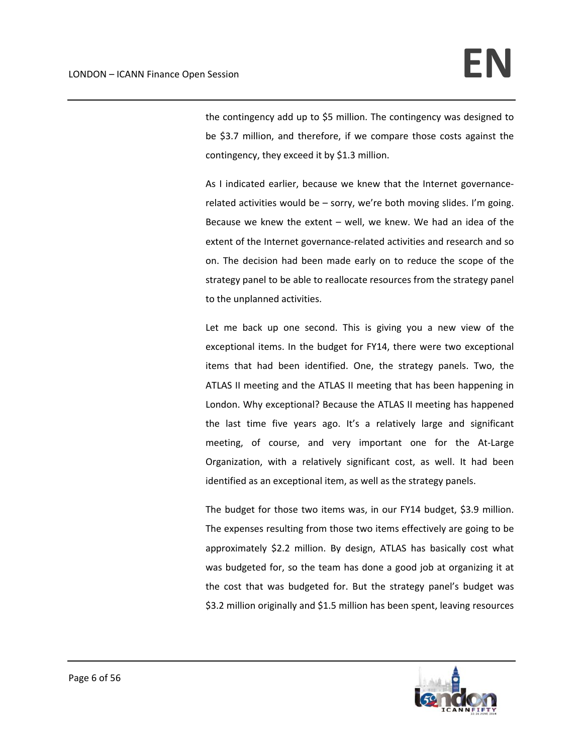the contingency add up to $5 million. The contingency was designed to be $3.7 million, and therefore, if we compare those costs against the contingency, they exceed it by $1.3 million.

As I indicated earlier, because we knew that the Internet governance-related activities would be – sorry, we're both moving slides. I'm going. Because we knew the extent – well, we knew. We had an idea of the extent of the Internet governance-related activities and research and so on. The decision had been made early on to reduce the scope of the strategy panel to be able to reallocate resources from the strategy panel to the unplanned activities.

Let me back up one second. This is giving you a new view of the exceptional items. In the budget for FY14, there were two exceptional items that had been identified. One, the strategy panels. Two, the ATLAS II meeting and the ATLAS II meeting that has been happening in London. Why exceptional? Because the ATLAS II meeting has happened the last time five years ago. It's a relatively large and significant meeting, of course, and very important one for the At-Large Organization, with a relatively significant cost, as well. It had been identified as an exceptional item, as well as the strategy panels.

The budget for those two items was, in our FY14 budget, $3.9 million. The expenses resulting from those two items effectively are going to be approximately $2.2 million. By design, ATLAS has basically cost what was budgeted for, so the team has done a good job at organizing it at the cost that was budgeted for. But the strategy panel's budget was $3.2 million originally and $1.5 million has been spent, leaving resources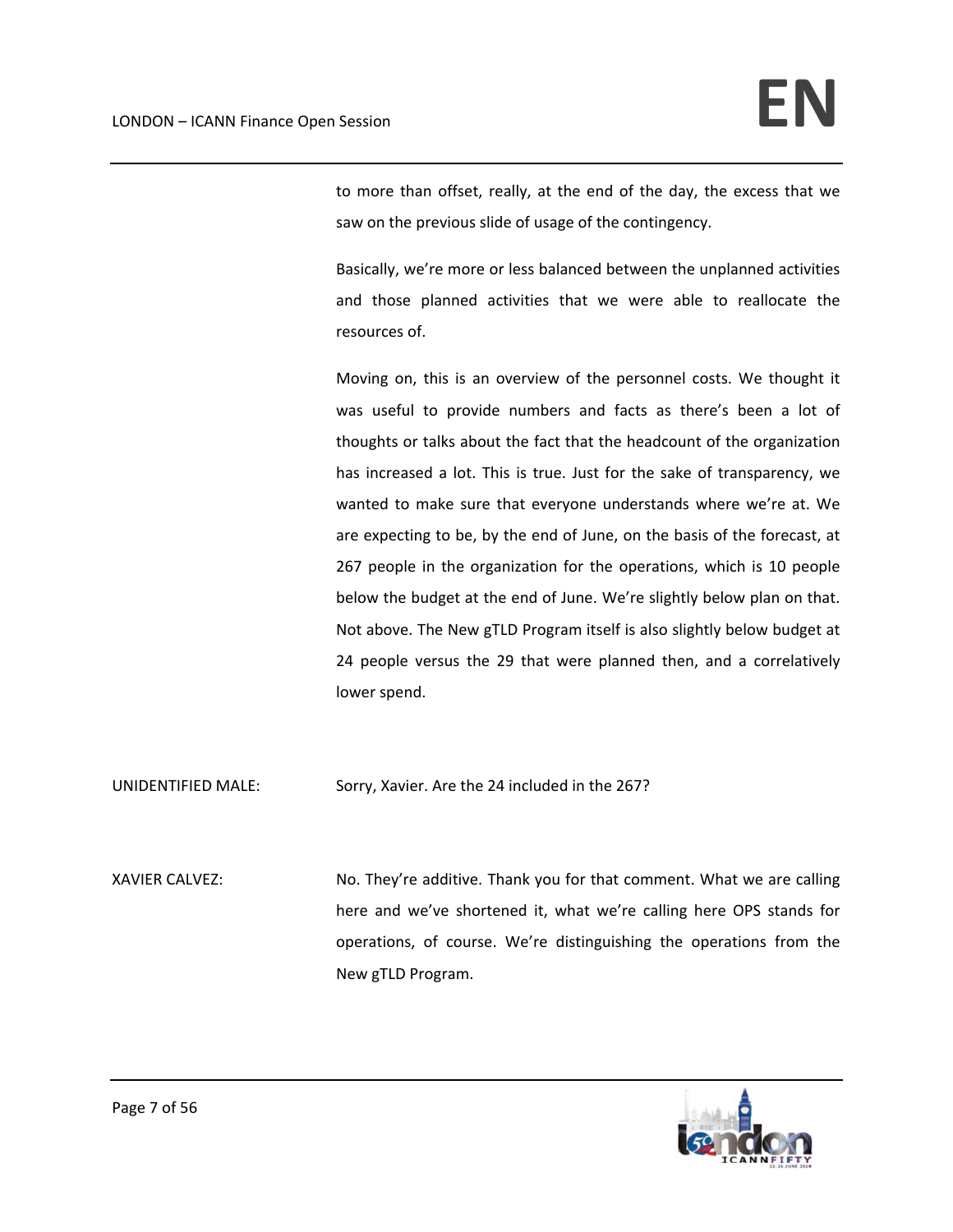to more than offset, really, at the end of the day, the excess that we saw on the previous slide of usage of the contingency.

Basically, we're more or less balanced between the unplanned activities and those planned activities that we were able to reallocate the resources of.

Moving on, this is an overview of the personnel costs. We thought it was useful to provide numbers and facts as there's been a lot of thoughts or talks about the fact that the headcount of the organization has increased a lot. This is true. Just for the sake of transparency, we wanted to make sure that everyone understands where we're at. We are expecting to be, by the end of June, on the basis of the forecast, at 267 people in the organization for the operations, which is 10 people below the budget at the end of June. We're slightly below plan on that. Not above. The New gTLD Program itself is also slightly below budget at 24 people versus the 29 that were planned then, and a correlatively lower spend.

UNIDENTIFIED MALE: Sorry, Xavier. Are the 24 included in the 267?

XAVIER CALVEZ: No. They're additive. Thank you for that comment. What we are calling here and we've shortened it, what we're calling here OPS stands for operations, of course. We're distinguishing the operations from the New gTLD Program.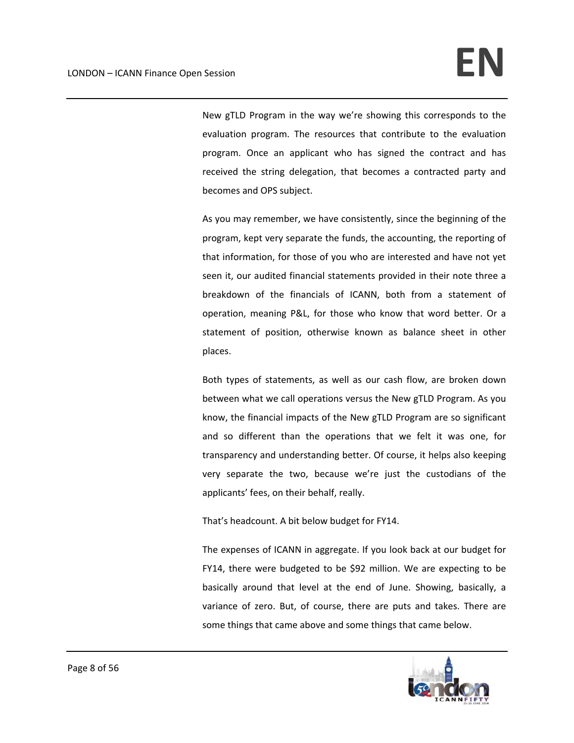New gTLD Program in the way we're showing this corresponds to the evaluation program. The resources that contribute to the evaluation program. Once an applicant who has signed the contract and has received the string delegation, that becomes a contracted party and becomes and OPS subject.

As you may remember, we have consistently, since the beginning of the program, kept very separate the funds, the accounting, the reporting of that information, for those of you who are interested and have not yet seen it, our audited financial statements provided in their note three a breakdown of the financials of ICANN, both from a statement of operation, meaning P&L, for those who know that word better. Or a statement of position, otherwise known as balance sheet in other places.

Both types of statements, as well as our cash flow, are broken down between what we call operations versus the New gTLD Program. As you know, the financial impacts of the New gTLD Program are so significant and so different than the operations that we felt it was one, for transparency and understanding better. Of course, it helps also keeping very separate the two, because we're just the custodians of the applicants' fees, on their behalf, really.

That's headcount. A bit below budget for FY14.

The expenses of ICANN in aggregate. If you look back at our budget for FY14, there were budgeted to be $92 million. We are expecting to be basically around that level at the end of June. Showing, basically, a variance of zero. But, of course, there are puts and takes. There are some things that came above and some things that came below.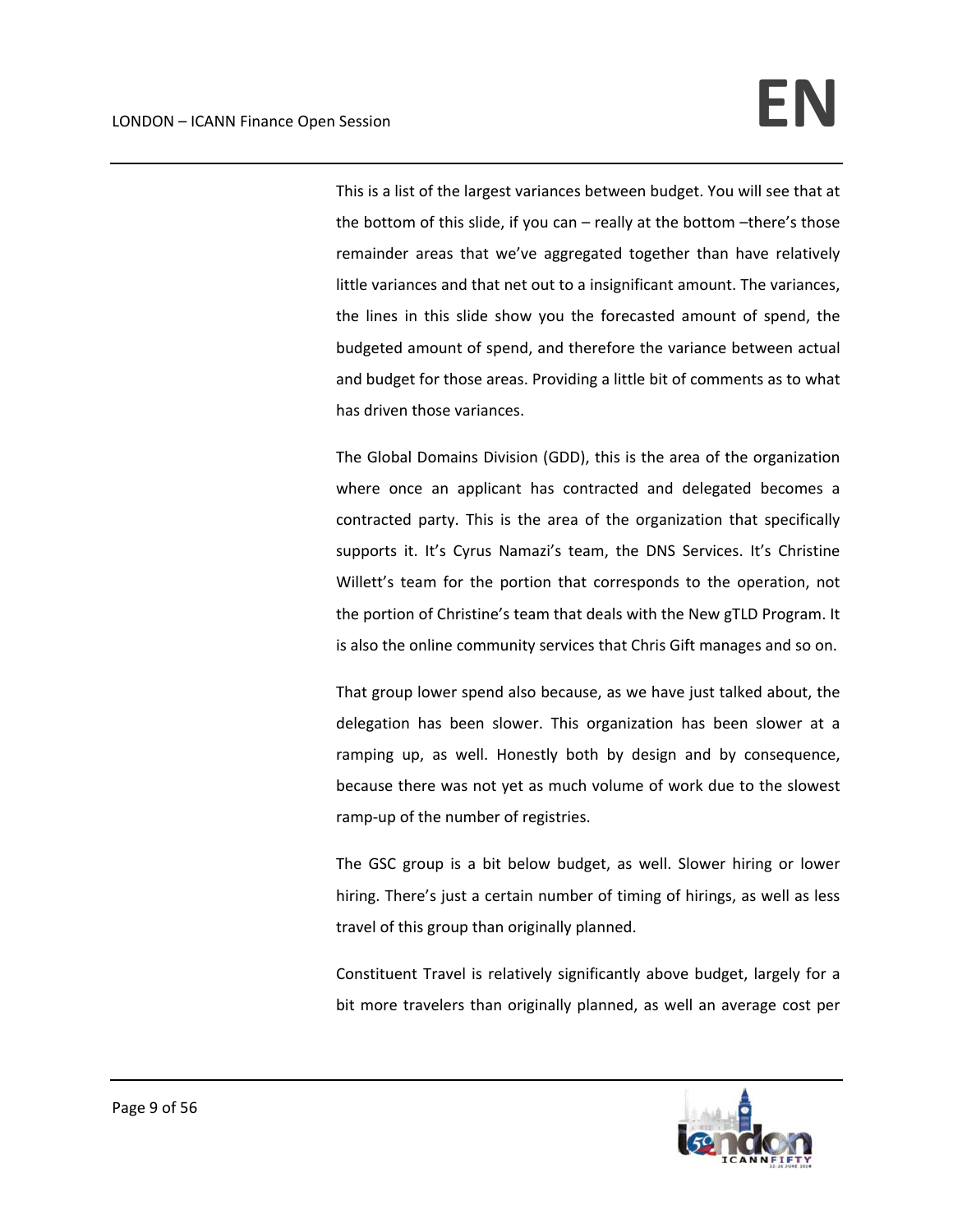This is a list of the largest variances between budget. You will see that at the bottom of this slide, if you can – really at the bottom –there's those remainder areas that we've aggregated together than have relatively little variances and that net out to a insignificant amount. The variances, the lines in this slide show you the forecasted amount of spend, the budgeted amount of spend, and therefore the variance between actual and budget for those areas. Providing a little bit of comments as to what has driven those variances.

The Global Domains Division (GDD), this is the area of the organization where once an applicant has contracted and delegated becomes a contracted party. This is the area of the organization that specifically supports it. It's Cyrus Namazi's team, the DNS Services. It's Christine Willett's team for the portion that corresponds to the operation, not the portion of Christine's team that deals with the New gTLD Program. It is also the online community services that Chris Gift manages and so on.

That group lower spend also because, as we have just talked about, the delegation has been slower. This organization has been slower at a ramping up, as well. Honestly both by design and by consequence, because there was not yet as much volume of work due to the slowest ramp-up of the number of registries.

The GSC group is a bit below budget, as well. Slower hiring or lower hiring. There's just a certain number of timing of hirings, as well as less travel of this group than originally planned.

Constituent Travel is relatively significantly above budget, largely for a bit more travelers than originally planned, as well an average cost per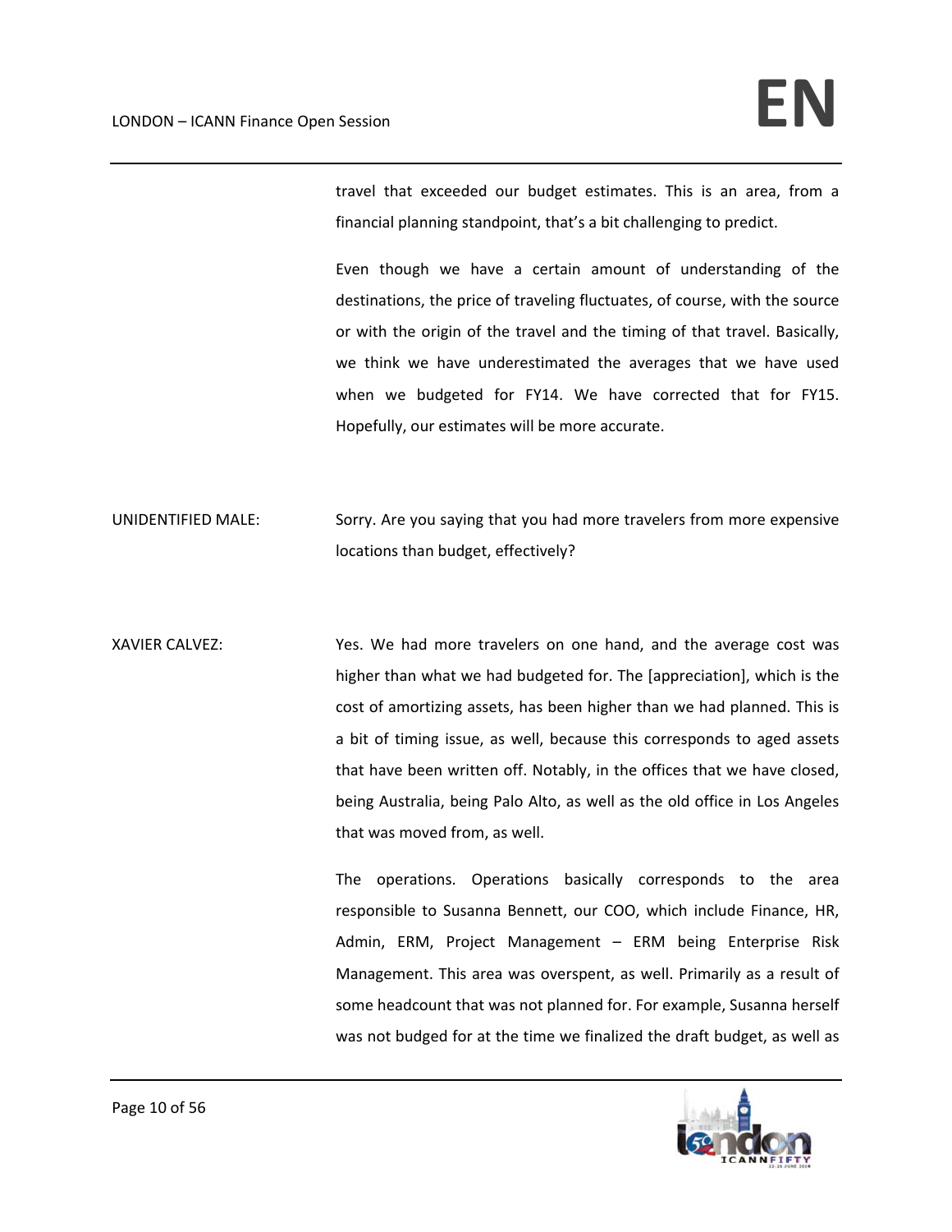travel that exceeded our budget estimates. This is an area, from a financial planning standpoint, that's a bit challenging to predict.

Even though we have a certain amount of understanding of the destinations, the price of traveling fluctuates, of course, with the source or with the origin of the travel and the timing of that travel. Basically, we think we have underestimated the averages that we have used when we budgeted for FY14. We have corrected that for FY15. Hopefully, our estimates will be more accurate.

UNIDENTIFIED MALE: Sorry. Are you saying that you had more travelers from more expensive locations than budget, effectively?

XAVIER CALVEZ: Yes. We had more travelers on one hand, and the average cost was higher than what we had budgeted for. The [appreciation], which is the cost of amortizing assets, has been higher than we had planned. This is a bit of timing issue, as well, because this corresponds to aged assets that have been written off. Notably, in the offices that we have closed, being Australia, being Palo Alto, as well as the old office in Los Angeles that was moved from, as well.

The operations. Operations basically corresponds to the area responsible to Susanna Bennett, our COO, which include Finance, HR, Admin, ERM, Project Management – ERM being Enterprise Risk Management. This area was overspent, as well. Primarily as a result of some headcount that was not planned for. For example, Susanna herself was not budged for at the time we finalized the draft budget, as well as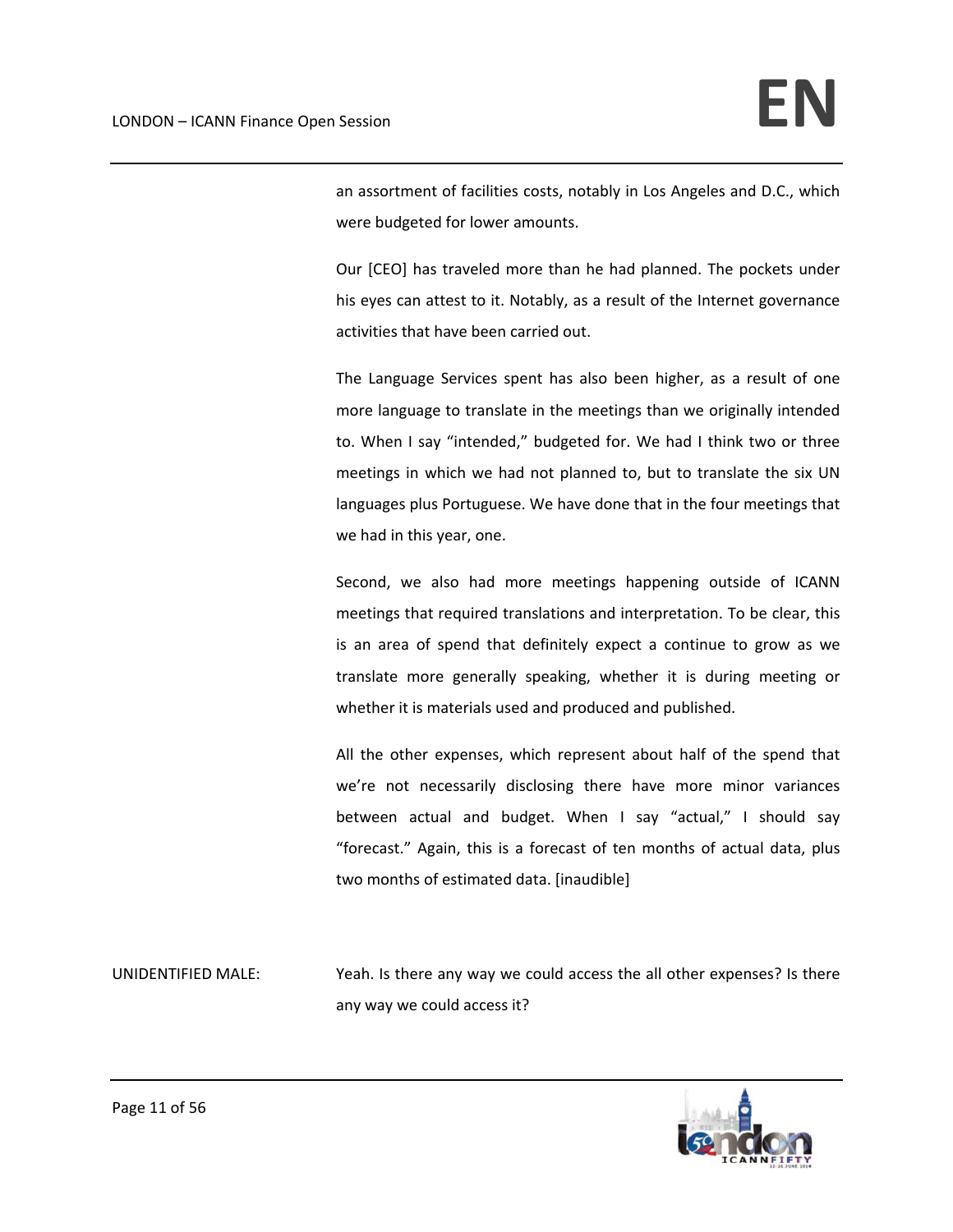an assortment of facilities costs, notably in Los Angeles and D.C., which were budgeted for lower amounts.

Our [CEO] has traveled more than he had planned. The pockets under his eyes can attest to it. Notably, as a result of the Internet governance activities that have been carried out.

The Language Services spent has also been higher, as a result of one more language to translate in the meetings than we originally intended to. When I say "intended," budgeted for. We had I think two or three meetings in which we had not planned to, but to translate the six UN languages plus Portuguese. We have done that in the four meetings that we had in this year, one.

Second, we also had more meetings happening outside of ICANN meetings that required translations and interpretation. To be clear, this is an area of spend that definitely expect a continue to grow as we translate more generally speaking, whether it is during meeting or whether it is materials used and produced and published.

All the other expenses, which represent about half of the spend that we're not necessarily disclosing there have more minor variances between actual and budget. When I say "actual," I should say "forecast." Again, this is a forecast of ten months of actual data, plus two months of estimated data. [inaudible]

UNIDENTIFIED MALE: Yeah. Is there any way we could access the all other expenses? Is there any way we could access it?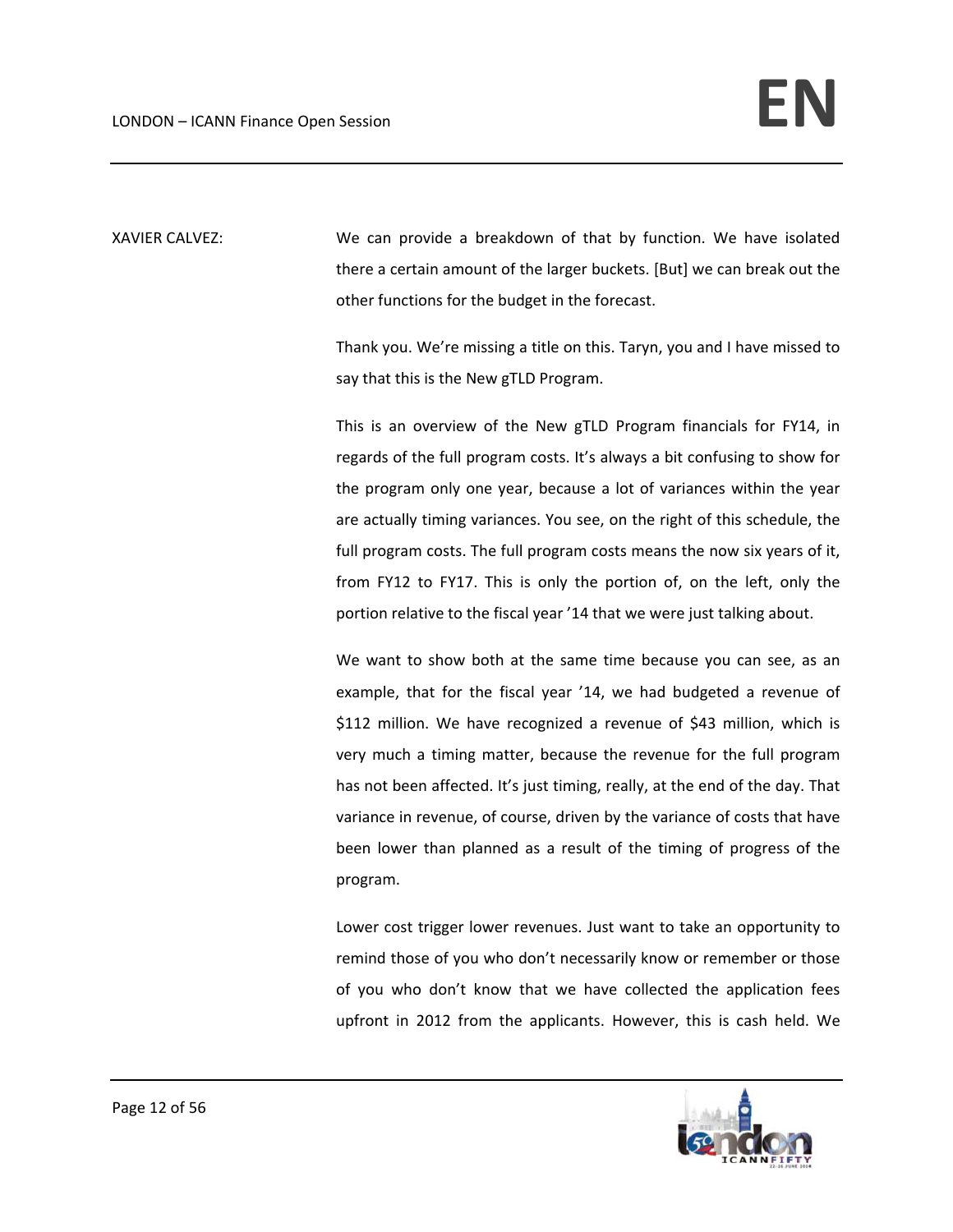XAVIER CALVEZ: We can provide a breakdown of that by function. We have isolated there a certain amount of the larger buckets. [But] we can break out the other functions for the budget in the forecast.

Thank you. We're missing a title on this. Taryn, you and I have missed to say that this is the New gTLD Program.

This is an overview of the New gTLD Program financials for FY14, in regards of the full program costs. It's always a bit confusing to show for the program only one year, because a lot of variances within the year are actually timing variances. You see, on the right of this schedule, the full program costs. The full program costs means the now six years of it, from FY12 to FY17. This is only the portion of, on the left, only the portion relative to the fiscal year '14 that we were just talking about.

We want to show both at the same time because you can see, as an example, that for the fiscal year '14, we had budgeted a revenue of $112 million. We have recognized a revenue of $43 million, which is very much a timing matter, because the revenue for the full program has not been affected. It's just timing, really, at the end of the day. That variance in revenue, of course, driven by the variance of costs that have been lower than planned as a result of the timing of progress of the program.

Lower cost trigger lower revenues. Just want to take an opportunity to remind those of you who don't necessarily know or remember or those of you who don't know that we have collected the application fees upfront in 2012 from the applicants. However, this is cash held. We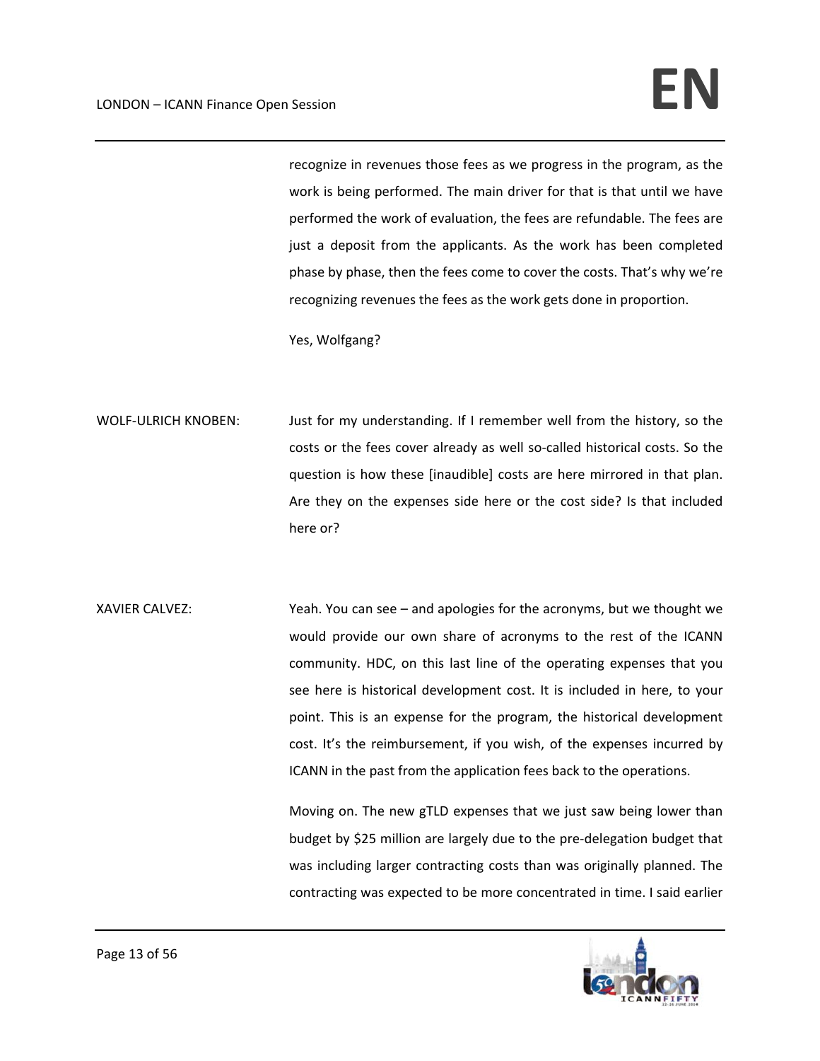recognize in revenues those fees as we progress in the program, as the work is being performed. The main driver for that is that until we have performed the work of evaluation, the fees are refundable. The fees are just a deposit from the applicants. As the work has been completed phase by phase, then the fees come to cover the costs. That's why we're recognizing revenues the fees as the work gets done in proportion.

Yes, Wolfgang?

WOLF-ULRICH KNOBEN: Just for my understanding. If I remember well from the history, so the costs or the fees cover already as well so-called historical costs. So the question is how these [inaudible] costs are here mirrored in that plan. Are they on the expenses side here or the cost side? Is that included here or?

XAVIER CALVEZ: Yeah. You can see – and apologies for the acronyms, but we thought we would provide our own share of acronyms to the rest of the ICANN community. HDC, on this last line of the operating expenses that you see here is historical development cost. It is included in here, to your point. This is an expense for the program, the historical development cost. It's the reimbursement, if you wish, of the expenses incurred by ICANN in the past from the application fees back to the operations.

Moving on. The new gTLD expenses that we just saw being lower than budget by $25 million are largely due to the pre-delegation budget that was including larger contracting costs than was originally planned. The contracting was expected to be more concentrated in time. I said earlier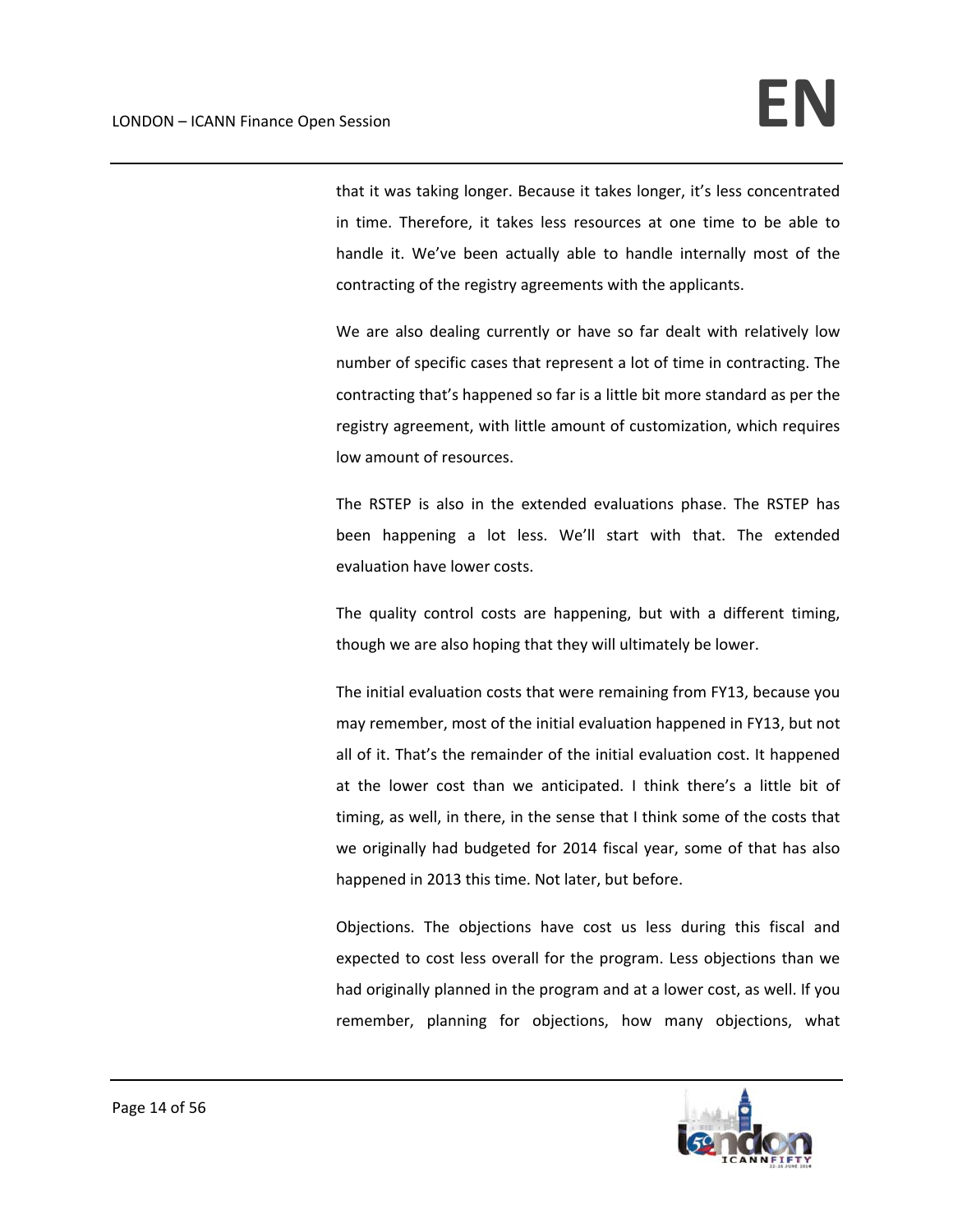that it was taking longer. Because it takes longer, it's less concentrated in time. Therefore, it takes less resources at one time to be able to handle it. We've been actually able to handle internally most of the contracting of the registry agreements with the applicants.

We are also dealing currently or have so far dealt with relatively low number of specific cases that represent a lot of time in contracting. The contracting that's happened so far is a little bit more standard as per the registry agreement, with little amount of customization, which requires low amount of resources.

The RSTEP is also in the extended evaluations phase. The RSTEP has been happening a lot less. We'll start with that. The extended evaluation have lower costs.

The quality control costs are happening, but with a different timing, though we are also hoping that they will ultimately be lower.

The initial evaluation costs that were remaining from FY13, because you may remember, most of the initial evaluation happened in FY13, but not all of it. That's the remainder of the initial evaluation cost. It happened at the lower cost than we anticipated. I think there's a little bit of timing, as well, in there, in the sense that I think some of the costs that we originally had budgeted for 2014 fiscal year, some of that has also happened in 2013 this time. Not later, but before.

Objections. The objections have cost us less during this fiscal and expected to cost less overall for the program. Less objections than we had originally planned in the program and at a lower cost, as well. If you remember, planning for objections, how many objections, what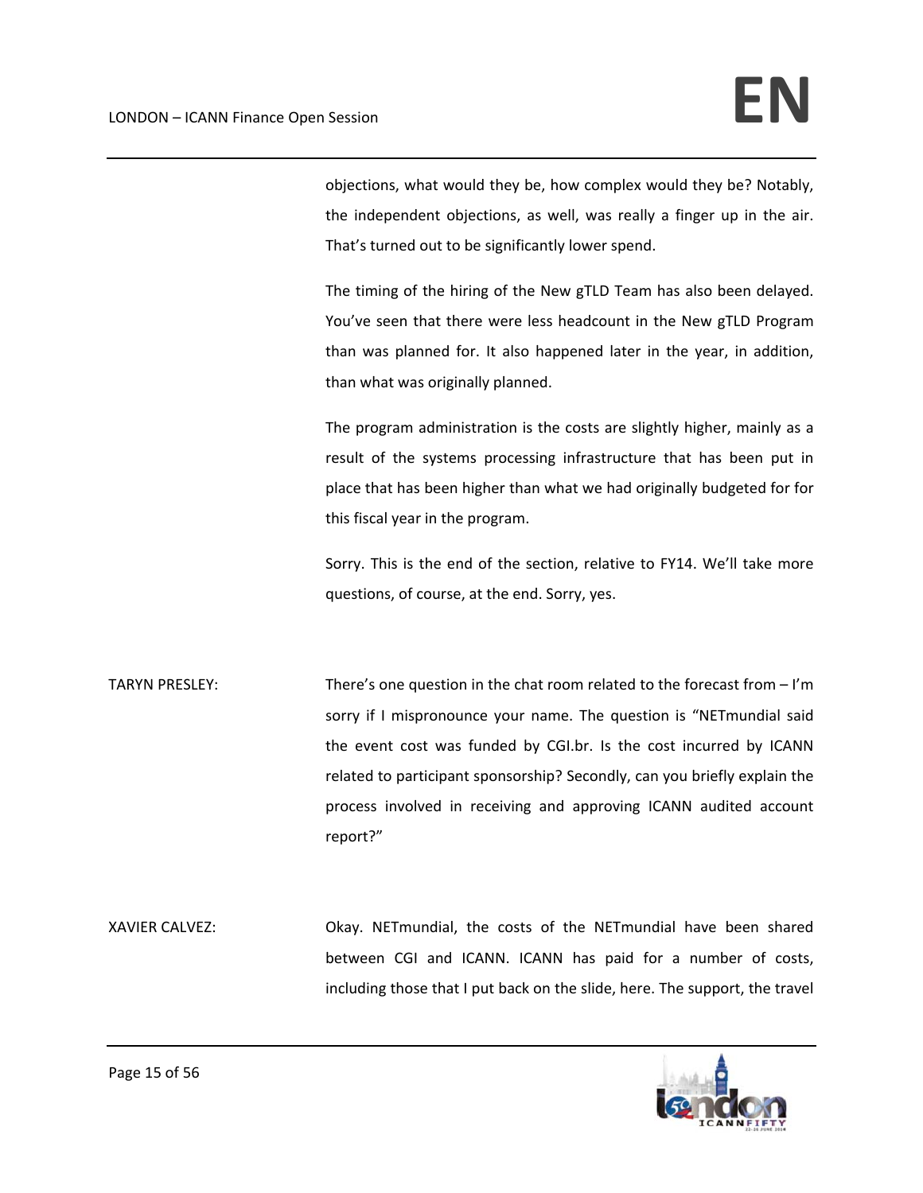objections, what would they be, how complex would they be? Notably, the independent objections, as well, was really a finger up in the air. That's turned out to be significantly lower spend.

The timing of the hiring of the New gTLD Team has also been delayed. You've seen that there were less headcount in the New gTLD Program than was planned for. It also happened later in the year, in addition, than what was originally planned.

The program administration is the costs are slightly higher, mainly as a result of the systems processing infrastructure that has been put in place that has been higher than what we had originally budgeted for for this fiscal year in the program.

Sorry. This is the end of the section, relative to FY14. We'll take more questions, of course, at the end. Sorry, yes.

TARYN PRESLEY: There's one question in the chat room related to the forecast from – I'm sorry if I mispronounce your name. The question is "NETmundial said the event cost was funded by CGI.br. Is the cost incurred by ICANN related to participant sponsorship? Secondly, can you briefly explain the process involved in receiving and approving ICANN audited account report?"

XAVIER CALVEZ: Okay. NETmundial, the costs of the NETmundial have been shared between CGI and ICANN. ICANN has paid for a number of costs, including those that I put back on the slide, here. The support, the travel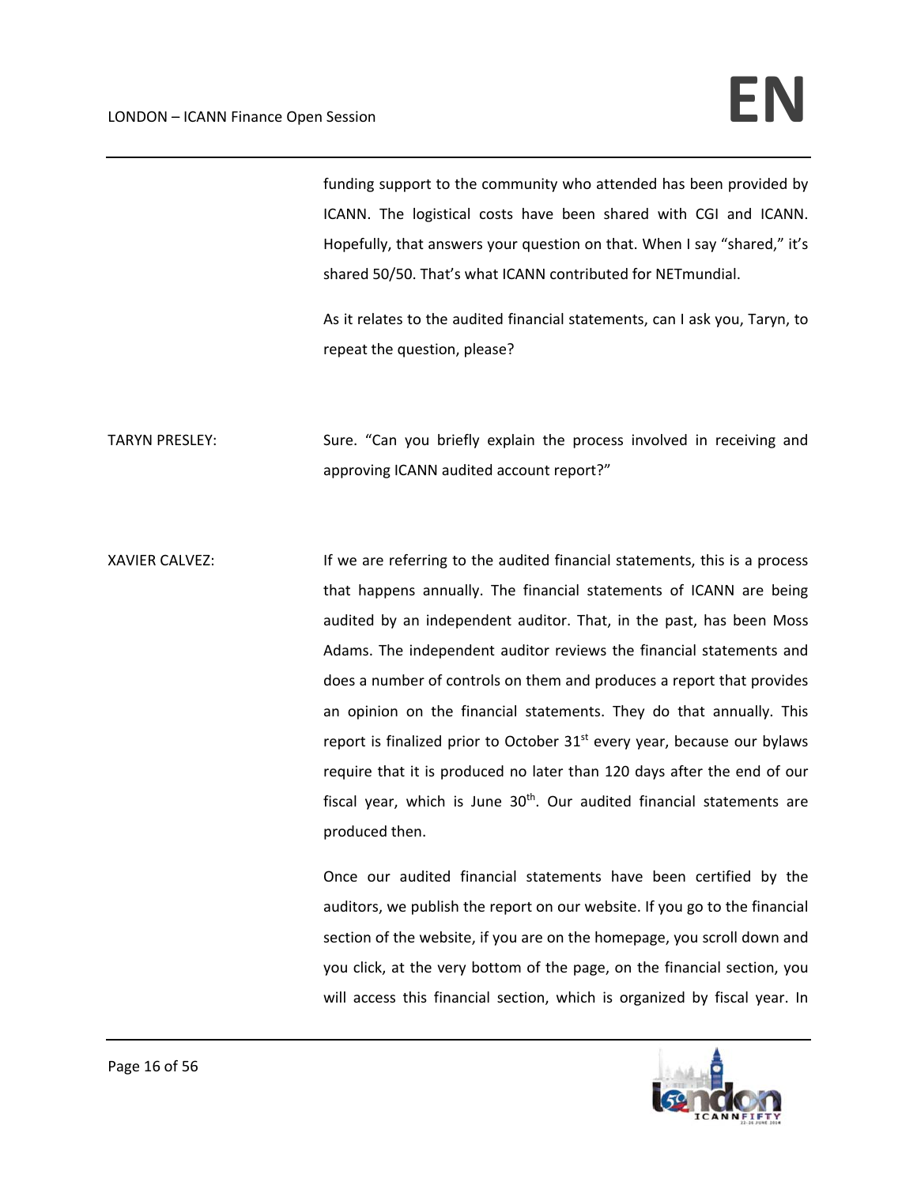funding support to the community who attended has been provided by ICANN. The logistical costs have been shared with CGI and ICANN. Hopefully, that answers your question on that. When I say "shared," it's shared 50/50. That's what ICANN contributed for NETmundial.

As it relates to the audited financial statements, can I ask you, Taryn, to repeat the question, please?

TARYN PRESLEY: Sure. "Can you briefly explain the process involved in receiving and approving ICANN audited account report?"

XAVIER CALVEZ: If we are referring to the audited financial statements, this is a process that happens annually. The financial statements of ICANN are being audited by an independent auditor. That, in the past, has been Moss Adams. The independent auditor reviews the financial statements and does a number of controls on them and produces a report that provides an opinion on the financial statements. They do that annually. This report is finalized prior to October 31st every year, because our bylaws require that it is produced no later than 120 days after the end of our fiscal year, which is June 30th. Our audited financial statements are produced then.

Once our audited financial statements have been certified by the auditors, we publish the report on our website. If you go to the financial section of the website, if you are on the homepage, you scroll down and you click, at the very bottom of the page, on the financial section, you will access this financial section, which is organized by fiscal year. In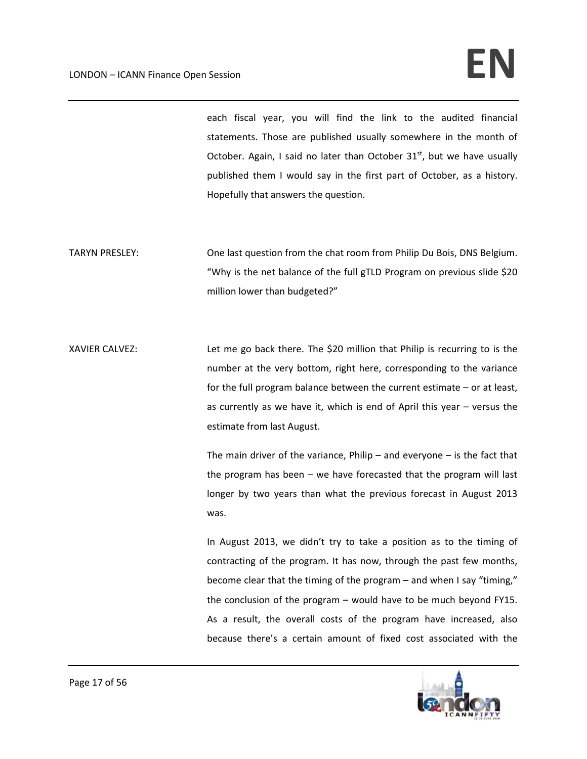each fiscal year, you will find the link to the audited financial statements. Those are published usually somewhere in the month of October. Again, I said no later than October 31st, but we have usually published them I would say in the first part of October, as a history. Hopefully that answers the question.

TARYN PRESLEY: One last question from the chat room from Philip Du Bois, DNS Belgium. "Why is the net balance of the full gTLD Program on previous slide $20 million lower than budgeted?"

XAVIER CALVEZ: Let me go back there. The $20 million that Philip is recurring to is the number at the very bottom, right here, corresponding to the variance for the full program balance between the current estimate – or at least, as currently as we have it, which is end of April this year – versus the estimate from last August.

The main driver of the variance, Philip – and everyone – is the fact that the program has been – we have forecasted that the program will last longer by two years than what the previous forecast in August 2013 was.

In August 2013, we didn't try to take a position as to the timing of contracting of the program. It has now, through the past few months, become clear that the timing of the program – and when I say "timing," the conclusion of the program – would have to be much beyond FY15. As a result, the overall costs of the program have increased, also because there's a certain amount of fixed cost associated with the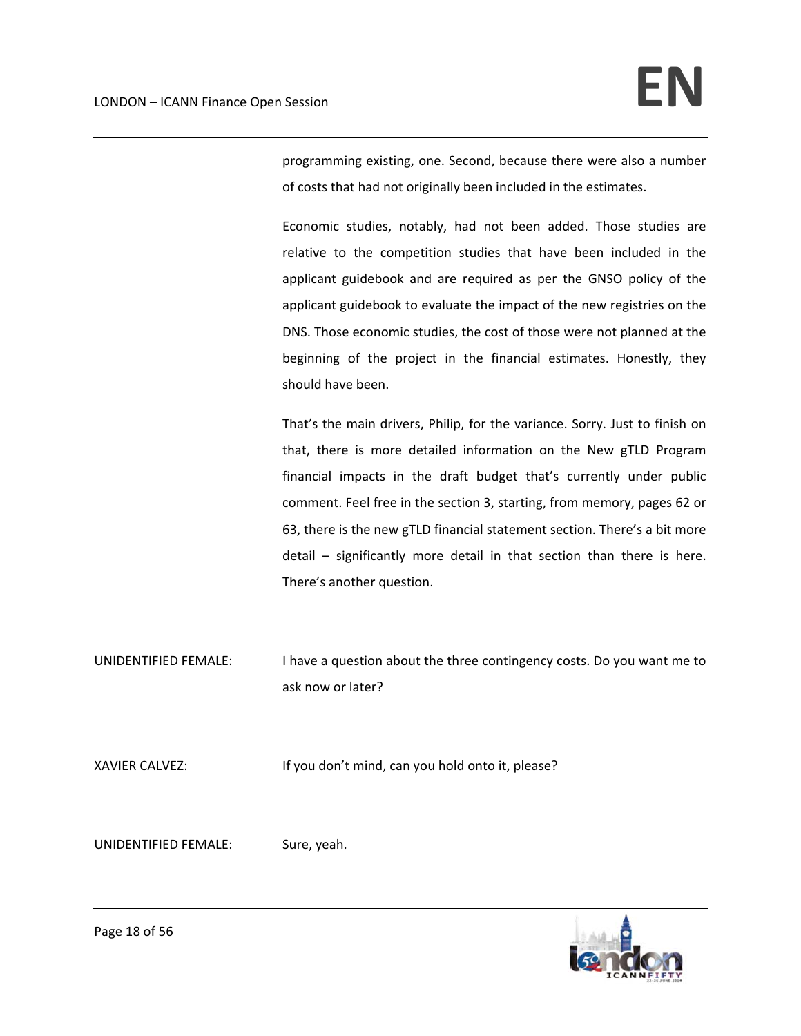programming existing, one. Second, because there were also a number of costs that had not originally been included in the estimates.

Economic studies, notably, had not been added. Those studies are relative to the competition studies that have been included in the applicant guidebook and are required as per the GNSO policy of the applicant guidebook to evaluate the impact of the new registries on the DNS. Those economic studies, the cost of those were not planned at the beginning of the project in the financial estimates. Honestly, they should have been.

That's the main drivers, Philip, for the variance. Sorry. Just to finish on that, there is more detailed information on the New gTLD Program financial impacts in the draft budget that's currently under public comment. Feel free in the section 3, starting, from memory, pages 62 or 63, there is the new gTLD financial statement section. There's a bit more detail – significantly more detail in that section than there is here. There's another question.

UNIDENTIFIED FEMALE: I have a question about the three contingency costs. Do you want me to ask now or later?

XAVIER CALVEZ: If you don't mind, can you hold onto it, please?

UNIDENTIFIED FEMALE: Sure, yeah.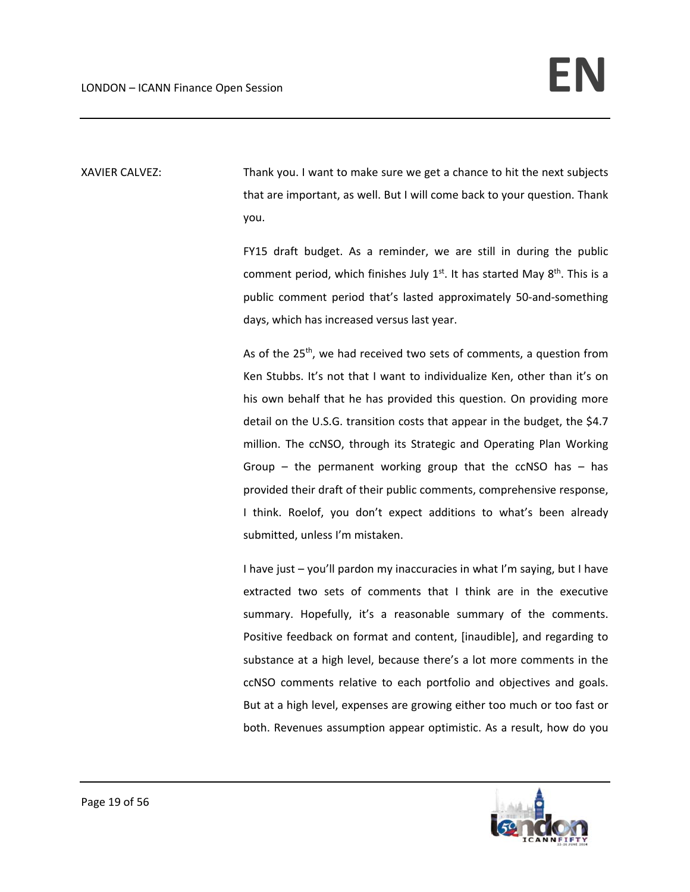XAVIER CALVEZ: Thank you. I want to make sure we get a chance to hit the next subjects that are important, as well. But I will come back to your question. Thank you.

FY15 draft budget. As a reminder, we are still in during the public comment period, which finishes July 1st. It has started May 8th. This is a public comment period that's lasted approximately 50-and-something days, which has increased versus last year.

As of the 25th, we had received two sets of comments, a question from Ken Stubbs. It's not that I want to individualize Ken, other than it's on his own behalf that he has provided this question. On providing more detail on the U.S.G. transition costs that appear in the budget, the $4.7 million. The ccNSO, through its Strategic and Operating Plan Working Group – the permanent working group that the ccNSO has – has provided their draft of their public comments, comprehensive response, I think. Roelof, you don't expect additions to what's been already submitted, unless I'm mistaken.

I have just – you'll pardon my inaccuracies in what I'm saying, but I have extracted two sets of comments that I think are in the executive summary. Hopefully, it's a reasonable summary of the comments. Positive feedback on format and content, [inaudible], and regarding to substance at a high level, because there's a lot more comments in the ccNSO comments relative to each portfolio and objectives and goals. But at a high level, expenses are growing either too much or too fast or both. Revenues assumption appear optimistic. As a result, how do you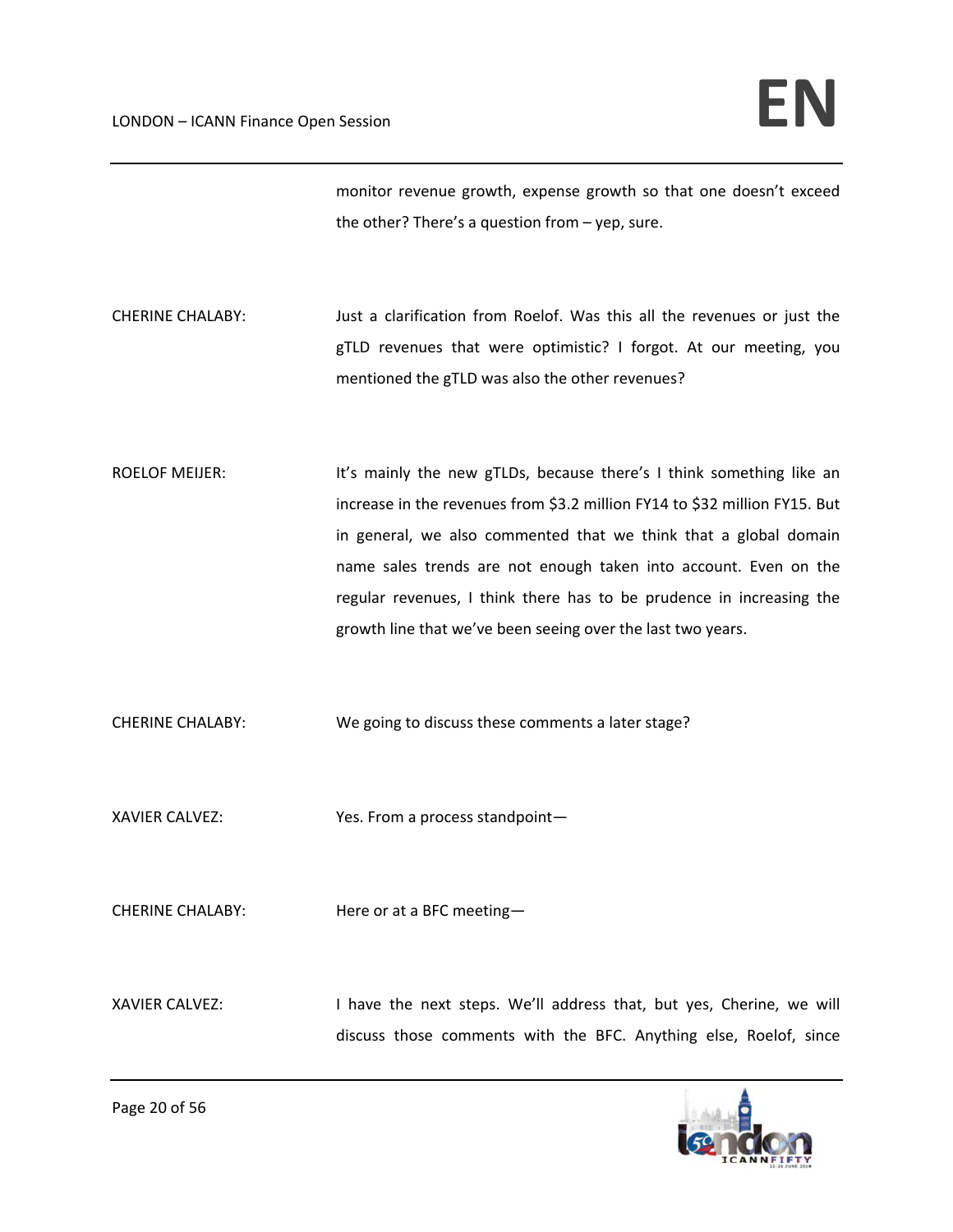monitor revenue growth, expense growth so that one doesn't exceed the other? There's a question from – yep, sure.

CHERINE CHALABY: Just a clarification from Roelof. Was this all the revenues or just the gTLD revenues that were optimistic? I forgot. At our meeting, you mentioned the gTLD was also the other revenues?

ROELOF MEIJER: It's mainly the new gTLDs, because there's I think something like an increase in the revenues from $3.2 million FY14 to $32 million FY15. But in general, we also commented that we think that a global domain name sales trends are not enough taken into account. Even on the regular revenues, I think there has to be prudence in increasing the growth line that we've been seeing over the last two years.

CHERINE CHALABY: We going to discuss these comments a later stage?

XAVIER CALVEZ: Yes. From a process standpoint—

CHERINE CHALABY: Here or at a BFC meeting—

XAVIER CALVEZ: I have the next steps. We'll address that, but yes, Cherine, we will discuss those comments with the BFC. Anything else, Roelof, since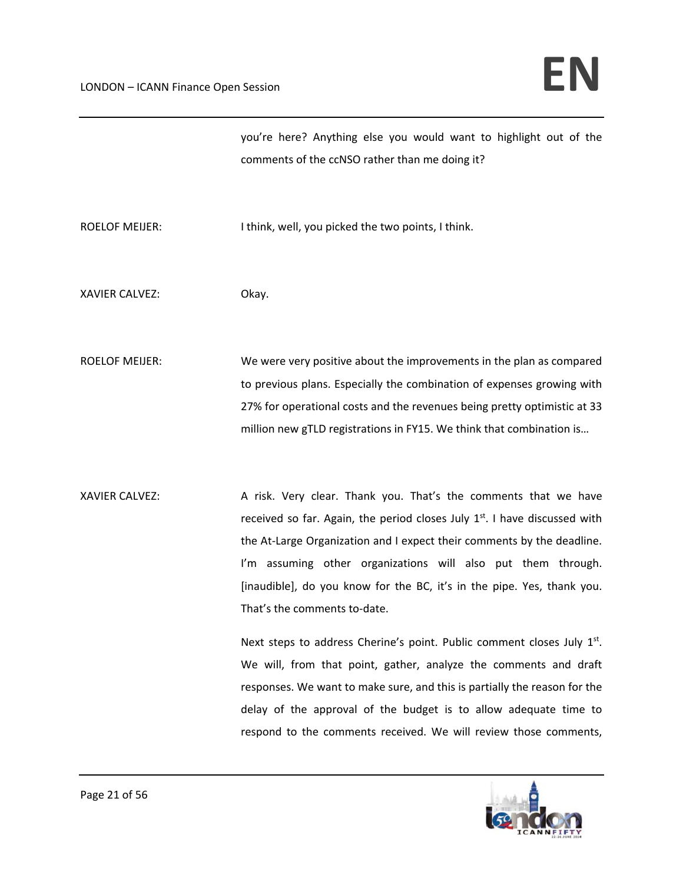you're here? Anything else you would want to highlight out of the comments of the ccNSO rather than me doing it?

ROELOF MEIJER: I think, well, you picked the two points, I think.

XAVIER CALVEZ: Okay.

ROELOF MEIJER: We were very positive about the improvements in the plan as compared to previous plans. Especially the combination of expenses growing with 27% for operational costs and the revenues being pretty optimistic at 33 million new gTLD registrations in FY15. We think that combination is…

XAVIER CALVEZ: A risk. Very clear. Thank you. That's the comments that we have received so far. Again, the period closes July 1st. I have discussed with the At-Large Organization and I expect their comments by the deadline. I'm assuming other organizations will also put them through. [inaudible], do you know for the BC, it's in the pipe. Yes, thank you. That's the comments to-date.

Next steps to address Cherine's point. Public comment closes July 1st. We will, from that point, gather, analyze the comments and draft responses. We want to make sure, and this is partially the reason for the delay of the approval of the budget is to allow adequate time to respond to the comments received. We will review those comments,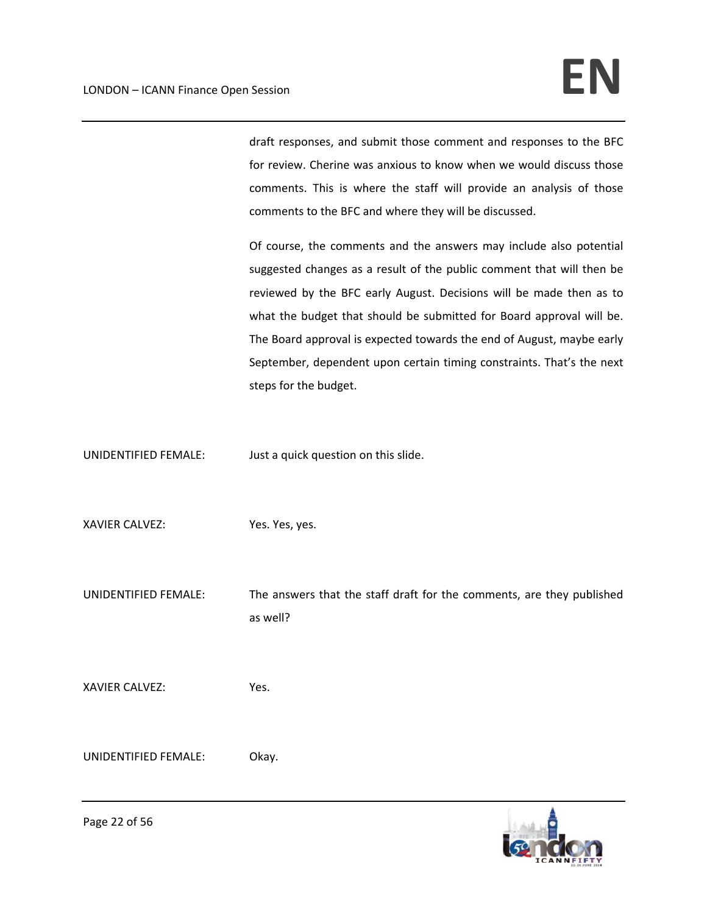draft responses, and submit those comment and responses to the BFC for review. Cherine was anxious to know when we would discuss those comments. This is where the staff will provide an analysis of those comments to the BFC and where they will be discussed.

Of course, the comments and the answers may include also potential suggested changes as a result of the public comment that will then be reviewed by the BFC early August. Decisions will be made then as to what the budget that should be submitted for Board approval will be. The Board approval is expected towards the end of August, maybe early September, dependent upon certain timing constraints. That's the next steps for the budget.

UNIDENTIFIED FEMALE: Just a quick question on this slide.

XAVIER CALVEZ: Yes. Yes, yes.

UNIDENTIFIED FEMALE: The answers that the staff draft for the comments, are they published as well?

XAVIER CALVEZ: Yes.

UNIDENTIFIED FEMALE: Okay.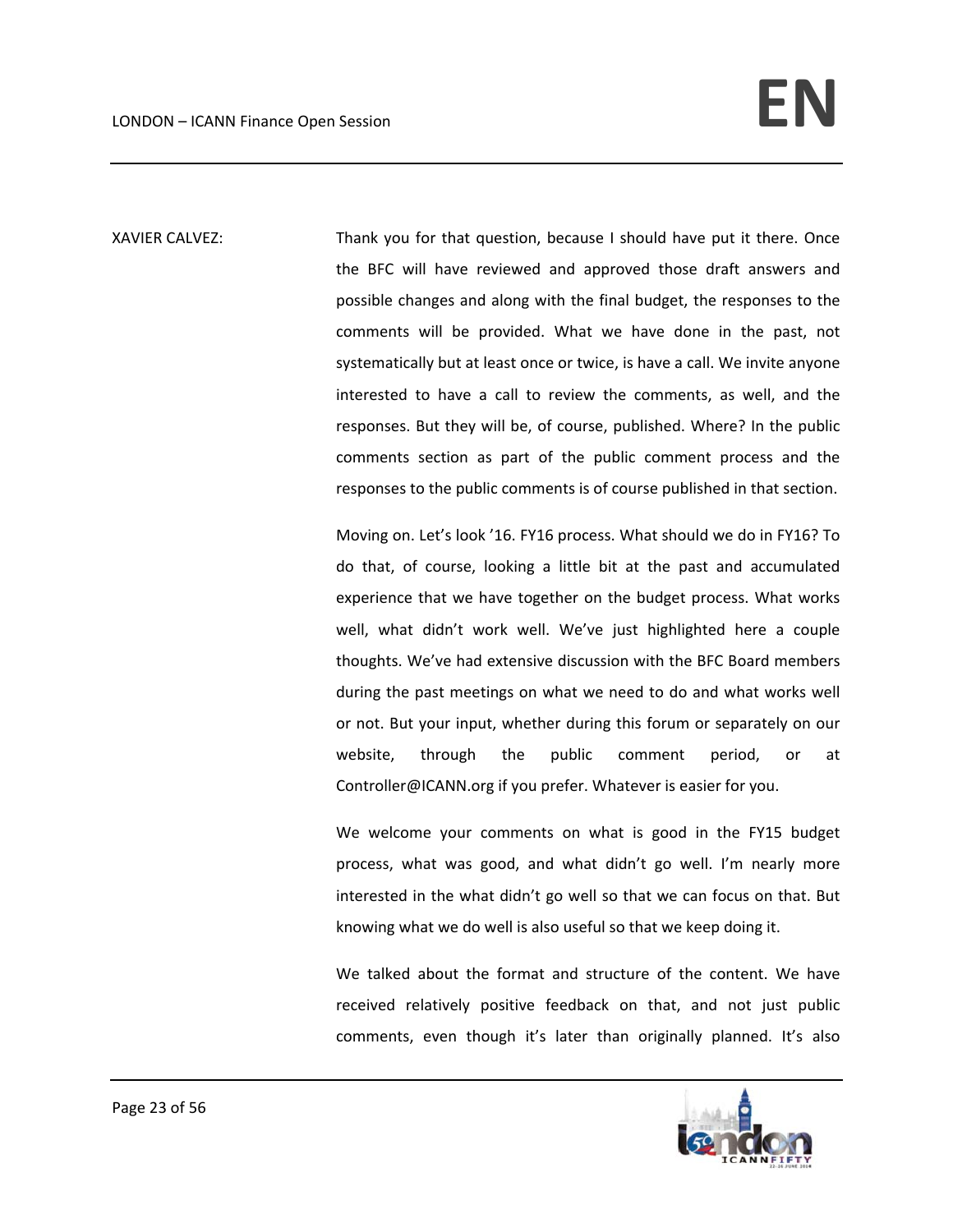XAVIER CALVEZ: Thank you for that question, because I should have put it there. Once the BFC will have reviewed and approved those draft answers and possible changes and along with the final budget, the responses to the comments will be provided. What we have done in the past, not systematically but at least once or twice, is have a call. We invite anyone interested to have a call to review the comments, as well, and the responses. But they will be, of course, published. Where? In the public comments section as part of the public comment process and the responses to the public comments is of course published in that section.

Moving on. Let's look '16. FY16 process. What should we do in FY16? To do that, of course, looking a little bit at the past and accumulated experience that we have together on the budget process. What works well, what didn't work well. We've just highlighted here a couple thoughts. We've had extensive discussion with the BFC Board members during the past meetings on what we need to do and what works well or not. But your input, whether during this forum or separately on our website, through the public comment period, or at Controller@ICANN.org if you prefer. Whatever is easier for you.

We welcome your comments on what is good in the FY15 budget process, what was good, and what didn't go well. I'm nearly more interested in the what didn't go well so that we can focus on that. But knowing what we do well is also useful so that we keep doing it.

We talked about the format and structure of the content. We have received relatively positive feedback on that, and not just public comments, even though it's later than originally planned. It's also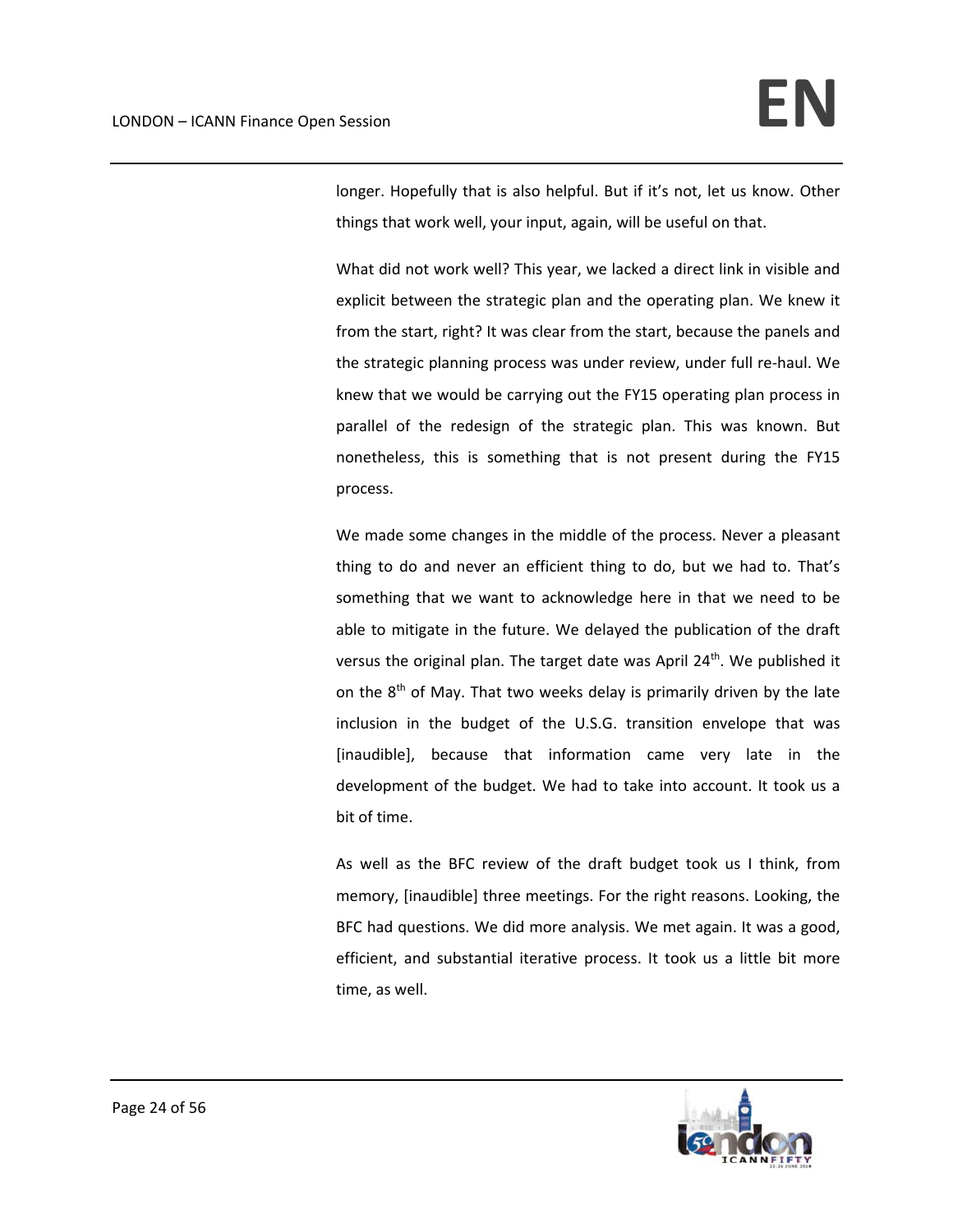longer. Hopefully that is also helpful. But if it's not, let us know. Other things that work well, your input, again, will be useful on that.

What did not work well? This year, we lacked a direct link in visible and explicit between the strategic plan and the operating plan. We knew it from the start, right? It was clear from the start, because the panels and the strategic planning process was under review, under full re-haul. We knew that we would be carrying out the FY15 operating plan process in parallel of the redesign of the strategic plan. This was known. But nonetheless, this is something that is not present during the FY15 process.

We made some changes in the middle of the process. Never a pleasant thing to do and never an efficient thing to do, but we had to. That's something that we want to acknowledge here in that we need to be able to mitigate in the future. We delayed the publication of the draft versus the original plan. The target date was April 24th. We published it on the 8th of May. That two weeks delay is primarily driven by the late inclusion in the budget of the U.S.G. transition envelope that was [inaudible], because that information came very late in the development of the budget. We had to take into account. It took us a bit of time.

As well as the BFC review of the draft budget took us I think, from memory, [inaudible] three meetings. For the right reasons. Looking, the BFC had questions. We did more analysis. We met again. It was a good, efficient, and substantial iterative process. It took us a little bit more time, as well.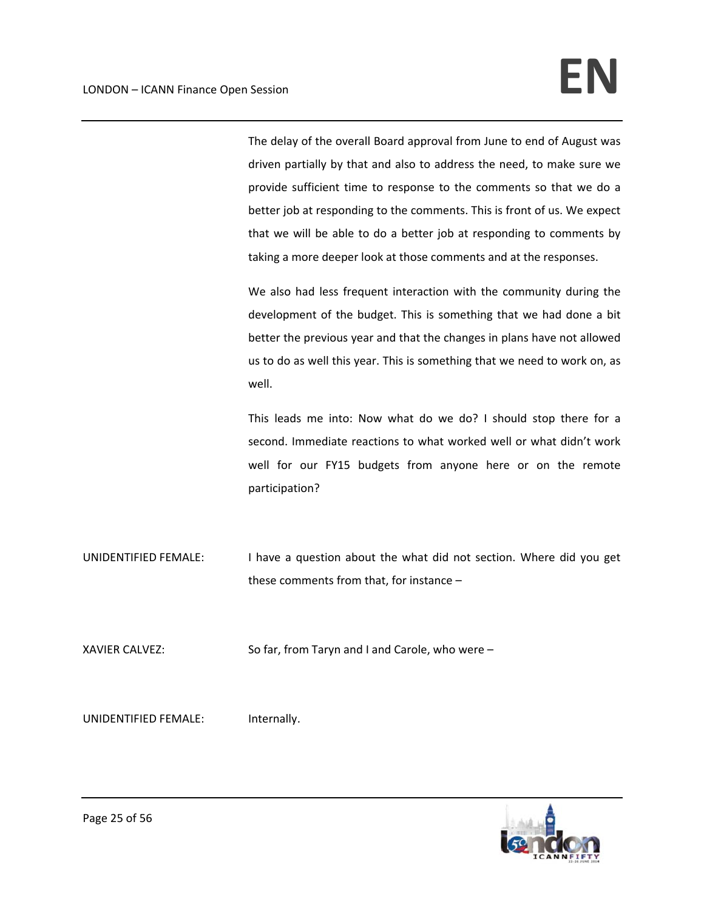The delay of the overall Board approval from June to end of August was driven partially by that and also to address the need, to make sure we provide sufficient time to response to the comments so that we do a better job at responding to the comments. This is front of us. We expect that we will be able to do a better job at responding to comments by taking a more deeper look at those comments and at the responses.

We also had less frequent interaction with the community during the development of the budget. This is something that we had done a bit better the previous year and that the changes in plans have not allowed us to do as well this year. This is something that we need to work on, as well.

This leads me into: Now what do we do? I should stop there for a second. Immediate reactions to what worked well or what didn't work well for our FY15 budgets from anyone here or on the remote participation?

UNIDENTIFIED FEMALE: I have a question about the what did not section. Where did you get these comments from that, for instance –

XAVIER CALVEZ: So far, from Taryn and I and Carole, who were –

UNIDENTIFIED FEMALE: Internally.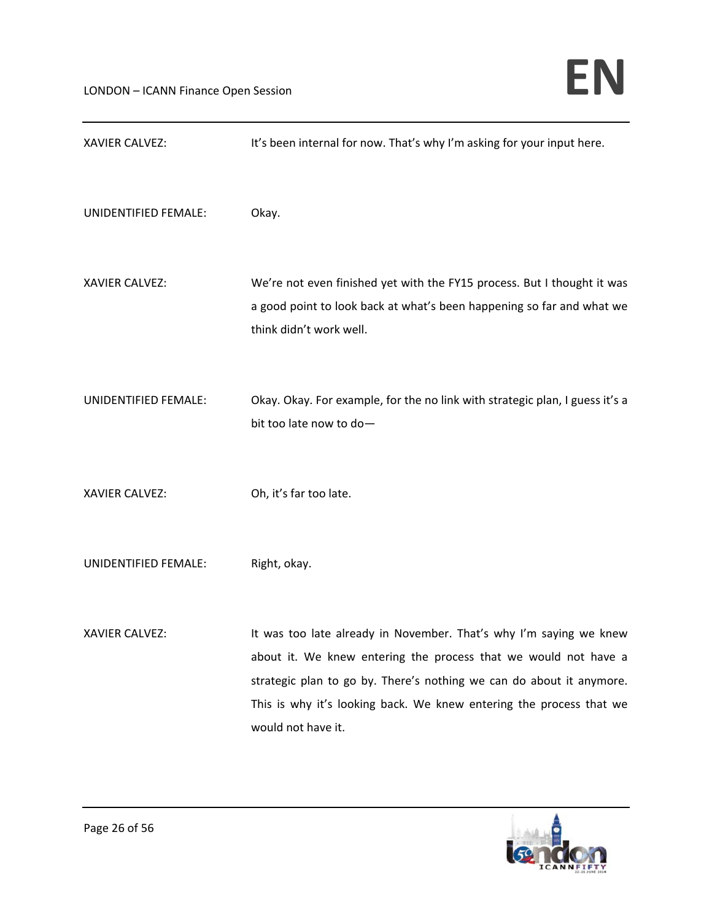XAVIER CALVEZ: It's been internal for now. That's why I'm asking for your input here.

UNIDENTIFIED FEMALE: Okay.

XAVIER CALVEZ: We're not even finished yet with the FY15 process. But I thought it was a good point to look back at what's been happening so far and what we think didn't work well.

UNIDENTIFIED FEMALE: Okay. Okay. For example, for the no link with strategic plan, I guess it's a bit too late now to do—

XAVIER CALVEZ: Oh, it's far too late.

UNIDENTIFIED FEMALE: Right, okay.

XAVIER CALVEZ: It was too late already in November. That's why I'm saying we knew about it. We knew entering the process that we would not have a strategic plan to go by. There's nothing we can do about it anymore. This is why it's looking back. We knew entering the process that we would not have it.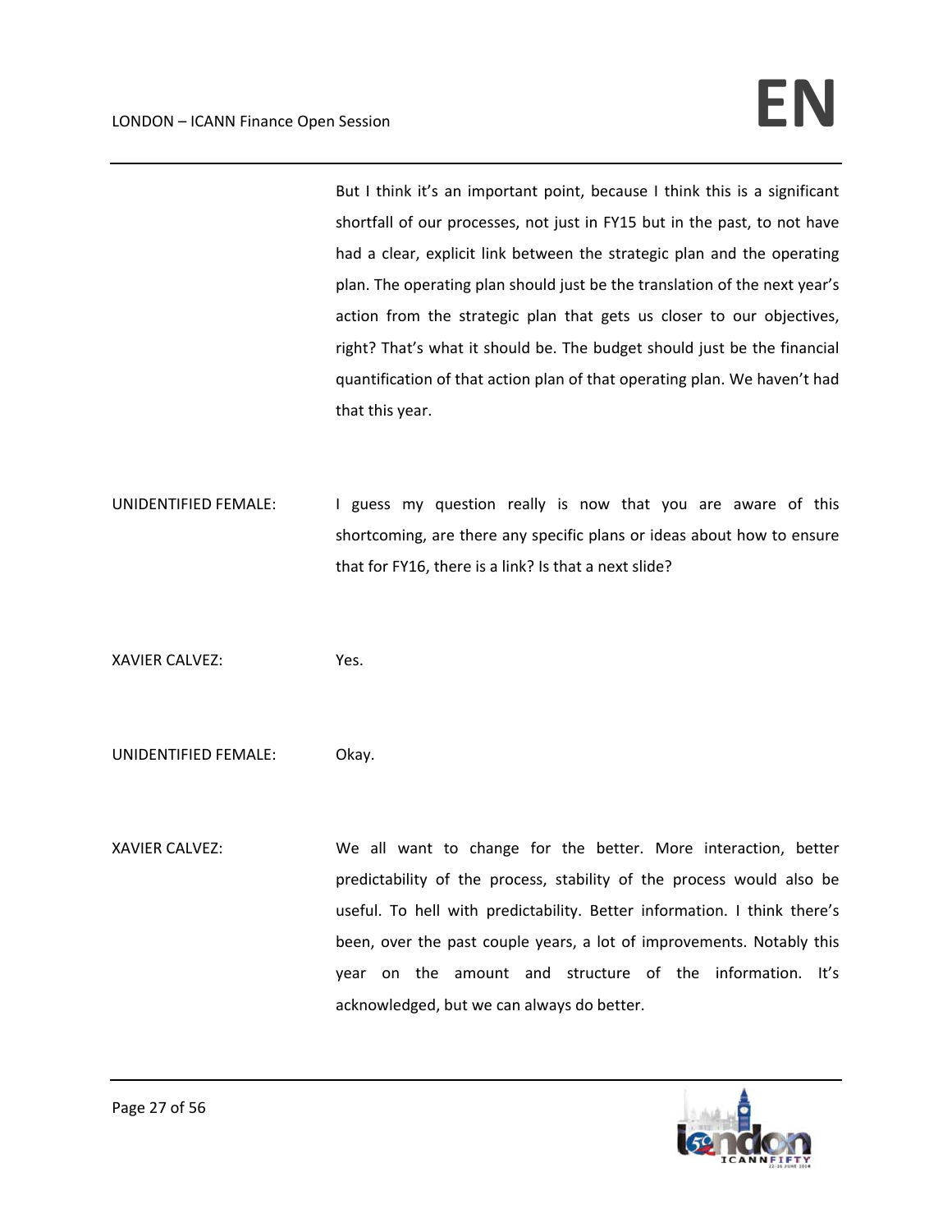But I think it's an important point, because I think this is a significant shortfall of our processes, not just in FY15 but in the past, to not have had a clear, explicit link between the strategic plan and the operating plan. The operating plan should just be the translation of the next year's action from the strategic plan that gets us closer to our objectives, right? That's what it should be. The budget should just be the financial quantification of that action plan of that operating plan. We haven't had that this year.

UNIDENTIFIED FEMALE: I guess my question really is now that you are aware of this shortcoming, are there any specific plans or ideas about how to ensure that for FY16, there is a link? Is that a next slide?

XAVIER CALVEZ: Yes.

UNIDENTIFIED FEMALE: Okay.

XAVIER CALVEZ: We all want to change for the better. More interaction, better predictability of the process, stability of the process would also be useful. To hell with predictability. Better information. I think there's been, over the past couple years, a lot of improvements. Notably this year on the amount and structure of the information. It's acknowledged, but we can always do better.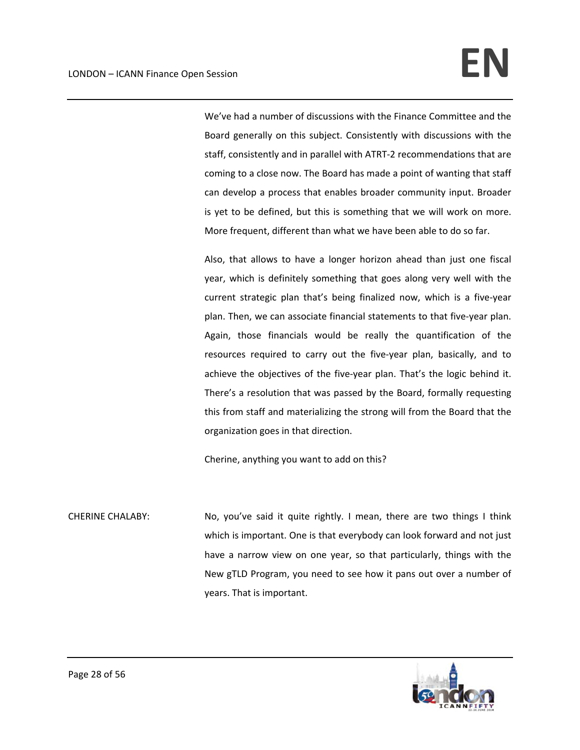We've had a number of discussions with the Finance Committee and the Board generally on this subject. Consistently with discussions with the staff, consistently and in parallel with ATRT-2 recommendations that are coming to a close now. The Board has made a point of wanting that staff can develop a process that enables broader community input. Broader is yet to be defined, but this is something that we will work on more. More frequent, different than what we have been able to do so far.

Also, that allows to have a longer horizon ahead than just one fiscal year, which is definitely something that goes along very well with the current strategic plan that's being finalized now, which is a five-year plan. Then, we can associate financial statements to that five-year plan. Again, those financials would be really the quantification of the resources required to carry out the five-year plan, basically, and to achieve the objectives of the five-year plan. That's the logic behind it. There's a resolution that was passed by the Board, formally requesting this from staff and materializing the strong will from the Board that the organization goes in that direction.

Cherine, anything you want to add on this?

CHERINE CHALABY: No, you've said it quite rightly. I mean, there are two things I think which is important. One is that everybody can look forward and not just have a narrow view on one year, so that particularly, things with the New gTLD Program, you need to see how it pans out over a number of years. That is important.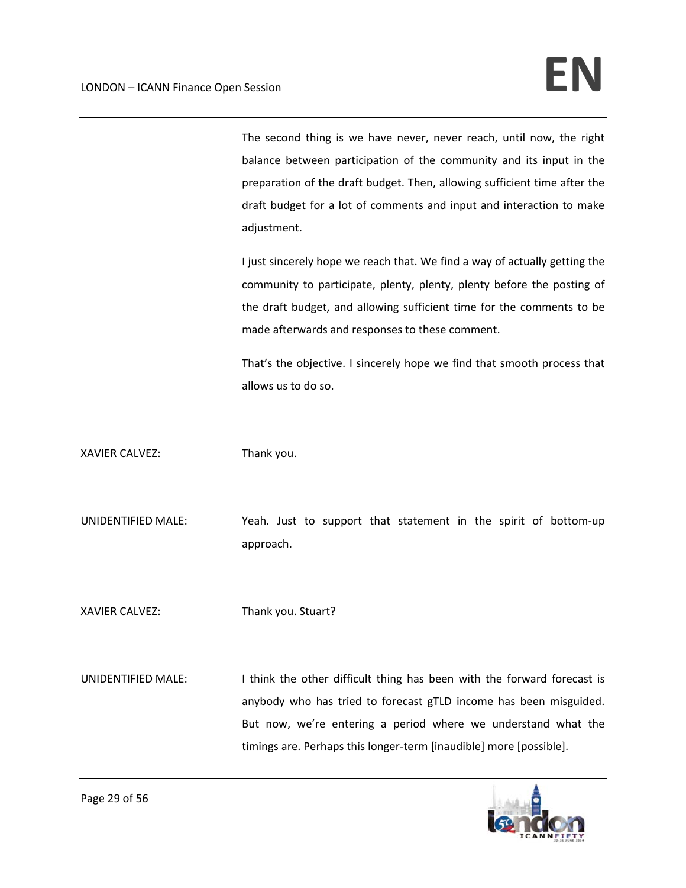The second thing is we have never, never reach, until now, the right balance between participation of the community and its input in the preparation of the draft budget. Then, allowing sufficient time after the draft budget for a lot of comments and input and interaction to make adjustment.

I just sincerely hope we reach that. We find a way of actually getting the community to participate, plenty, plenty, plenty before the posting of the draft budget, and allowing sufficient time for the comments to be made afterwards and responses to these comment.

That's the objective. I sincerely hope we find that smooth process that allows us to do so.

XAVIER CALVEZ: Thank you.

UNIDENTIFIED MALE: Yeah. Just to support that statement in the spirit of bottom-up approach.

XAVIER CALVEZ: Thank you. Stuart?

UNIDENTIFIED MALE: I think the other difficult thing has been with the forward forecast is anybody who has tried to forecast gTLD income has been misguided. But now, we're entering a period where we understand what the timings are. Perhaps this longer-term [inaudible] more [possible].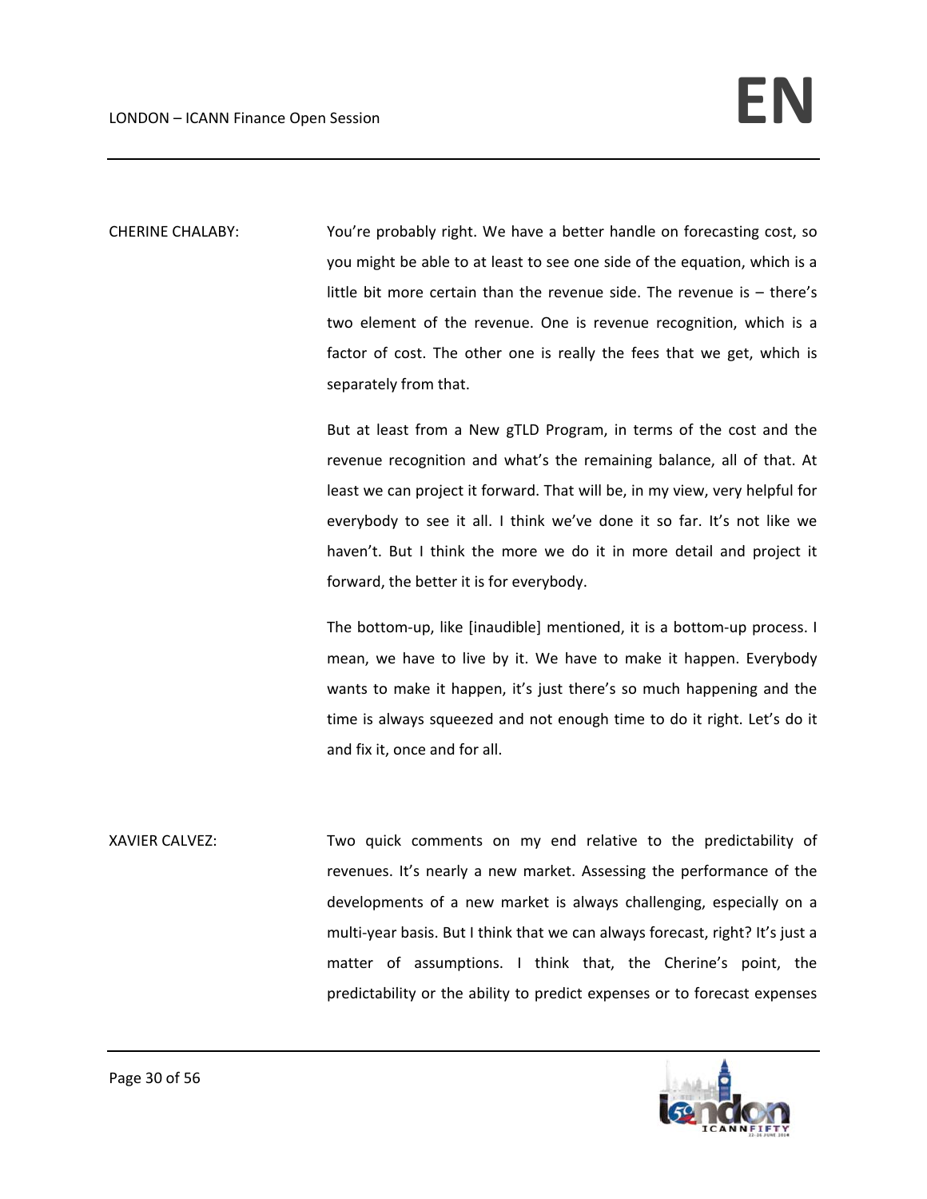CHERINE CHALABY: You're probably right. We have a better handle on forecasting cost, so you might be able to at least to see one side of the equation, which is a little bit more certain than the revenue side. The revenue is – there's two element of the revenue. One is revenue recognition, which is a factor of cost. The other one is really the fees that we get, which is separately from that.

But at least from a New gTLD Program, in terms of the cost and the revenue recognition and what's the remaining balance, all of that. At least we can project it forward. That will be, in my view, very helpful for everybody to see it all. I think we've done it so far. It's not like we haven't. But I think the more we do it in more detail and project it forward, the better it is for everybody.

The bottom-up, like [inaudible] mentioned, it is a bottom-up process. I mean, we have to live by it. We have to make it happen. Everybody wants to make it happen, it's just there's so much happening and the time is always squeezed and not enough time to do it right. Let's do it and fix it, once and for all.

XAVIER CALVEZ: Two quick comments on my end relative to the predictability of revenues. It's nearly a new market. Assessing the performance of the developments of a new market is always challenging, especially on a multi-year basis. But I think that we can always forecast, right? It's just a matter of assumptions. I think that, the Cherine's point, the predictability or the ability to predict expenses or to forecast expenses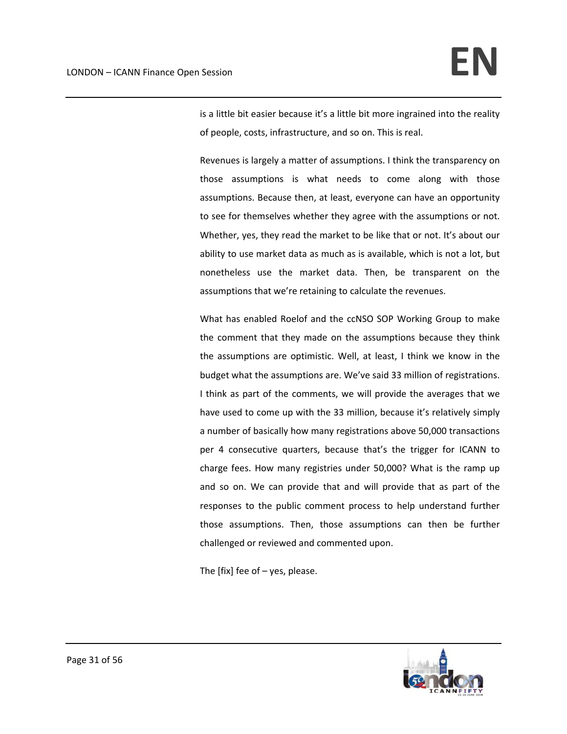is a little bit easier because it's a little bit more ingrained into the reality of people, costs, infrastructure, and so on. This is real.

Revenues is largely a matter of assumptions. I think the transparency on those assumptions is what needs to come along with those assumptions. Because then, at least, everyone can have an opportunity to see for themselves whether they agree with the assumptions or not. Whether, yes, they read the market to be like that or not. It's about our ability to use market data as much as is available, which is not a lot, but nonetheless use the market data. Then, be transparent on the assumptions that we're retaining to calculate the revenues.

What has enabled Roelof and the ccNSO SOP Working Group to make the comment that they made on the assumptions because they think the assumptions are optimistic. Well, at least, I think we know in the budget what the assumptions are. We've said 33 million of registrations. I think as part of the comments, we will provide the averages that we have used to come up with the 33 million, because it's relatively simply a number of basically how many registrations above 50,000 transactions per 4 consecutive quarters, because that's the trigger for ICANN to charge fees. How many registries under 50,000? What is the ramp up and so on. We can provide that and will provide that as part of the responses to the public comment process to help understand further those assumptions. Then, those assumptions can then be further challenged or reviewed and commented upon.

The [fix] fee of – yes, please.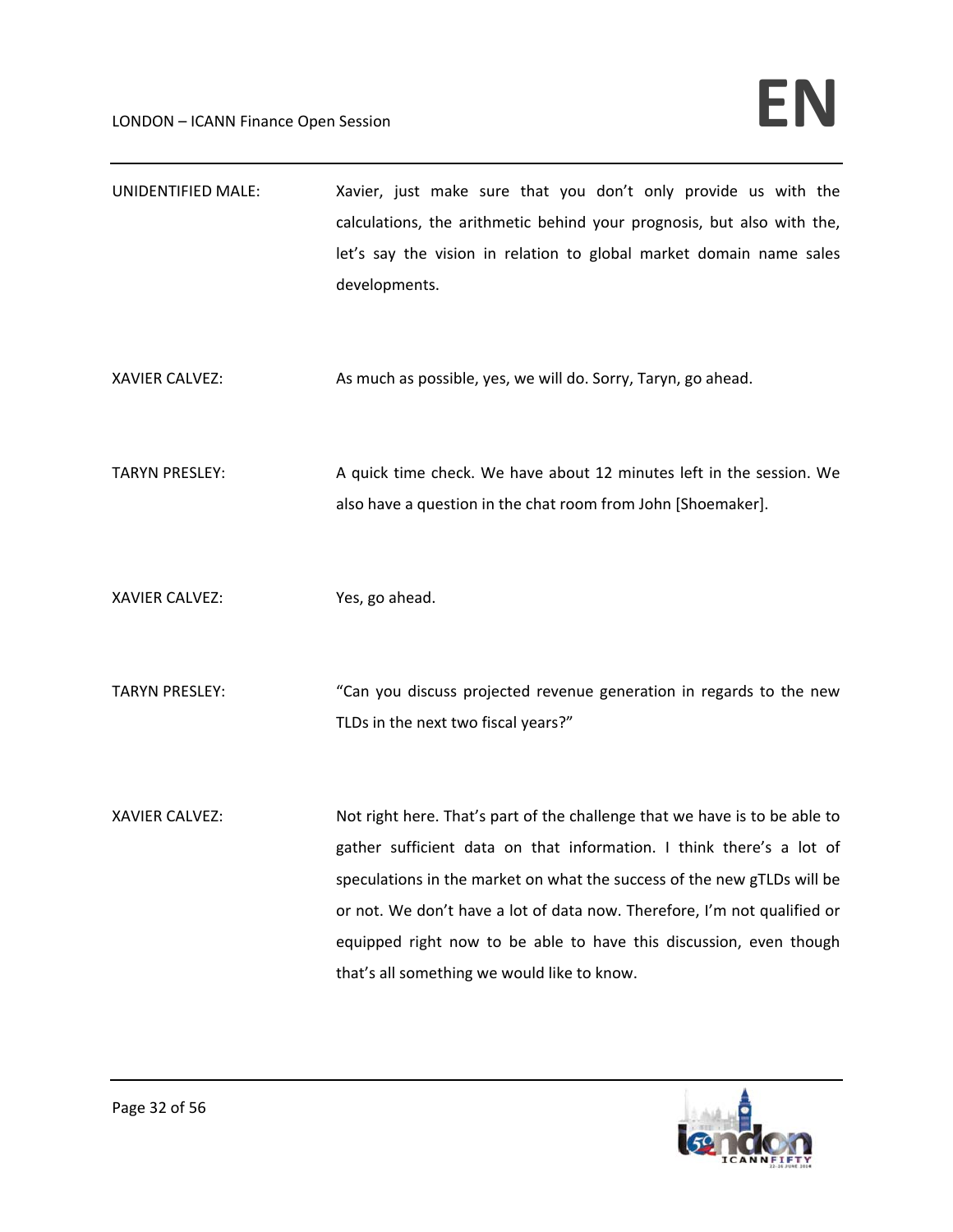UNIDENTIFIED MALE: Xavier, just make sure that you don't only provide us with the calculations, the arithmetic behind your prognosis, but also with the, let's say the vision in relation to global market domain name sales developments.

XAVIER CALVEZ: As much as possible, yes, we will do. Sorry, Taryn, go ahead.

TARYN PRESLEY: A quick time check. We have about 12 minutes left in the session. We also have a question in the chat room from John [Shoemaker].

XAVIER CALVEZ: Yes, go ahead.

TARYN PRESLEY: "Can you discuss projected revenue generation in regards to the new TLDs in the next two fiscal years?"

XAVIER CALVEZ: Not right here. That's part of the challenge that we have is to be able to gather sufficient data on that information. I think there's a lot of speculations in the market on what the success of the new gTLDs will be or not. We don't have a lot of data now. Therefore, I'm not qualified or equipped right now to be able to have this discussion, even though that's all something we would like to know.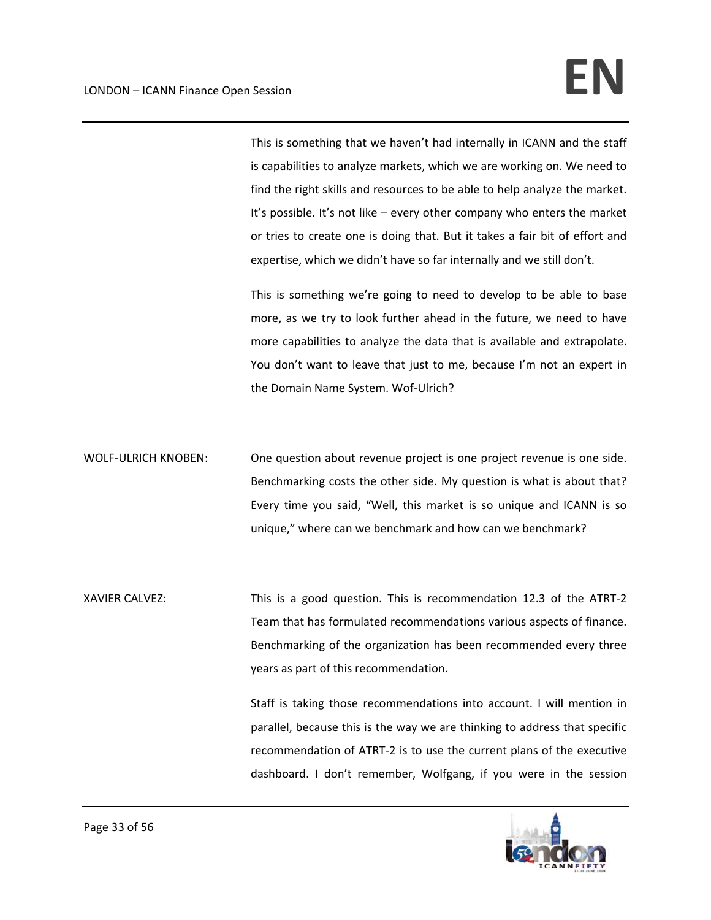This is something that we haven't had internally in ICANN and the staff is capabilities to analyze markets, which we are working on. We need to find the right skills and resources to be able to help analyze the market. It's possible. It's not like – every other company who enters the market or tries to create one is doing that. But it takes a fair bit of effort and expertise, which we didn't have so far internally and we still don't.

This is something we're going to need to develop to be able to base more, as we try to look further ahead in the future, we need to have more capabilities to analyze the data that is available and extrapolate. You don't want to leave that just to me, because I'm not an expert in the Domain Name System. Wof-Ulrich?

WOLF-ULRICH KNOBEN: One question about revenue project is one project revenue is one side. Benchmarking costs the other side. My question is what is about that? Every time you said, "Well, this market is so unique and ICANN is so unique," where can we benchmark and how can we benchmark?

XAVIER CALVEZ: This is a good question. This is recommendation 12.3 of the ATRT-2 Team that has formulated recommendations various aspects of finance. Benchmarking of the organization has been recommended every three years as part of this recommendation.

Staff is taking those recommendations into account. I will mention in parallel, because this is the way we are thinking to address that specific recommendation of ATRT-2 is to use the current plans of the executive dashboard. I don't remember, Wolfgang, if you were in the session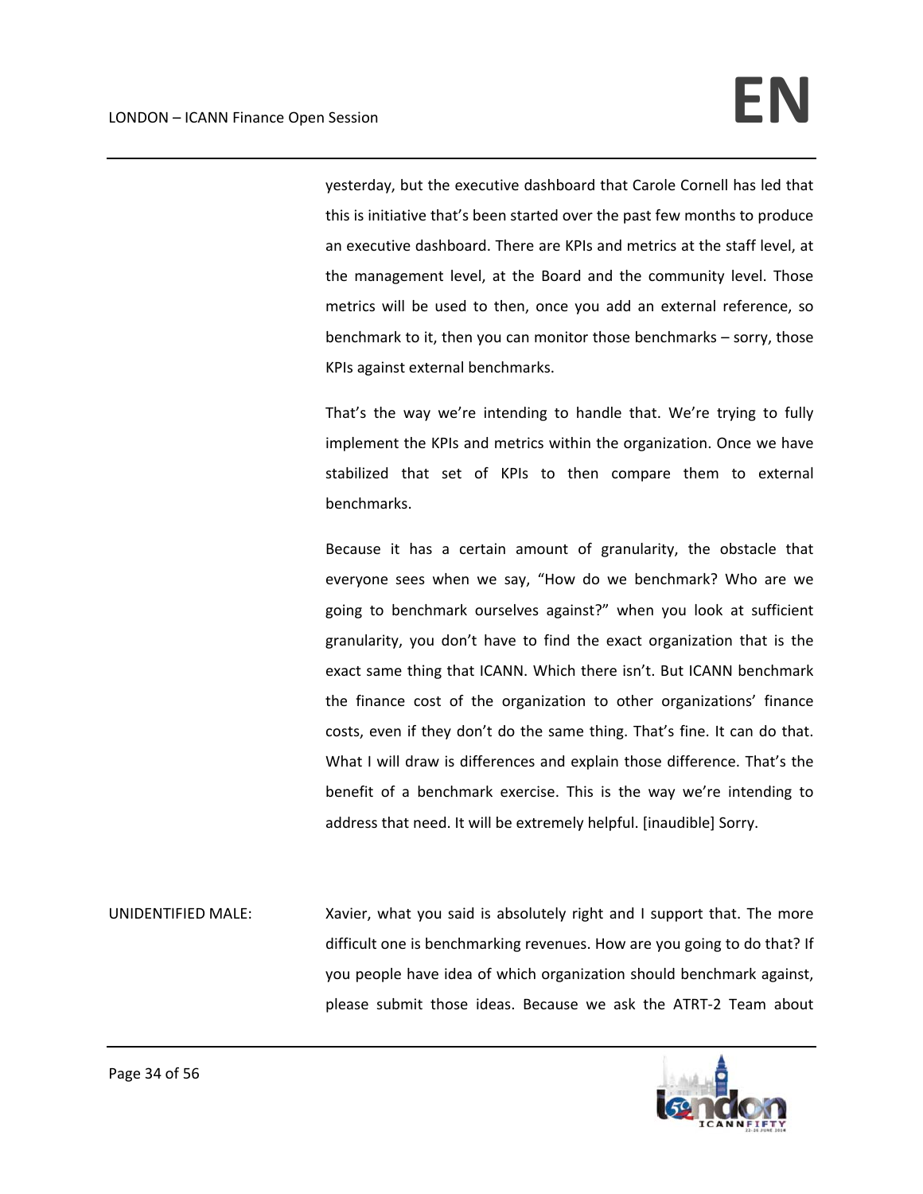yesterday, but the executive dashboard that Carole Cornell has led that this is initiative that's been started over the past few months to produce an executive dashboard. There are KPIs and metrics at the staff level, at the management level, at the Board and the community level. Those metrics will be used to then, once you add an external reference, so benchmark to it, then you can monitor those benchmarks – sorry, those KPIs against external benchmarks.

That's the way we're intending to handle that. We're trying to fully implement the KPIs and metrics within the organization. Once we have stabilized that set of KPIs to then compare them to external benchmarks.

Because it has a certain amount of granularity, the obstacle that everyone sees when we say, "How do we benchmark? Who are we going to benchmark ourselves against?" when you look at sufficient granularity, you don't have to find the exact organization that is the exact same thing that ICANN. Which there isn't. But ICANN benchmark the finance cost of the organization to other organizations' finance costs, even if they don't do the same thing. That's fine. It can do that. What I will draw is differences and explain those difference. That's the benefit of a benchmark exercise. This is the way we're intending to address that need. It will be extremely helpful. [inaudible] Sorry.

UNIDENTIFIED MALE: Xavier, what you said is absolutely right and I support that. The more difficult one is benchmarking revenues. How are you going to do that? If you people have idea of which organization should benchmark against, please submit those ideas. Because we ask the ATRT-2 Team about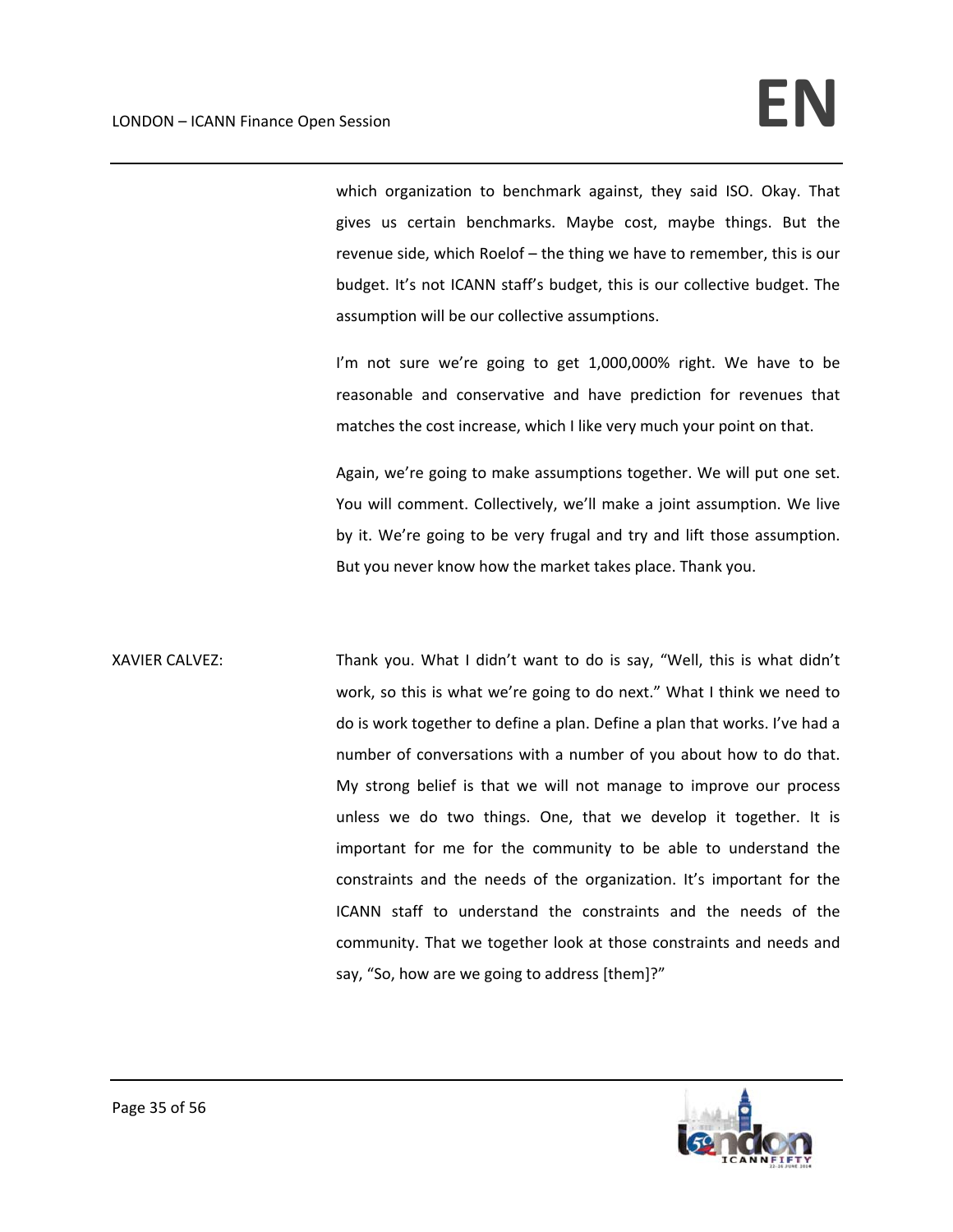which organization to benchmark against, they said ISO. Okay. That gives us certain benchmarks. Maybe cost, maybe things. But the revenue side, which Roelof – the thing we have to remember, this is our budget. It's not ICANN staff's budget, this is our collective budget. The assumption will be our collective assumptions.

I'm not sure we're going to get 1,000,000% right. We have to be reasonable and conservative and have prediction for revenues that matches the cost increase, which I like very much your point on that.

Again, we're going to make assumptions together. We will put one set. You will comment. Collectively, we'll make a joint assumption. We live by it. We're going to be very frugal and try and lift those assumption. But you never know how the market takes place. Thank you.

XAVIER CALVEZ: Thank you. What I didn't want to do is say, "Well, this is what didn't work, so this is what we're going to do next." What I think we need to do is work together to define a plan. Define a plan that works. I've had a number of conversations with a number of you about how to do that. My strong belief is that we will not manage to improve our process unless we do two things. One, that we develop it together. It is important for me for the community to be able to understand the constraints and the needs of the organization. It's important for the ICANN staff to understand the constraints and the needs of the community. That we together look at those constraints and needs and say, "So, how are we going to address [them]?"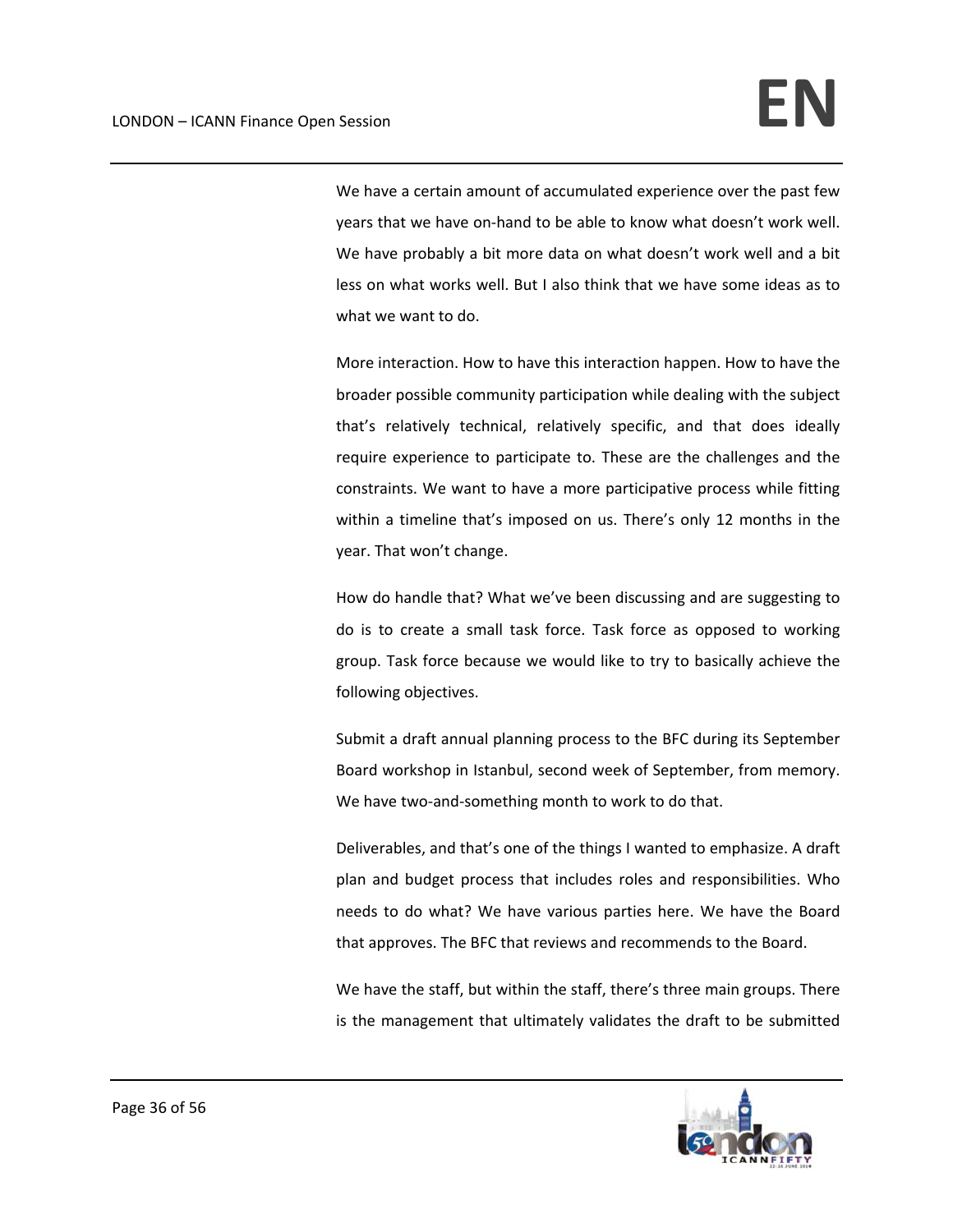We have a certain amount of accumulated experience over the past few years that we have on-hand to be able to know what doesn't work well. We have probably a bit more data on what doesn't work well and a bit less on what works well. But I also think that we have some ideas as to what we want to do.

More interaction. How to have this interaction happen. How to have the broader possible community participation while dealing with the subject that's relatively technical, relatively specific, and that does ideally require experience to participate to. These are the challenges and the constraints. We want to have a more participative process while fitting within a timeline that's imposed on us. There's only 12 months in the year. That won't change.

How do handle that? What we've been discussing and are suggesting to do is to create a small task force. Task force as opposed to working group. Task force because we would like to try to basically achieve the following objectives.

Submit a draft annual planning process to the BFC during its September Board workshop in Istanbul, second week of September, from memory. We have two-and-something month to work to do that.

Deliverables, and that's one of the things I wanted to emphasize. A draft plan and budget process that includes roles and responsibilities. Who needs to do what? We have various parties here. We have the Board that approves. The BFC that reviews and recommends to the Board.

We have the staff, but within the staff, there's three main groups. There is the management that ultimately validates the draft to be submitted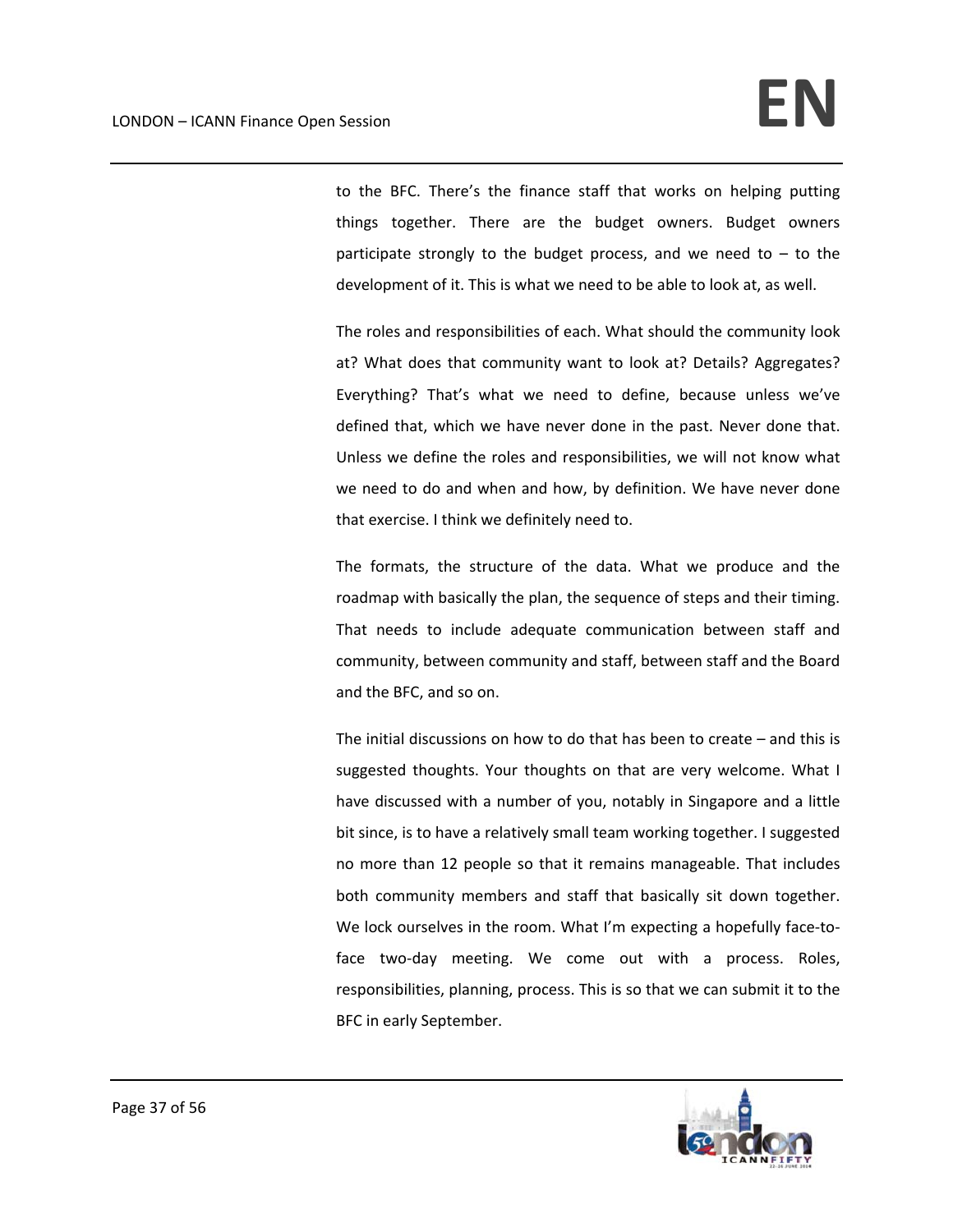to the BFC. There's the finance staff that works on helping putting things together. There are the budget owners. Budget owners participate strongly to the budget process, and we need to – to the development of it. This is what we need to be able to look at, as well.

The roles and responsibilities of each. What should the community look at? What does that community want to look at? Details? Aggregates? Everything? That's what we need to define, because unless we've defined that, which we have never done in the past. Never done that. Unless we define the roles and responsibilities, we will not know what we need to do and when and how, by definition. We have never done that exercise. I think we definitely need to.

The formats, the structure of the data. What we produce and the roadmap with basically the plan, the sequence of steps and their timing. That needs to include adequate communication between staff and community, between community and staff, between staff and the Board and the BFC, and so on.

The initial discussions on how to do that has been to create – and this is suggested thoughts. Your thoughts on that are very welcome. What I have discussed with a number of you, notably in Singapore and a little bit since, is to have a relatively small team working together. I suggested no more than 12 people so that it remains manageable. That includes both community members and staff that basically sit down together. We lock ourselves in the room. What I'm expecting a hopefully face-to-face two-day meeting. We come out with a process. Roles, responsibilities, planning, process. This is so that we can submit it to the BFC in early September.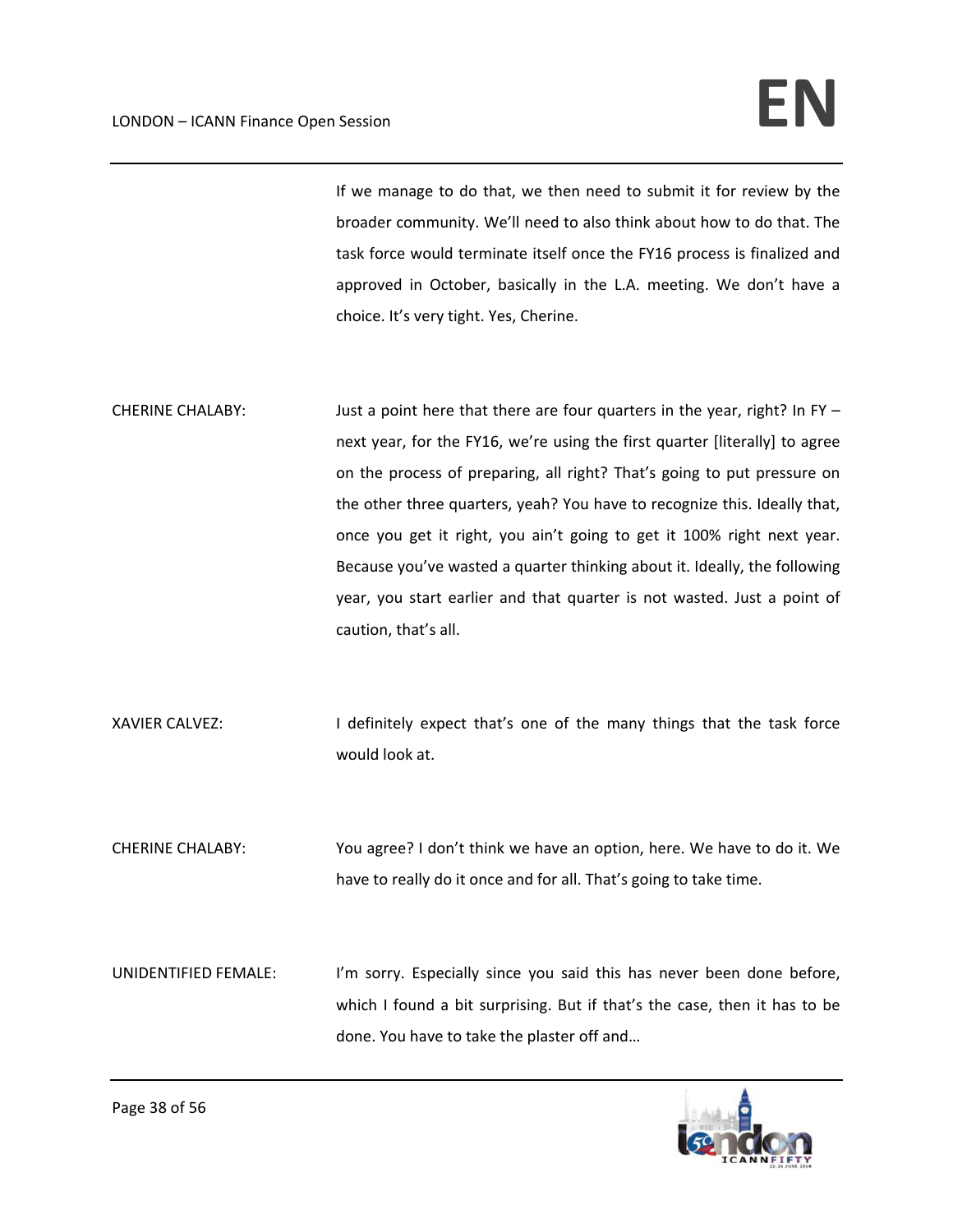If we manage to do that, we then need to submit it for review by the broader community. We'll need to also think about how to do that. The task force would terminate itself once the FY16 process is finalized and approved in October, basically in the L.A. meeting. We don't have a choice. It's very tight. Yes, Cherine.

CHERINE CHALABY: Just a point here that there are four quarters in the year, right? In FY – next year, for the FY16, we're using the first quarter [literally] to agree on the process of preparing, all right? That's going to put pressure on the other three quarters, yeah? You have to recognize this. Ideally that, once you get it right, you ain't going to get it 100% right next year. Because you've wasted a quarter thinking about it. Ideally, the following year, you start earlier and that quarter is not wasted. Just a point of caution, that's all.

XAVIER CALVEZ: I definitely expect that's one of the many things that the task force would look at.

CHERINE CHALABY: You agree? I don't think we have an option, here. We have to do it. We have to really do it once and for all. That's going to take time.

UNIDENTIFIED FEMALE: I'm sorry. Especially since you said this has never been done before, which I found a bit surprising. But if that's the case, then it has to be done. You have to take the plaster off and…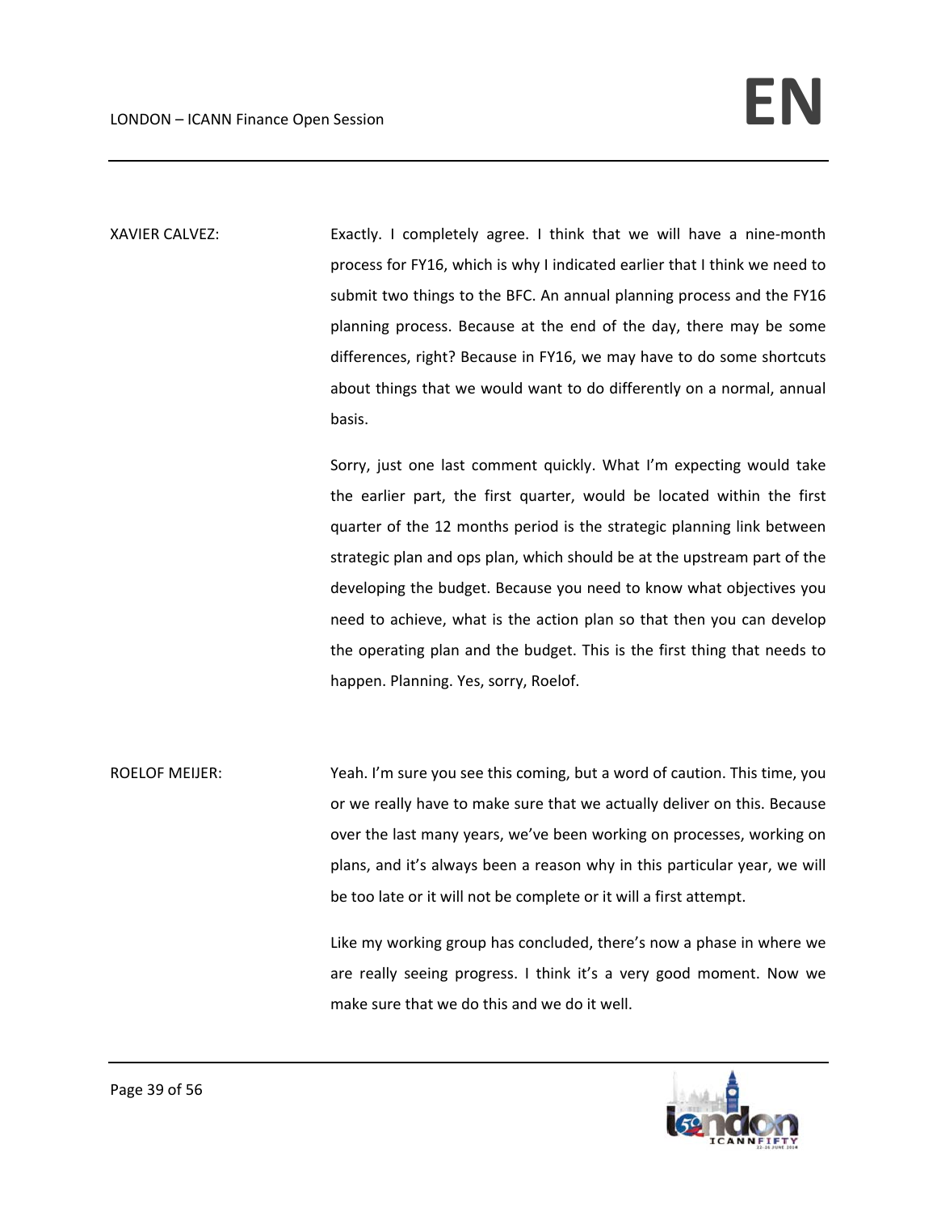XAVIER CALVEZ: Exactly. I completely agree. I think that we will have a nine-month process for FY16, which is why I indicated earlier that I think we need to submit two things to the BFC. An annual planning process and the FY16 planning process. Because at the end of the day, there may be some differences, right? Because in FY16, we may have to do some shortcuts about things that we would want to do differently on a normal, annual basis.

Sorry, just one last comment quickly. What I'm expecting would take the earlier part, the first quarter, would be located within the first quarter of the 12 months period is the strategic planning link between strategic plan and ops plan, which should be at the upstream part of the developing the budget. Because you need to know what objectives you need to achieve, what is the action plan so that then you can develop the operating plan and the budget. This is the first thing that needs to happen. Planning. Yes, sorry, Roelof.

ROELOF MEIJER: Yeah. I'm sure you see this coming, but a word of caution. This time, you or we really have to make sure that we actually deliver on this. Because over the last many years, we've been working on processes, working on plans, and it's always been a reason why in this particular year, we will be too late or it will not be complete or it will a first attempt.

Like my working group has concluded, there's now a phase in where we are really seeing progress. I think it's a very good moment. Now we make sure that we do this and we do it well.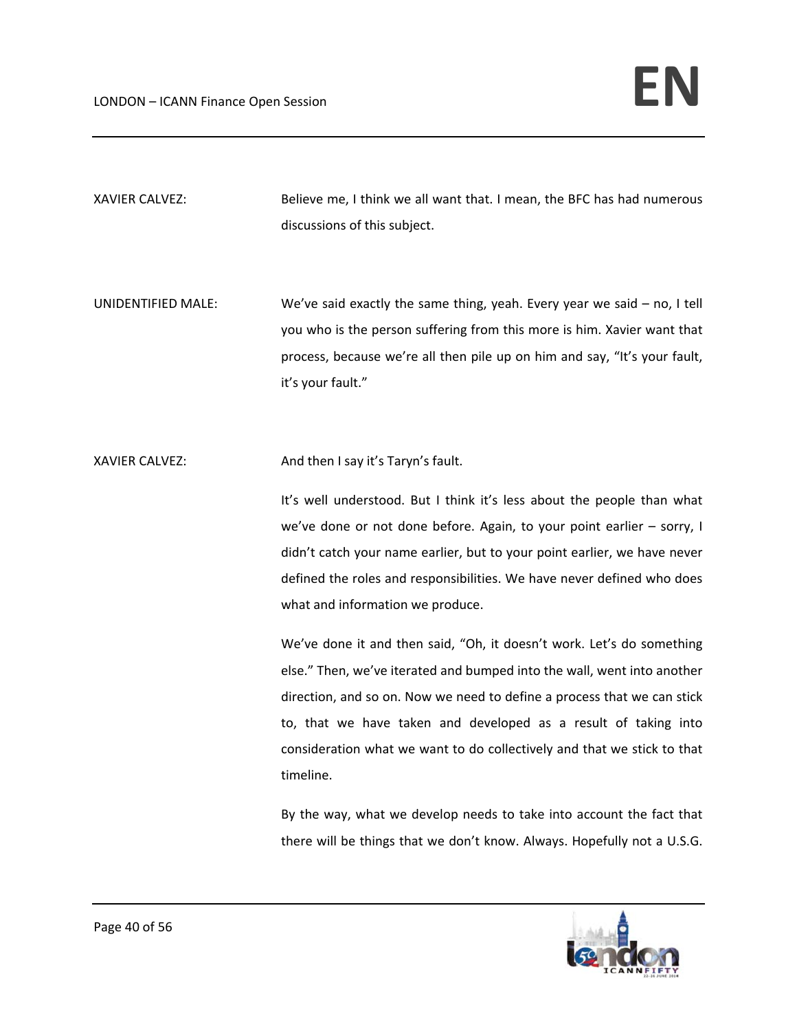XAVIER CALVEZ: Believe me, I think we all want that. I mean, the BFC has had numerous discussions of this subject.

UNIDENTIFIED MALE: We've said exactly the same thing, yeah. Every year we said – no, I tell you who is the person suffering from this more is him. Xavier want that process, because we're all then pile up on him and say, "It's your fault, it's your fault."

XAVIER CALVEZ: And then I say it's Taryn's fault.

It's well understood. But I think it's less about the people than what we've done or not done before. Again, to your point earlier – sorry, I didn't catch your name earlier, but to your point earlier, we have never defined the roles and responsibilities. We have never defined who does what and information we produce.

We've done it and then said, "Oh, it doesn't work. Let's do something else." Then, we've iterated and bumped into the wall, went into another direction, and so on. Now we need to define a process that we can stick to, that we have taken and developed as a result of taking into consideration what we want to do collectively and that we stick to that timeline.

By the way, what we develop needs to take into account the fact that there will be things that we don't know. Always. Hopefully not a U.S.G.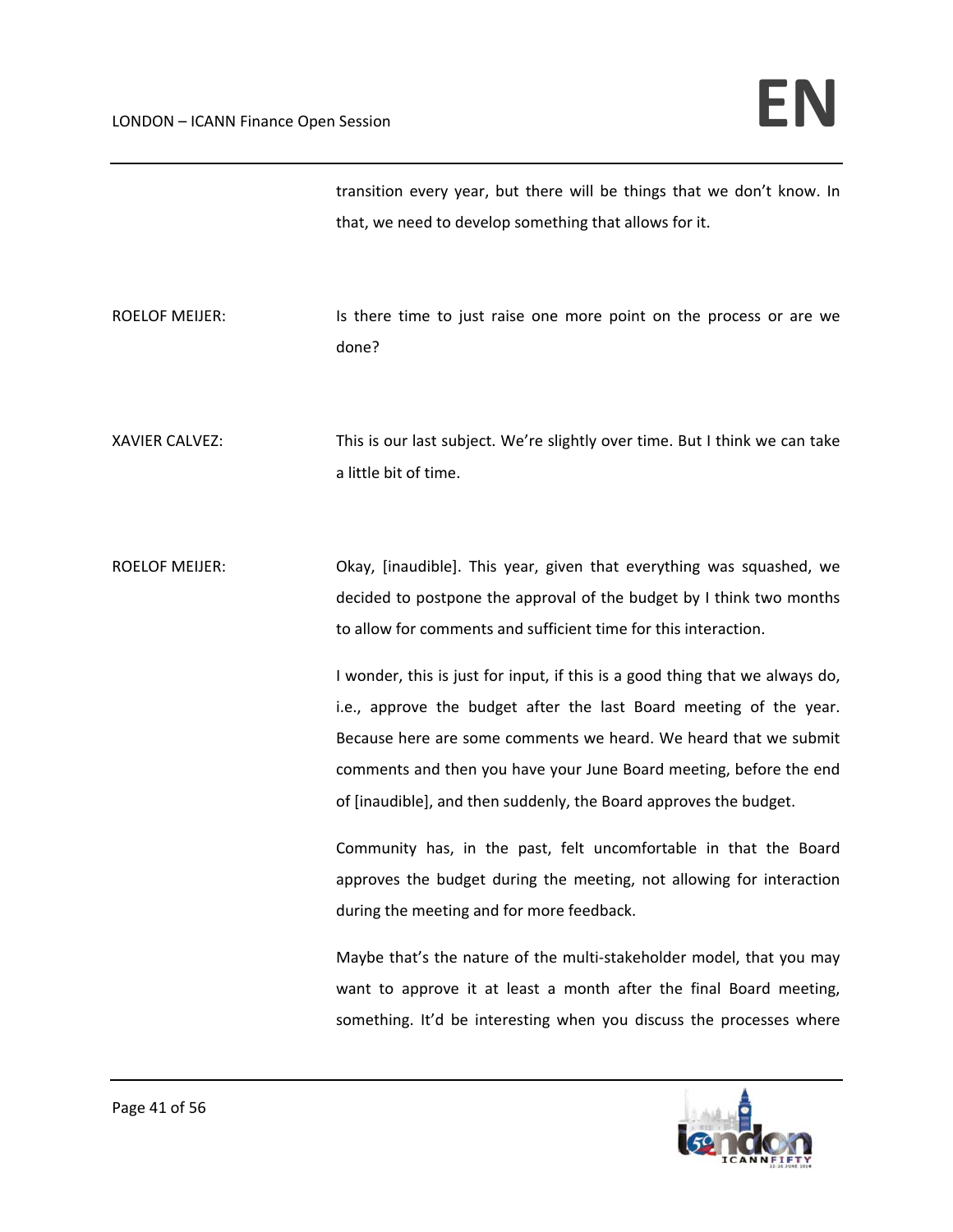transition every year, but there will be things that we don't know. In that, we need to develop something that allows for it.

ROELOF MEIJER: Is there time to just raise one more point on the process or are we done?

XAVIER CALVEZ: This is our last subject. We're slightly over time. But I think we can take a little bit of time.

ROELOF MEIJER: Okay, [inaudible]. This year, given that everything was squashed, we decided to postpone the approval of the budget by I think two months to allow for comments and sufficient time for this interaction.

I wonder, this is just for input, if this is a good thing that we always do, i.e., approve the budget after the last Board meeting of the year. Because here are some comments we heard. We heard that we submit comments and then you have your June Board meeting, before the end of [inaudible], and then suddenly, the Board approves the budget.

Community has, in the past, felt uncomfortable in that the Board approves the budget during the meeting, not allowing for interaction during the meeting and for more feedback.

Maybe that's the nature of the multi-stakeholder model, that you may want to approve it at least a month after the final Board meeting, something. It'd be interesting when you discuss the processes where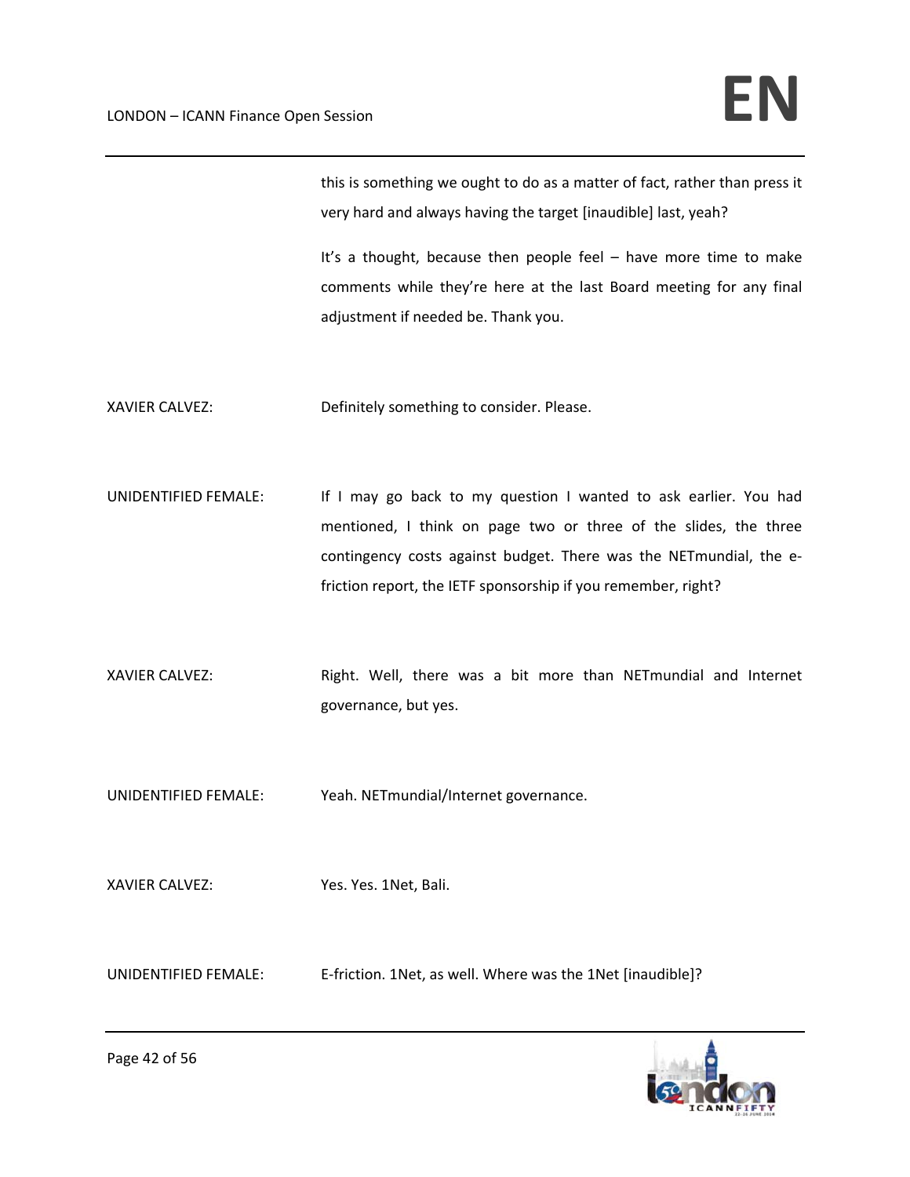this is something we ought to do as a matter of fact, rather than press it very hard and always having the target [inaudible] last, yeah?

It's a thought, because then people feel – have more time to make comments while they're here at the last Board meeting for any final adjustment if needed be. Thank you.

XAVIER CALVEZ: Definitely something to consider. Please.

UNIDENTIFIED FEMALE: If I may go back to my question I wanted to ask earlier. You had mentioned, I think on page two or three of the slides, the three contingency costs against budget. There was the NETmundial, the e-friction report, the IETF sponsorship if you remember, right?

XAVIER CALVEZ: Right. Well, there was a bit more than NETmundial and Internet governance, but yes.

UNIDENTIFIED FEMALE: Yeah. NETmundial/Internet governance.

XAVIER CALVEZ: Yes. Yes. 1Net, Bali.

UNIDENTIFIED FEMALE: E-friction. 1Net, as well. Where was the 1Net [inaudible]?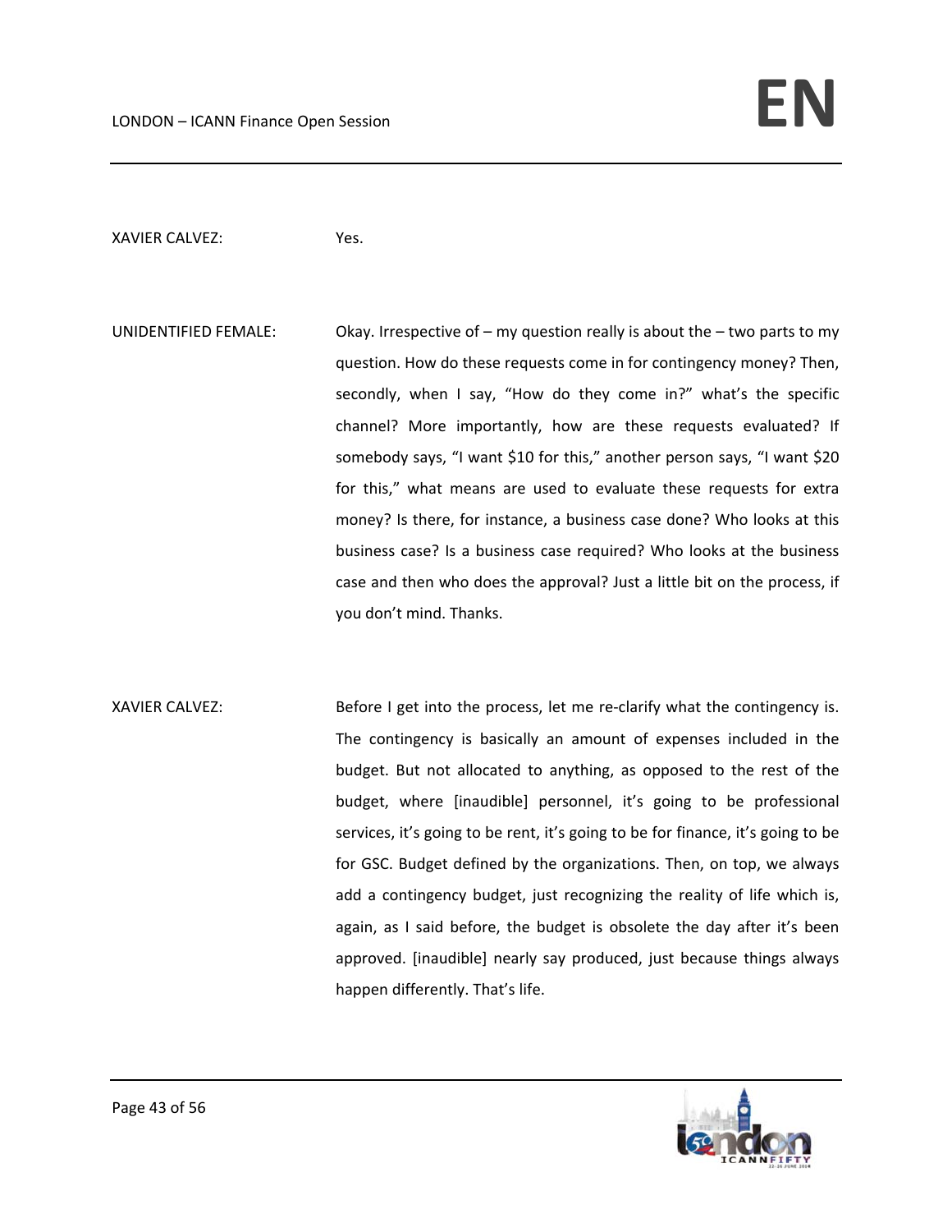XAVIER CALVEZ: Yes.

UNIDENTIFIED FEMALE: Okay. Irrespective of – my question really is about the – two parts to my question. How do these requests come in for contingency money? Then, secondly, when I say, "How do they come in?" what's the specific channel? More importantly, how are these requests evaluated? If somebody says, "I want $10 for this," another person says, "I want $20 for this," what means are used to evaluate these requests for extra money? Is there, for instance, a business case done? Who looks at this business case? Is a business case required? Who looks at the business case and then who does the approval? Just a little bit on the process, if you don't mind. Thanks.

XAVIER CALVEZ: Before I get into the process, let me re-clarify what the contingency is. The contingency is basically an amount of expenses included in the budget. But not allocated to anything, as opposed to the rest of the budget, where [inaudible] personnel, it's going to be professional services, it's going to be rent, it's going to be for finance, it's going to be for GSC. Budget defined by the organizations. Then, on top, we always add a contingency budget, just recognizing the reality of life which is, again, as I said before, the budget is obsolete the day after it's been approved. [inaudible] nearly say produced, just because things always happen differently. That's life.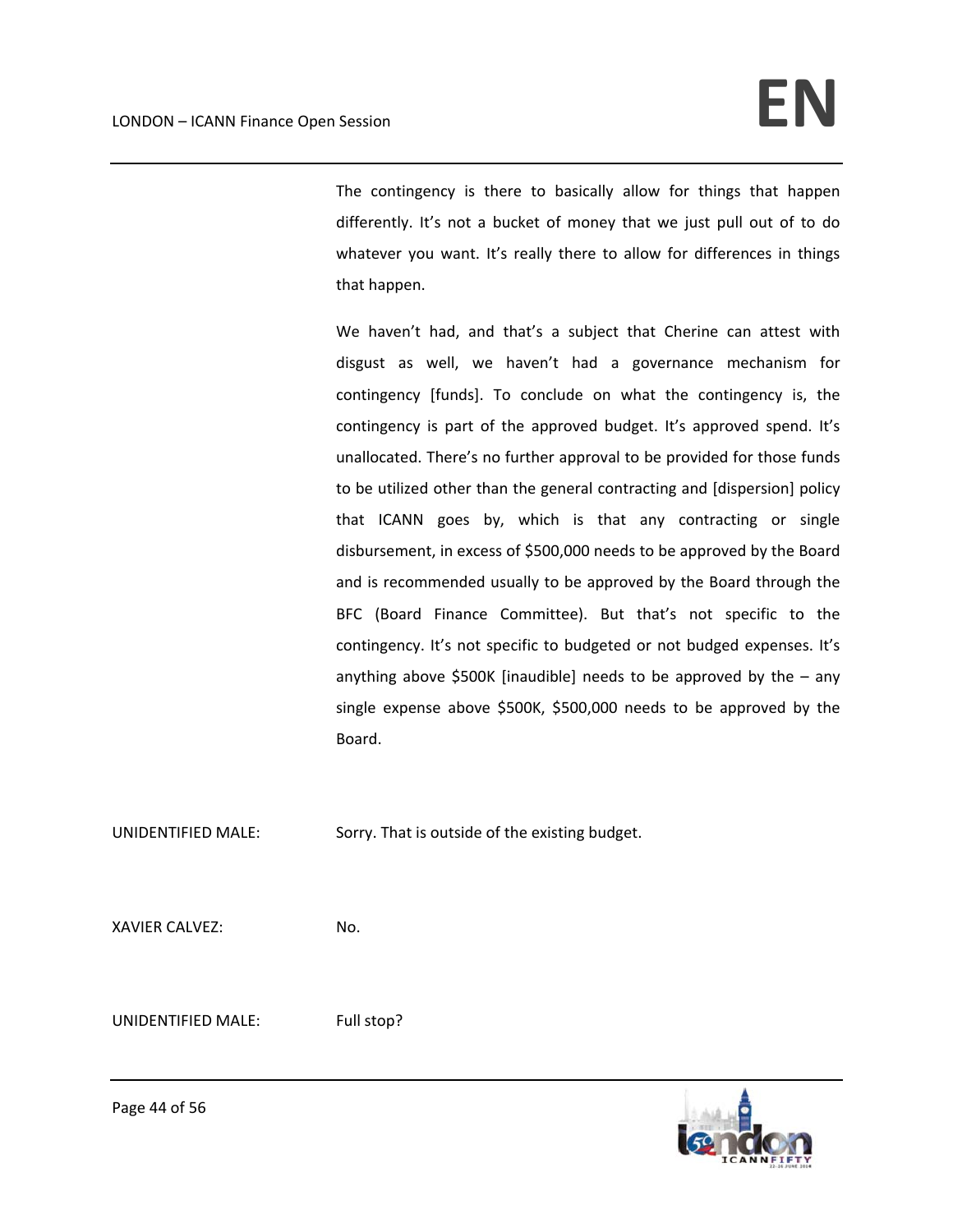The contingency is there to basically allow for things that happen differently. It's not a bucket of money that we just pull out of to do whatever you want. It's really there to allow for differences in things that happen.

We haven't had, and that's a subject that Cherine can attest with disgust as well, we haven't had a governance mechanism for contingency [funds]. To conclude on what the contingency is, the contingency is part of the approved budget. It's approved spend. It's unallocated. There's no further approval to be provided for those funds to be utilized other than the general contracting and [dispersion] policy that ICANN goes by, which is that any contracting or single disbursement, in excess of $500,000 needs to be approved by the Board and is recommended usually to be approved by the Board through the BFC (Board Finance Committee). But that's not specific to the contingency. It's not specific to budgeted or not budged expenses. It's anything above $500K [inaudible] needs to be approved by the – any single expense above $500K, $500,000 needs to be approved by the Board.

UNIDENTIFIED MALE: Sorry. That is outside of the existing budget.

XAVIER CALVEZ: No.

UNIDENTIFIED MALE: Full stop?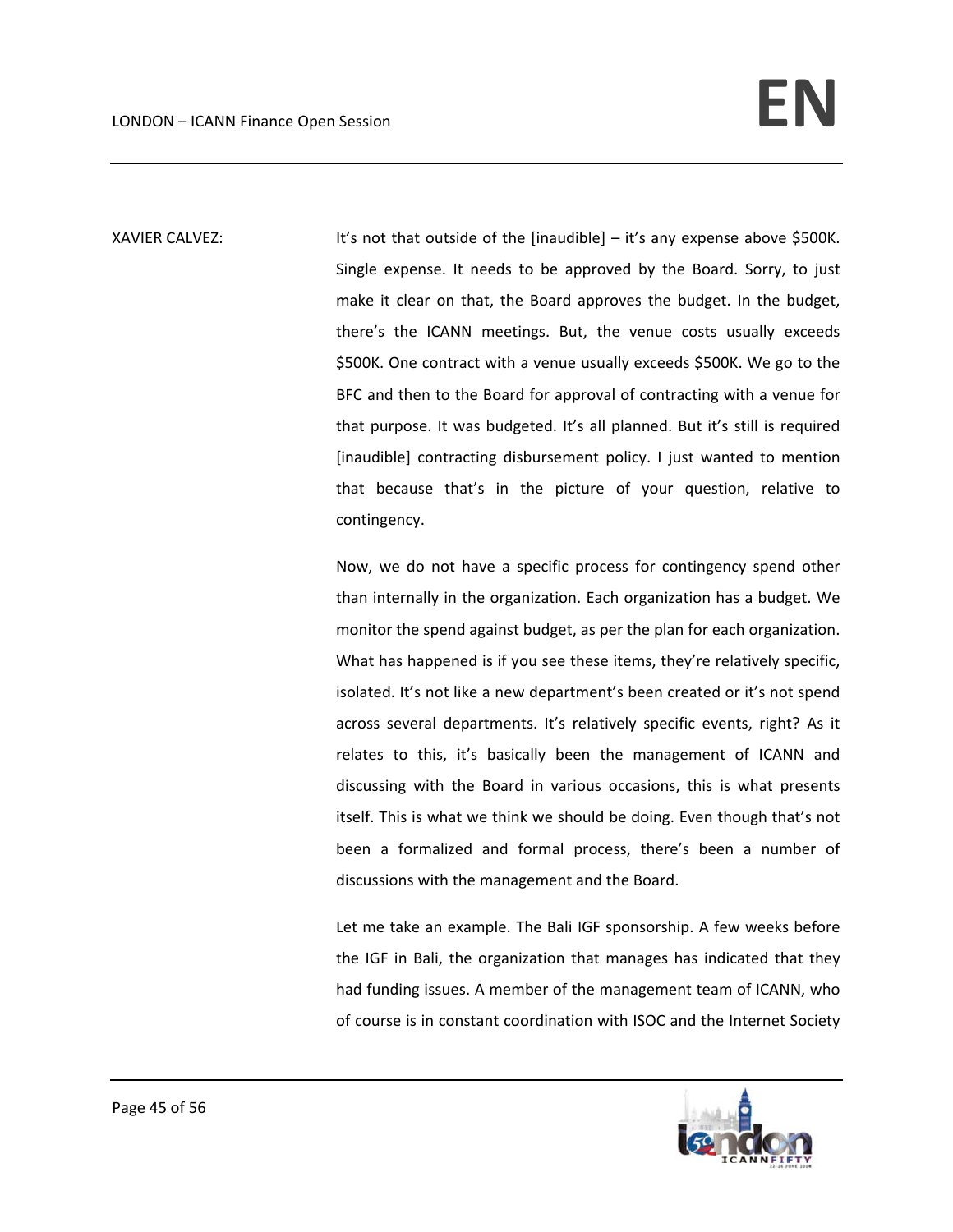XAVIER CALVEZ: It's not that outside of the [inaudible] – it's any expense above $500K. Single expense. It needs to be approved by the Board. Sorry, to just make it clear on that, the Board approves the budget. In the budget, there's the ICANN meetings. But, the venue costs usually exceeds $500K. One contract with a venue usually exceeds $500K. We go to the BFC and then to the Board for approval of contracting with a venue for that purpose. It was budgeted. It's all planned. But it's still is required [inaudible] contracting disbursement policy. I just wanted to mention that because that's in the picture of your question, relative to contingency.

Now, we do not have a specific process for contingency spend other than internally in the organization. Each organization has a budget. We monitor the spend against budget, as per the plan for each organization. What has happened is if you see these items, they're relatively specific, isolated. It's not like a new department's been created or it's not spend across several departments. It's relatively specific events, right? As it relates to this, it's basically been the management of ICANN and discussing with the Board in various occasions, this is what presents itself. This is what we think we should be doing. Even though that's not been a formalized and formal process, there's been a number of discussions with the management and the Board.

Let me take an example. The Bali IGF sponsorship. A few weeks before the IGF in Bali, the organization that manages has indicated that they had funding issues. A member of the management team of ICANN, who of course is in constant coordination with ISOC and the Internet Society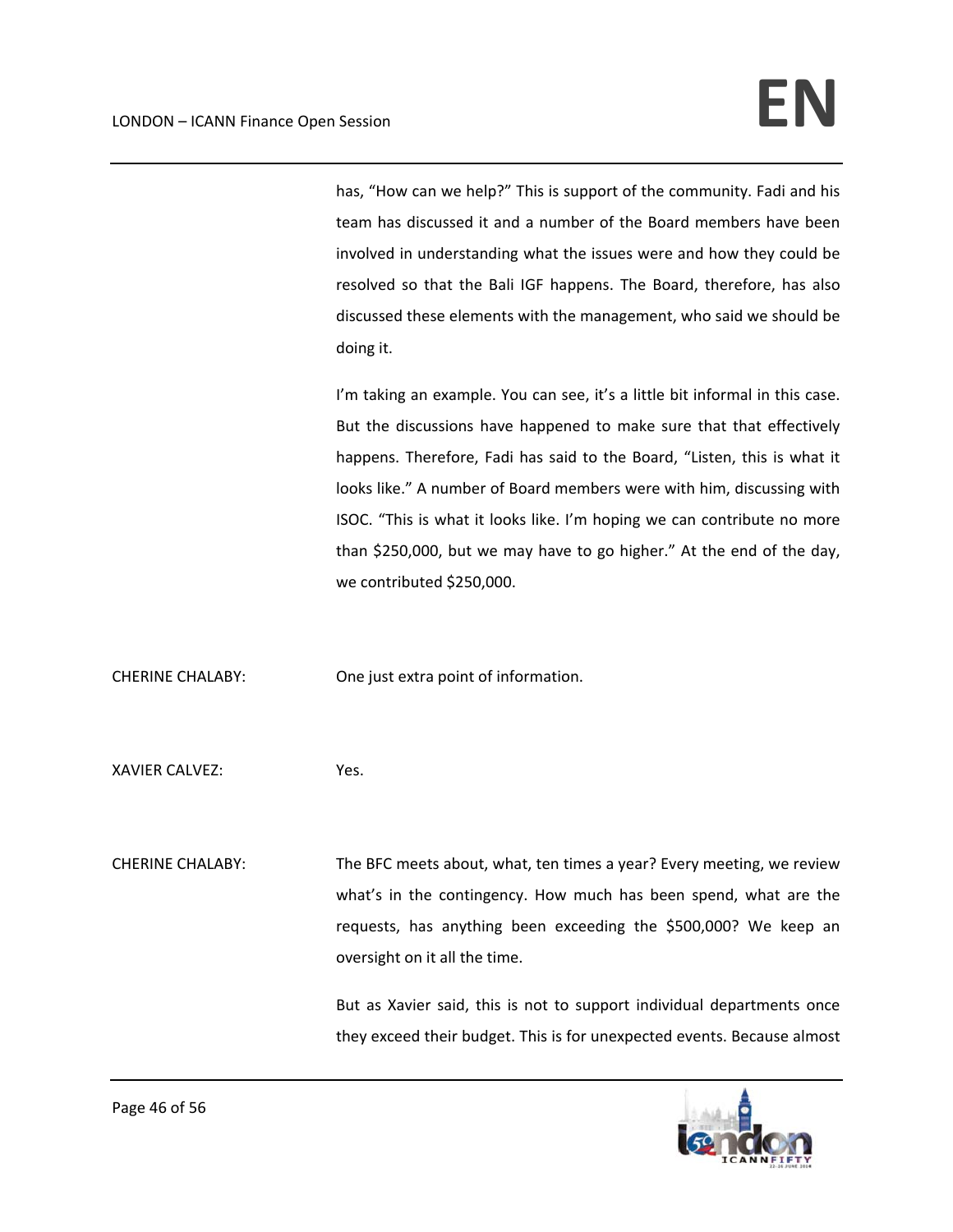has, “How can we help?” This is support of the community. Fadi and his team has discussed it and a number of the Board members have been involved in understanding what the issues were and how they could be resolved so that the Bali IGF happens. The Board, therefore, has also discussed these elements with the management, who said we should be doing it.

I’m taking an example. You can see, it’s a little bit informal in this case. But the discussions have happened to make sure that that effectively happens. Therefore, Fadi has said to the Board, “Listen, this is what it looks like.” A number of Board members were with him, discussing with ISOC. “This is what it looks like. I’m hoping we can contribute no more than $250,000, but we may have to go higher.” At the end of the day, we contributed $250,000.

CHERINE CHALABY: One just extra point of information.

XAVIER CALVEZ: Yes.

CHERINE CHALABY: The BFC meets about, what, ten times a year? Every meeting, we review what’s in the contingency. How much has been spend, what are the requests, has anything been exceeding the $500,000? We keep an oversight on it all the time.

But as Xavier said, this is not to support individual departments once they exceed their budget. This is for unexpected events. Because almost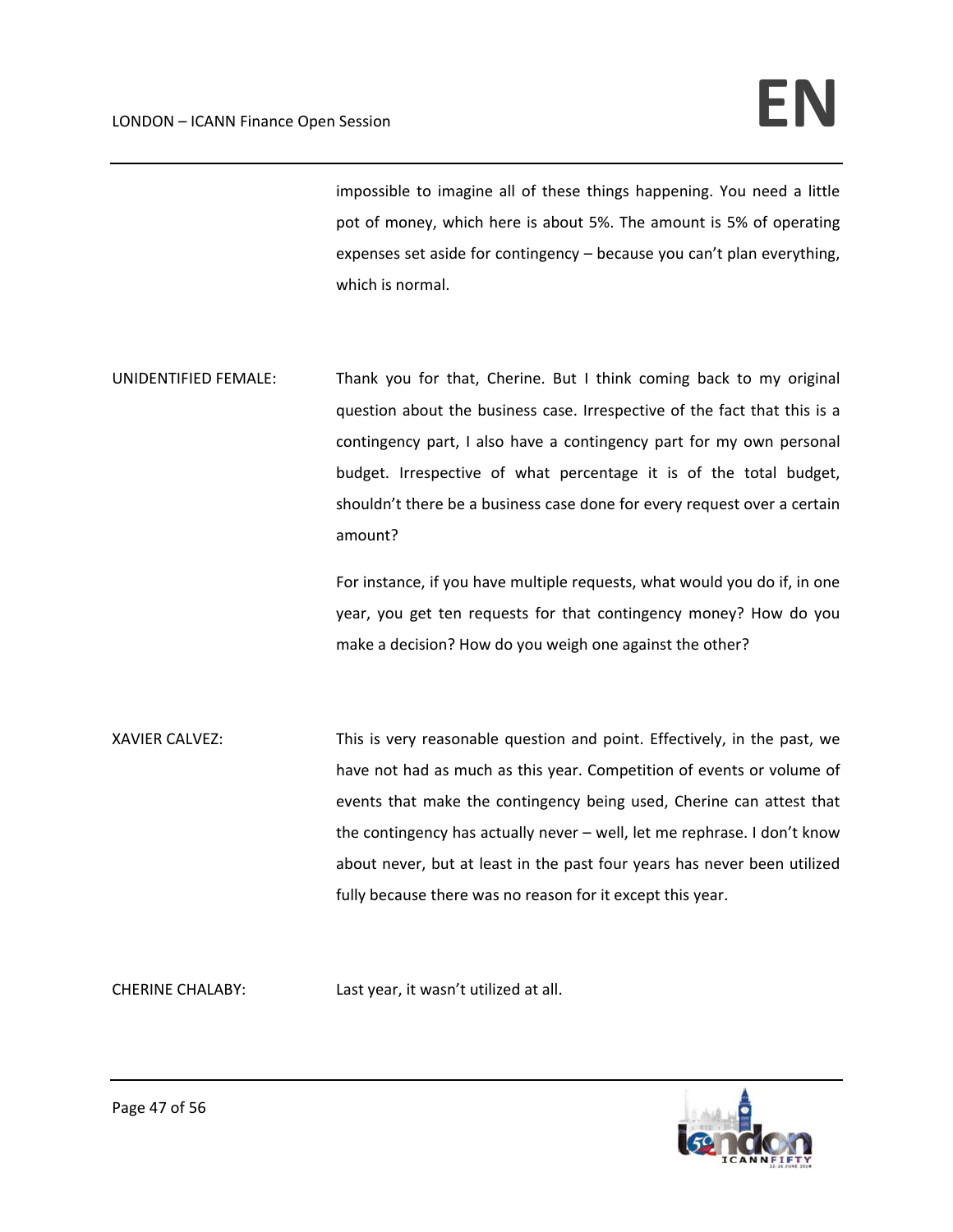impossible to imagine all of these things happening. You need a little pot of money, which here is about 5%. The amount is 5% of operating expenses set aside for contingency – because you can't plan everything, which is normal.

UNIDENTIFIED FEMALE: Thank you for that, Cherine. But I think coming back to my original question about the business case. Irrespective of the fact that this is a contingency part, I also have a contingency part for my own personal budget. Irrespective of what percentage it is of the total budget, shouldn't there be a business case done for every request over a certain amount?

For instance, if you have multiple requests, what would you do if, in one year, you get ten requests for that contingency money? How do you make a decision? How do you weigh one against the other?

XAVIER CALVEZ: This is very reasonable question and point. Effectively, in the past, we have not had as much as this year. Competition of events or volume of events that make the contingency being used, Cherine can attest that the contingency has actually never – well, let me rephrase. I don't know about never, but at least in the past four years has never been utilized fully because there was no reason for it except this year.

CHERINE CHALABY: Last year, it wasn't utilized at all.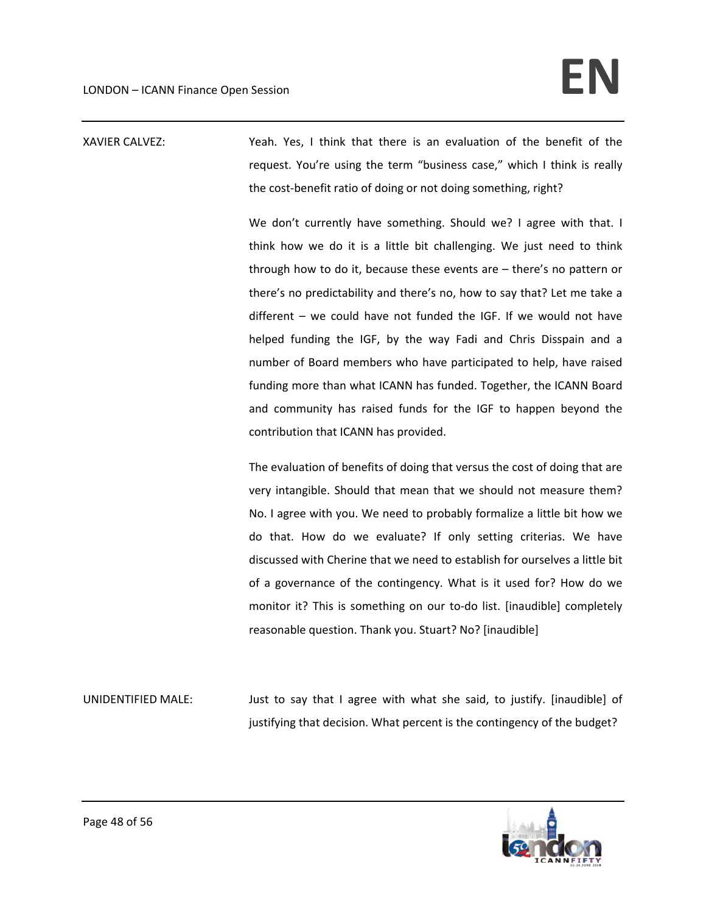XAVIER CALVEZ: Yeah. Yes, I think that there is an evaluation of the benefit of the request. You're using the term "business case," which I think is really the cost-benefit ratio of doing or not doing something, right?

We don't currently have something. Should we? I agree with that. I think how we do it is a little bit challenging. We just need to think through how to do it, because these events are – there's no pattern or there's no predictability and there's no, how to say that? Let me take a different – we could have not funded the IGF. If we would not have helped funding the IGF, by the way Fadi and Chris Disspain and a number of Board members who have participated to help, have raised funding more than what ICANN has funded. Together, the ICANN Board and community has raised funds for the IGF to happen beyond the contribution that ICANN has provided.

The evaluation of benefits of doing that versus the cost of doing that are very intangible. Should that mean that we should not measure them? No. I agree with you. We need to probably formalize a little bit how we do that. How do we evaluate? If only setting criterias. We have discussed with Cherine that we need to establish for ourselves a little bit of a governance of the contingency. What is it used for? How do we monitor it? This is something on our to-do list. [inaudible] completely reasonable question. Thank you. Stuart? No? [inaudible]

UNIDENTIFIED MALE: Just to say that I agree with what she said, to justify. [inaudible] of justifying that decision. What percent is the contingency of the budget?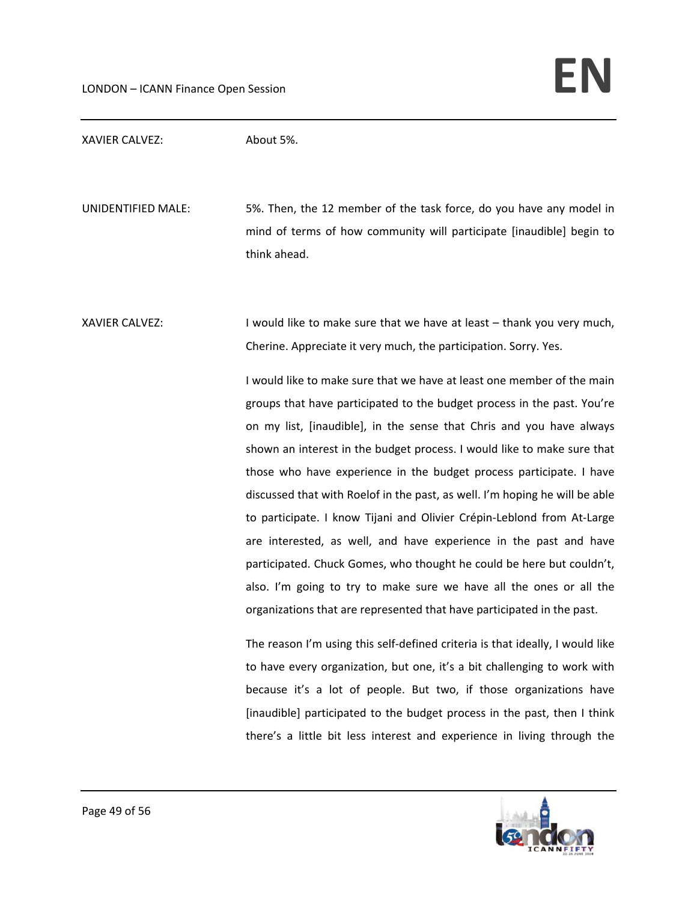XAVIER CALVEZ: About 5%.

UNIDENTIFIED MALE: 5%. Then, the 12 member of the task force, do you have any model in mind of terms of how community will participate [inaudible] begin to think ahead.

XAVIER CALVEZ: I would like to make sure that we have at least – thank you very much, Cherine. Appreciate it very much, the participation. Sorry. Yes.

I would like to make sure that we have at least one member of the main groups that have participated to the budget process in the past. You're on my list, [inaudible], in the sense that Chris and you have always shown an interest in the budget process. I would like to make sure that those who have experience in the budget process participate. I have discussed that with Roelof in the past, as well. I'm hoping he will be able to participate. I know Tijani and Olivier Crépin-Leblond from At-Large are interested, as well, and have experience in the past and have participated. Chuck Gomes, who thought he could be here but couldn't, also. I'm going to try to make sure we have all the ones or all the organizations that are represented that have participated in the past.

The reason I'm using this self-defined criteria is that ideally, I would like to have every organization, but one, it's a bit challenging to work with because it's a lot of people. But two, if those organizations have [inaudible] participated to the budget process in the past, then I think there's a little bit less interest and experience in living through the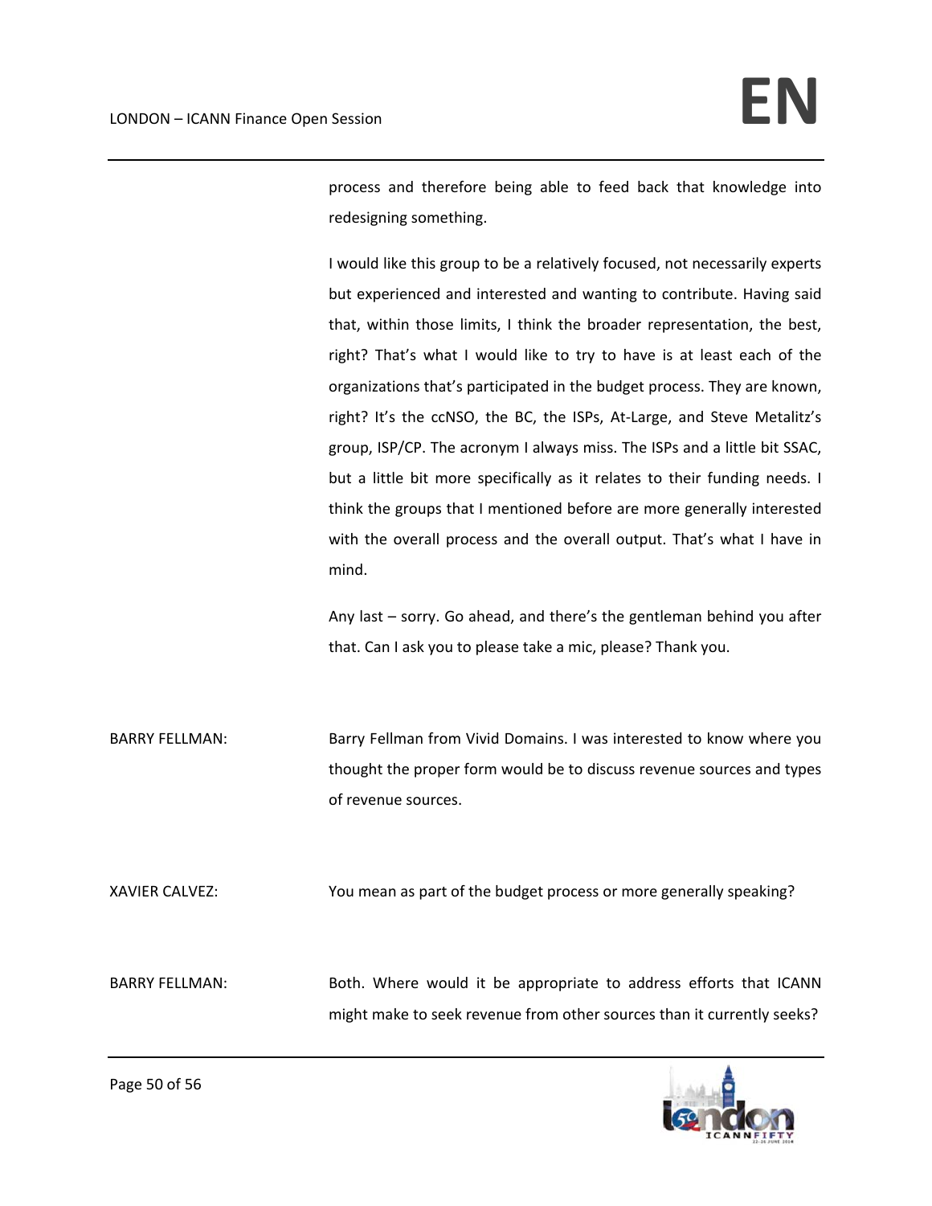process and therefore being able to feed back that knowledge into redesigning something.

I would like this group to be a relatively focused, not necessarily experts but experienced and interested and wanting to contribute. Having said that, within those limits, I think the broader representation, the best, right? That's what I would like to try to have is at least each of the organizations that's participated in the budget process. They are known, right? It's the ccNSO, the BC, the ISPs, At-Large, and Steve Metalitz's group, ISP/CP. The acronym I always miss. The ISPs and a little bit SSAC, but a little bit more specifically as it relates to their funding needs. I think the groups that I mentioned before are more generally interested with the overall process and the overall output. That's what I have in mind.

Any last – sorry. Go ahead, and there's the gentleman behind you after that. Can I ask you to please take a mic, please? Thank you.

BARRY FELLMAN: Barry Fellman from Vivid Domains. I was interested to know where you thought the proper form would be to discuss revenue sources and types of revenue sources.

XAVIER CALVEZ: You mean as part of the budget process or more generally speaking?

BARRY FELLMAN: Both. Where would it be appropriate to address efforts that ICANN might make to seek revenue from other sources than it currently seeks?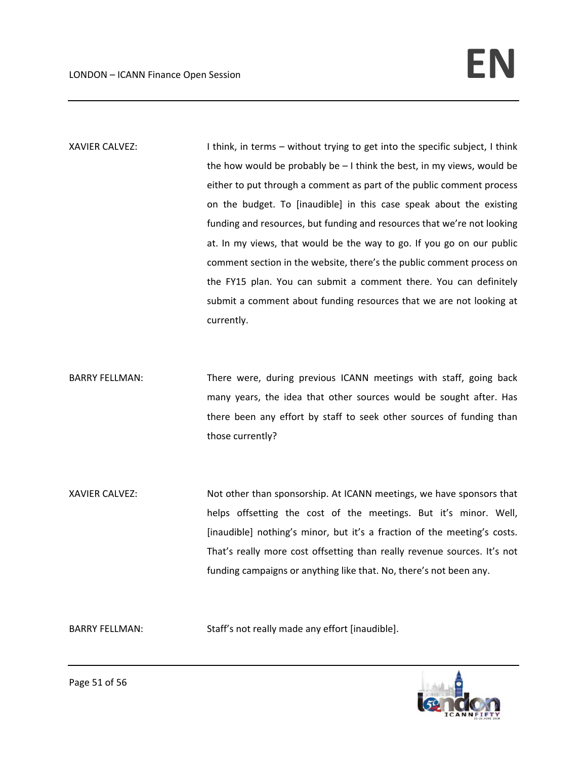XAVIER CALVEZ: I think, in terms – without trying to get into the specific subject, I think the how would be probably be – I think the best, in my views, would be either to put through a comment as part of the public comment process on the budget. To [inaudible] in this case speak about the existing funding and resources, but funding and resources that we're not looking at. In my views, that would be the way to go. If you go on our public comment section in the website, there's the public comment process on the FY15 plan. You can submit a comment there. You can definitely submit a comment about funding resources that we are not looking at currently.

BARRY FELLMAN: There were, during previous ICANN meetings with staff, going back many years, the idea that other sources would be sought after. Has there been any effort by staff to seek other sources of funding than those currently?

XAVIER CALVEZ: Not other than sponsorship. At ICANN meetings, we have sponsors that helps offsetting the cost of the meetings. But it's minor. Well, [inaudible] nothing's minor, but it's a fraction of the meeting's costs. That's really more cost offsetting than really revenue sources. It's not funding campaigns or anything like that. No, there's not been any.

BARRY FELLMAN: Staff's not really made any effort [inaudible].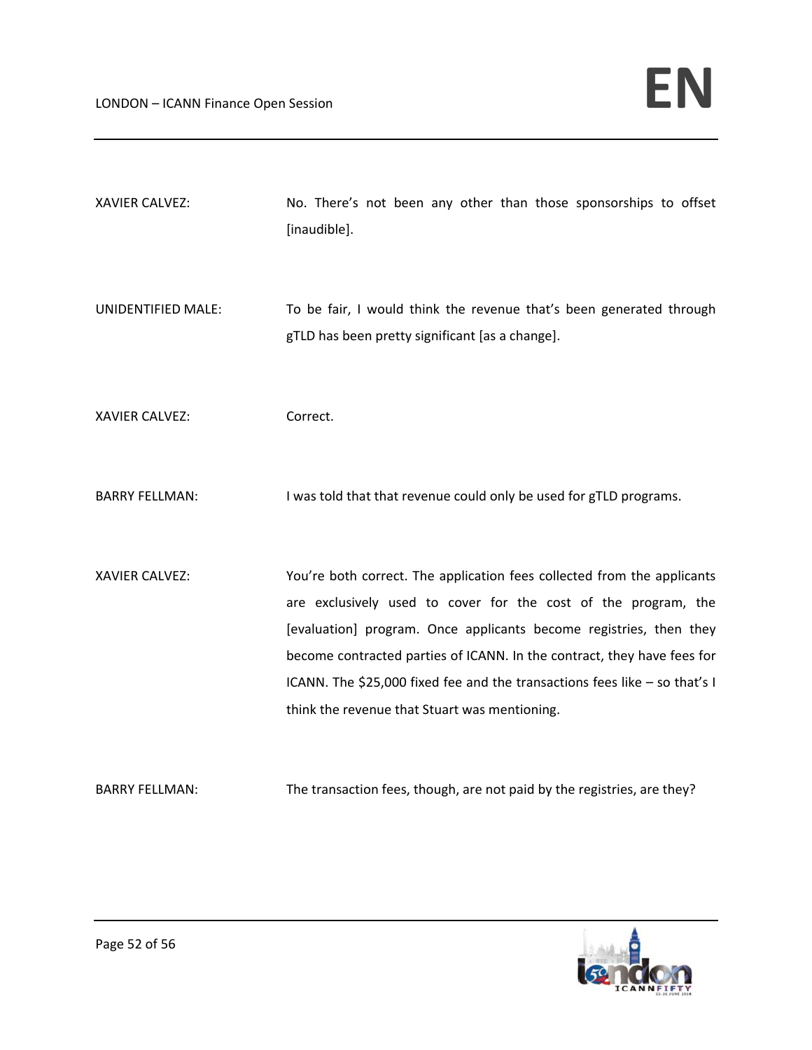XAVIER CALVEZ: No. There's not been any other than those sponsorships to offset [inaudible].

UNIDENTIFIED MALE: To be fair, I would think the revenue that's been generated through gTLD has been pretty significant [as a change].

XAVIER CALVEZ: Correct.

BARRY FELLMAN: I was told that that revenue could only be used for gTLD programs.

XAVIER CALVEZ: You're both correct. The application fees collected from the applicants are exclusively used to cover for the cost of the program, the [evaluation] program. Once applicants become registries, then they become contracted parties of ICANN. In the contract, they have fees for ICANN. The $25,000 fixed fee and the transactions fees like – so that's I think the revenue that Stuart was mentioning.

BARRY FELLMAN: The transaction fees, though, are not paid by the registries, are they?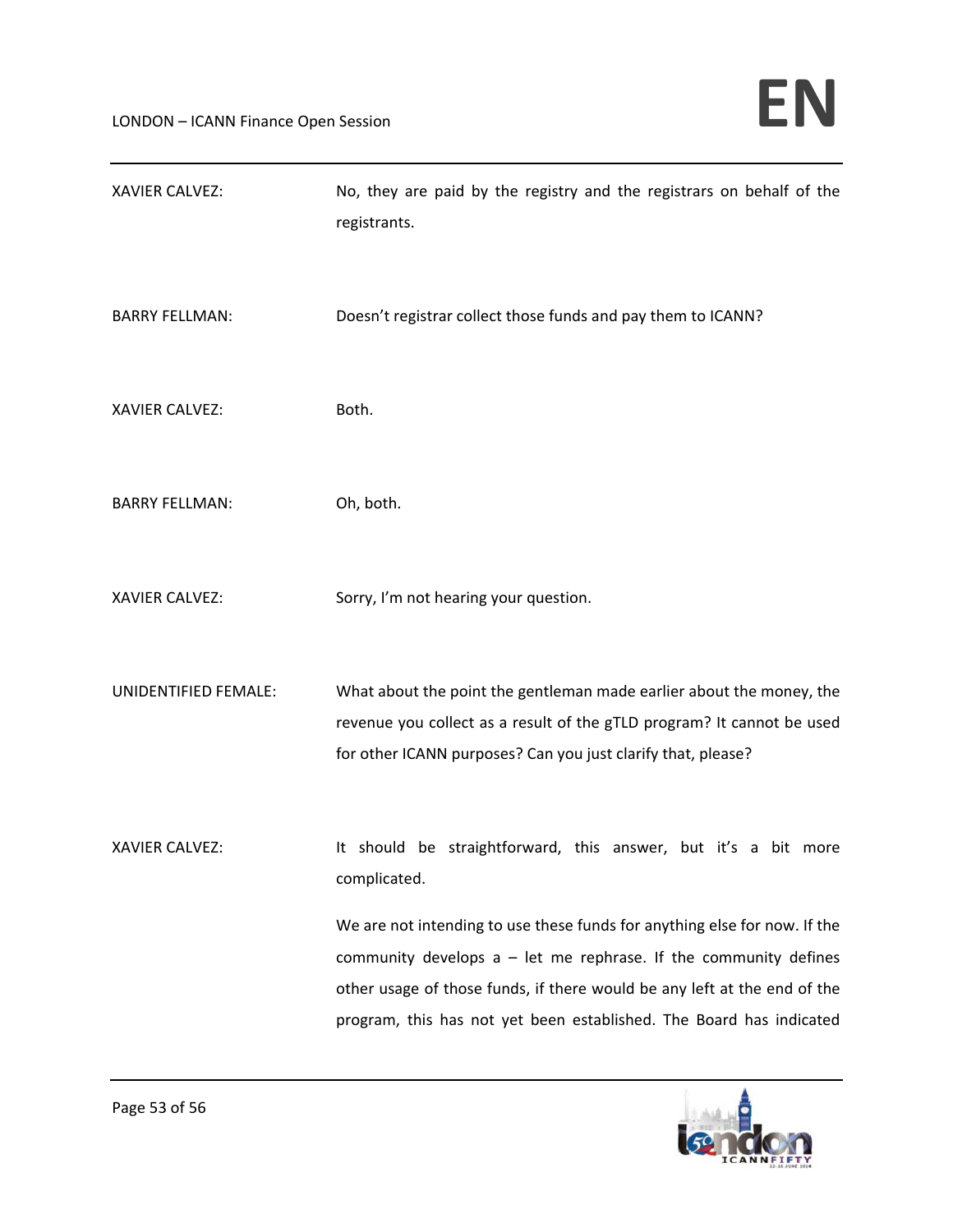XAVIER CALVEZ: No, they are paid by the registry and the registrars on behalf of the registrants.

BARRY FELLMAN: Doesn't registrar collect those funds and pay them to ICANN?

XAVIER CALVEZ: Both.

BARRY FELLMAN: Oh, both.

XAVIER CALVEZ: Sorry, I'm not hearing your question.

UNIDENTIFIED FEMALE: What about the point the gentleman made earlier about the money, the revenue you collect as a result of the gTLD program? It cannot be used for other ICANN purposes? Can you just clarify that, please?

XAVIER CALVEZ: It should be straightforward, this answer, but it's a bit more complicated.

We are not intending to use these funds for anything else for now. If the community develops a – let me rephrase. If the community defines other usage of those funds, if there would be any left at the end of the program, this has not yet been established. The Board has indicated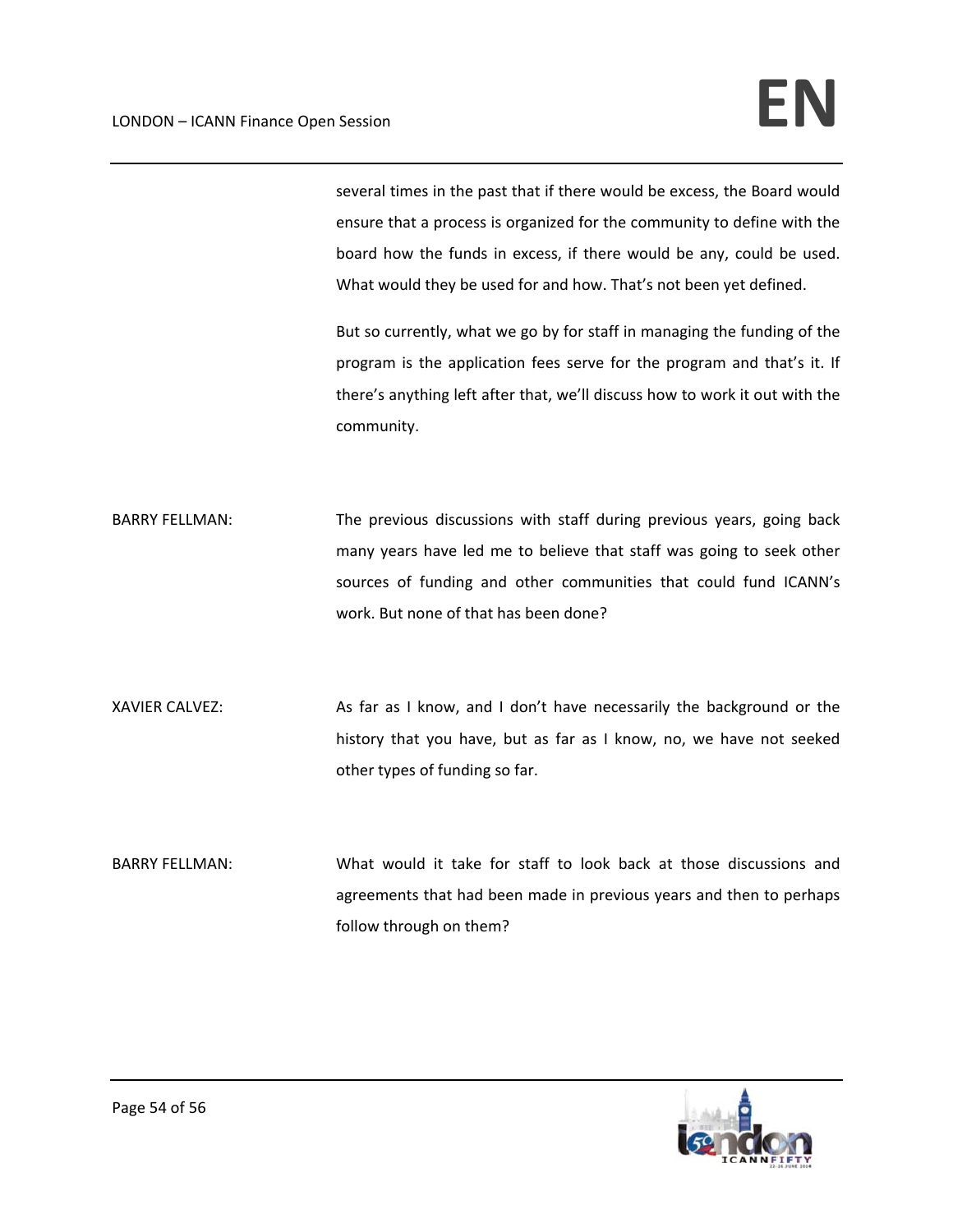several times in the past that if there would be excess, the Board would ensure that a process is organized for the community to define with the board how the funds in excess, if there would be any, could be used. What would they be used for and how. That's not been yet defined.

But so currently, what we go by for staff in managing the funding of the program is the application fees serve for the program and that's it. If there's anything left after that, we'll discuss how to work it out with the community.

BARRY FELLMAN: The previous discussions with staff during previous years, going back many years have led me to believe that staff was going to seek other sources of funding and other communities that could fund ICANN's work. But none of that has been done?

XAVIER CALVEZ: As far as I know, and I don't have necessarily the background or the history that you have, but as far as I know, no, we have not seeked other types of funding so far.

BARRY FELLMAN: What would it take for staff to look back at those discussions and agreements that had been made in previous years and then to perhaps follow through on them?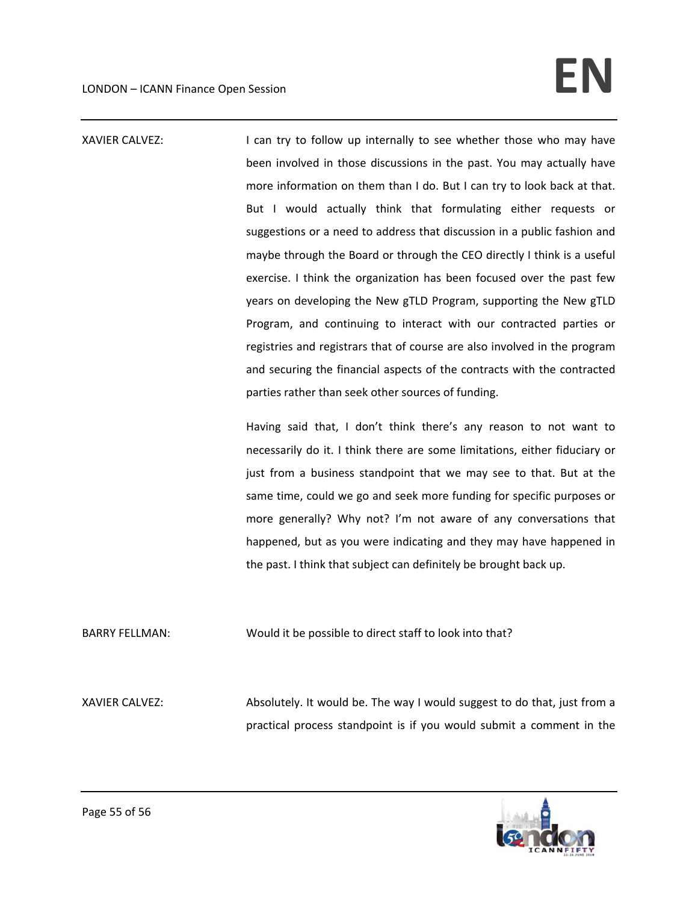XAVIER CALVEZ: I can try to follow up internally to see whether those who may have been involved in those discussions in the past. You may actually have more information on them than I do. But I can try to look back at that. But I would actually think that formulating either requests or suggestions or a need to address that discussion in a public fashion and maybe through the Board or through the CEO directly I think is a useful exercise. I think the organization has been focused over the past few years on developing the New gTLD Program, supporting the New gTLD Program, and continuing to interact with our contracted parties or registries and registrars that of course are also involved in the program and securing the financial aspects of the contracts with the contracted parties rather than seek other sources of funding.

Having said that, I don't think there's any reason to not want to necessarily do it. I think there are some limitations, either fiduciary or just from a business standpoint that we may see to that. But at the same time, could we go and seek more funding for specific purposes or more generally? Why not? I'm not aware of any conversations that happened, but as you were indicating and they may have happened in the past. I think that subject can definitely be brought back up.

BARRY FELLMAN: Would it be possible to direct staff to look into that?

XAVIER CALVEZ: Absolutely. It would be. The way I would suggest to do that, just from a practical process standpoint is if you would submit a comment in the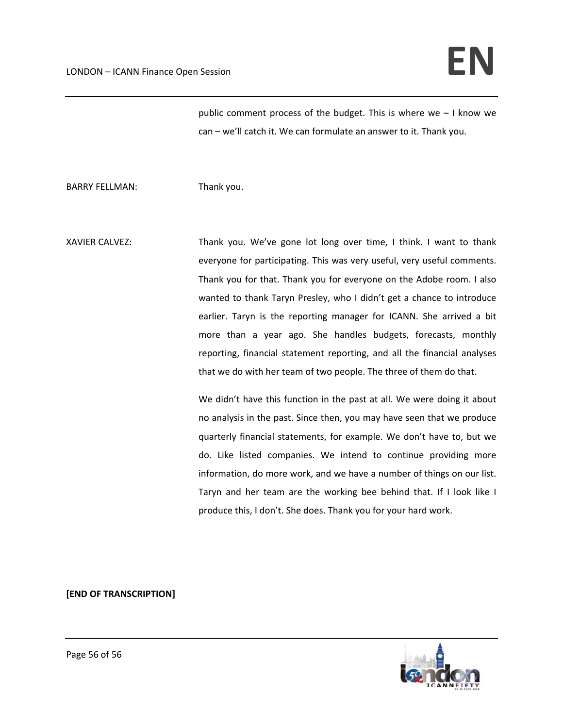public comment process of the budget. This is where we – I know we can – we'll catch it. We can formulate an answer to it. Thank you.

BARRY FELLMAN: Thank you.

XAVIER CALVEZ: Thank you. We've gone lot long over time, I think. I want to thank everyone for participating. This was very useful, very useful comments. Thank you for that. Thank you for everyone on the Adobe room. I also wanted to thank Taryn Presley, who I didn't get a chance to introduce earlier. Taryn is the reporting manager for ICANN. She arrived a bit more than a year ago. She handles budgets, forecasts, monthly reporting, financial statement reporting, and all the financial analyses that we do with her team of two people. The three of them do that.

We didn't have this function in the past at all. We were doing it about no analysis in the past. Since then, you may have seen that we produce quarterly financial statements, for example. We don't have to, but we do. Like listed companies. We intend to continue providing more information, do more work, and we have a number of things on our list. Taryn and her team are the working bee behind that. If I look like I produce this, I don't. She does. Thank you for your hard work.

**[END OF TRANSCRIPTION]**